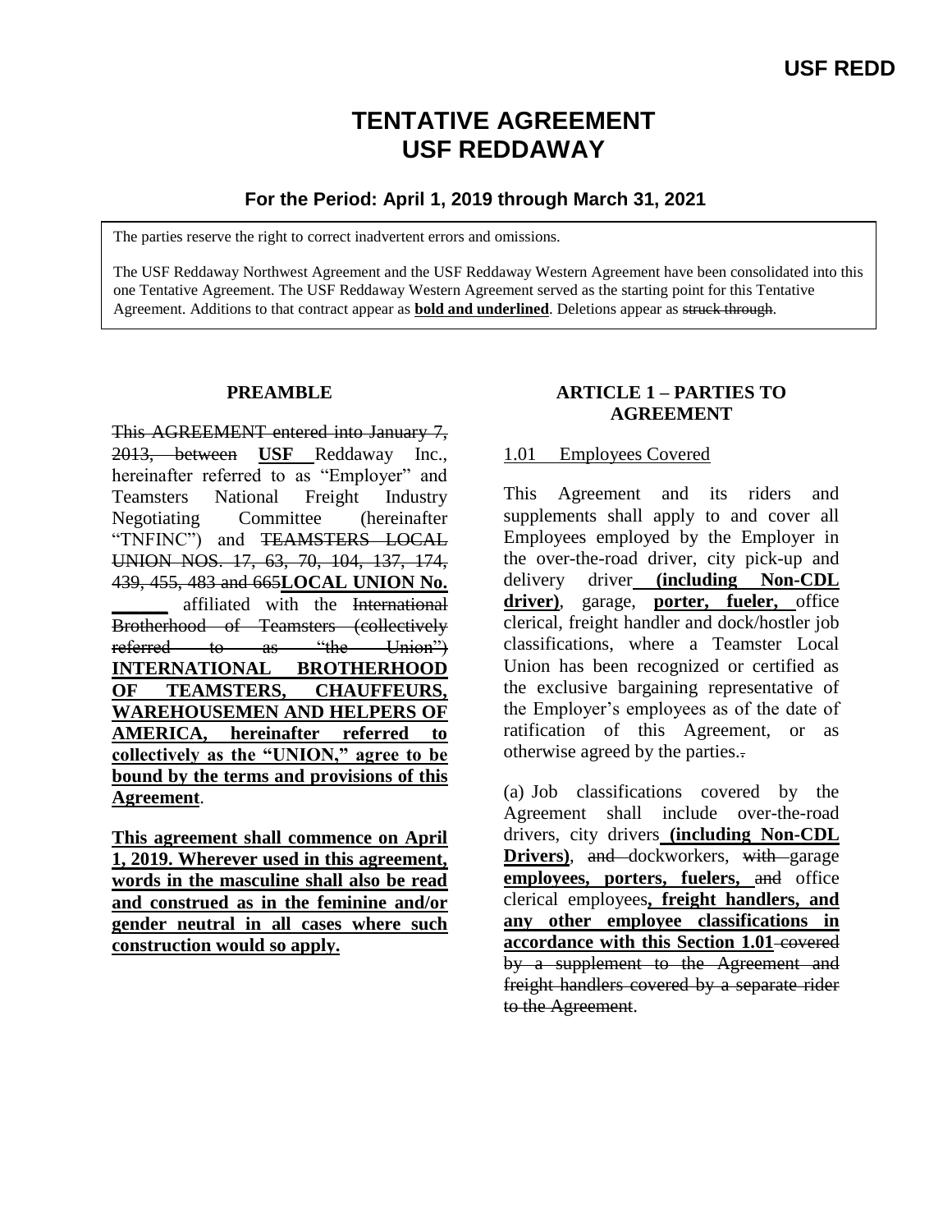# TENTATIVE AGREEMENT
# USF REDDAWAY

### For the Period: April 1, 2019 through March 31, 2021

The parties reserve the right to correct inadvertent errors and omissions.

The USF Reddaway Northwest Agreement and the USF Reddaway Western Agreement have been consolidated into this one Tentative Agreement. The USF Reddaway Western Agreement served as the starting point for this Tentative Agreement. Additions to that contract appear as **<u>bold and underlined</u>**. Deletions appear as ~~struck through~~.

## PREAMBLE

~~This AGREEMENT entered into January 7, 2013, between~~ **<u>USF</u>** Reddaway Inc., hereinafter referred to as "Employer" and Teamsters National Freight Industry Negotiating Committee (hereinafter "TNFINC") and ~~TEAMSTERS LOCAL UNION NOS. 17, 63, 70, 104, 137, 174, 439, 455, 483 and 665~~**<u>LOCAL UNION No. \_\_\_\_\_\_</u>** affiliated with the ~~International Brotherhood of Teamsters (collectively referred to as "the Union")~~ **<u>INTERNATIONAL BROTHERHOOD OF TEAMSTERS, CHAUFFEURS, WAREHOUSEMEN AND HELPERS OF AMERICA, hereinafter referred to collectively as the "UNION," agree to be bound by the terms and provisions of this Agreement</u>**.

**<u>This agreement shall commence on April 1, 2019. Wherever used in this agreement, words in the masculine shall also be read and construed as in the feminine and/or gender neutral in all cases where such construction would so apply.</u>**

## ARTICLE 1 – PARTIES TO AGREEMENT

<u>1.01 Employees Covered</u>

This Agreement and its riders and supplements shall apply to and cover all Employees employed by the Employer in the over-the-road driver, city pick-up and delivery driver **<u>(including Non-CDL driver)</u>**, garage, **<u>porter, fueler,</u>** office clerical, freight handler and dock/hostler job classifications, where a Teamster Local Union has been recognized or certified as the exclusive bargaining representative of the Employer's employees as of the date of ratification of this Agreement, or as otherwise agreed by the parties.~~.~~

(a) Job classifications covered by the Agreement shall include over-the-road drivers, city drivers **<u>(including Non-CDL Drivers)</u>**, ~~and~~ dockworkers, ~~with~~ garage **<u>employees, porters, fuelers,</u>** ~~and~~ office clerical employees**<u>, freight handlers, and any other employee classifications in accordance with this Section 1.01</u>** ~~covered by a supplement to the Agreement and freight handlers covered by a separate rider to the Agreement~~.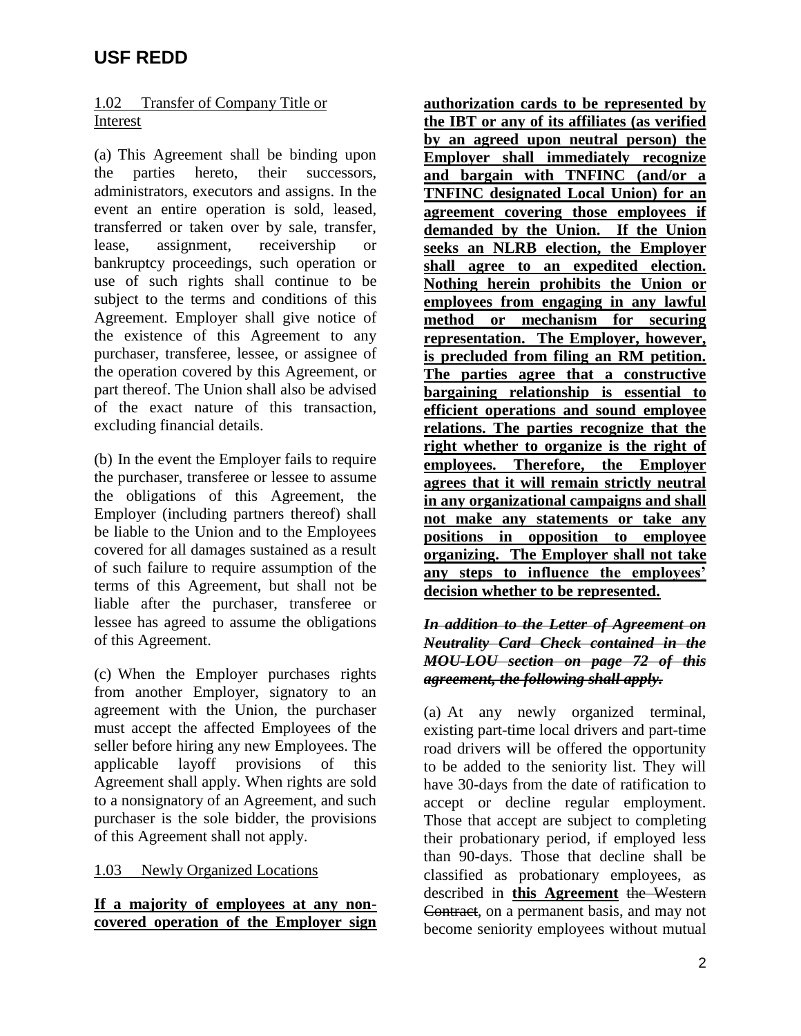1.02 Transfer of Company Title or Interest

(a) This Agreement shall be binding upon the parties hereto, their successors, administrators, executors and assigns. In the event an entire operation is sold, leased, transferred or taken over by sale, transfer, lease, assignment, receivership or bankruptcy proceedings, such operation or use of such rights shall continue to be subject to the terms and conditions of this Agreement. Employer shall give notice of the existence of this Agreement to any purchaser, transferee, lessee, or assignee of the operation covered by this Agreement, or part thereof. The Union shall also be advised of the exact nature of this transaction, excluding financial details.

(b) In the event the Employer fails to require the purchaser, transferee or lessee to assume the obligations of this Agreement, the Employer (including partners thereof) shall be liable to the Union and to the Employees covered for all damages sustained as a result of such failure to require assumption of the terms of this Agreement, but shall not be liable after the purchaser, transferee or lessee has agreed to assume the obligations of this Agreement.

(c) When the Employer purchases rights from another Employer, signatory to an agreement with the Union, the purchaser must accept the affected Employees of the seller before hiring any new Employees. The applicable layoff provisions of this Agreement shall apply. When rights are sold to a nonsignatory of an Agreement, and such purchaser is the sole bidder, the provisions of this Agreement shall not apply.

1.03 Newly Organized Locations

**If a majority of employees at any non-covered operation of the Employer sign authorization cards to be represented by the IBT or any of its affiliates (as verified by an agreed upon neutral person) the Employer shall immediately recognize and bargain with TNFINC (and/or a TNFINC designated Local Union) for an agreement covering those employees if demanded by the Union. If the Union seeks an NLRB election, the Employer shall agree to an expedited election. Nothing herein prohibits the Union or employees from engaging in any lawful method or mechanism for securing representation. The Employer, however, is precluded from filing an RM petition. The parties agree that a constructive bargaining relationship is essential to efficient operations and sound employee relations. The parties recognize that the right whether to organize is the right of employees. Therefore, the Employer agrees that it will remain strictly neutral in any organizational campaigns and shall not make any statements or take any positions in opposition to employee organizing. The Employer shall not take any steps to influence the employees' decision whether to be represented.**

~~***In addition to the Letter of Agreement on Neutrality Card Check contained in the MOU-LOU section on page 72 of this agreement, the following shall apply.***~~

(a) At any newly organized terminal, existing part-time local drivers and part-time road drivers will be offered the opportunity to be added to the seniority list. They will have 30-days from the date of ratification to accept or decline regular employment. Those that accept are subject to completing their probationary period, if employed less than 90-days. Those that decline shall be classified as probationary employees, as described in **this Agreement** ~~the Western Contract~~, on a permanent basis, and may not become seniority employees without mutual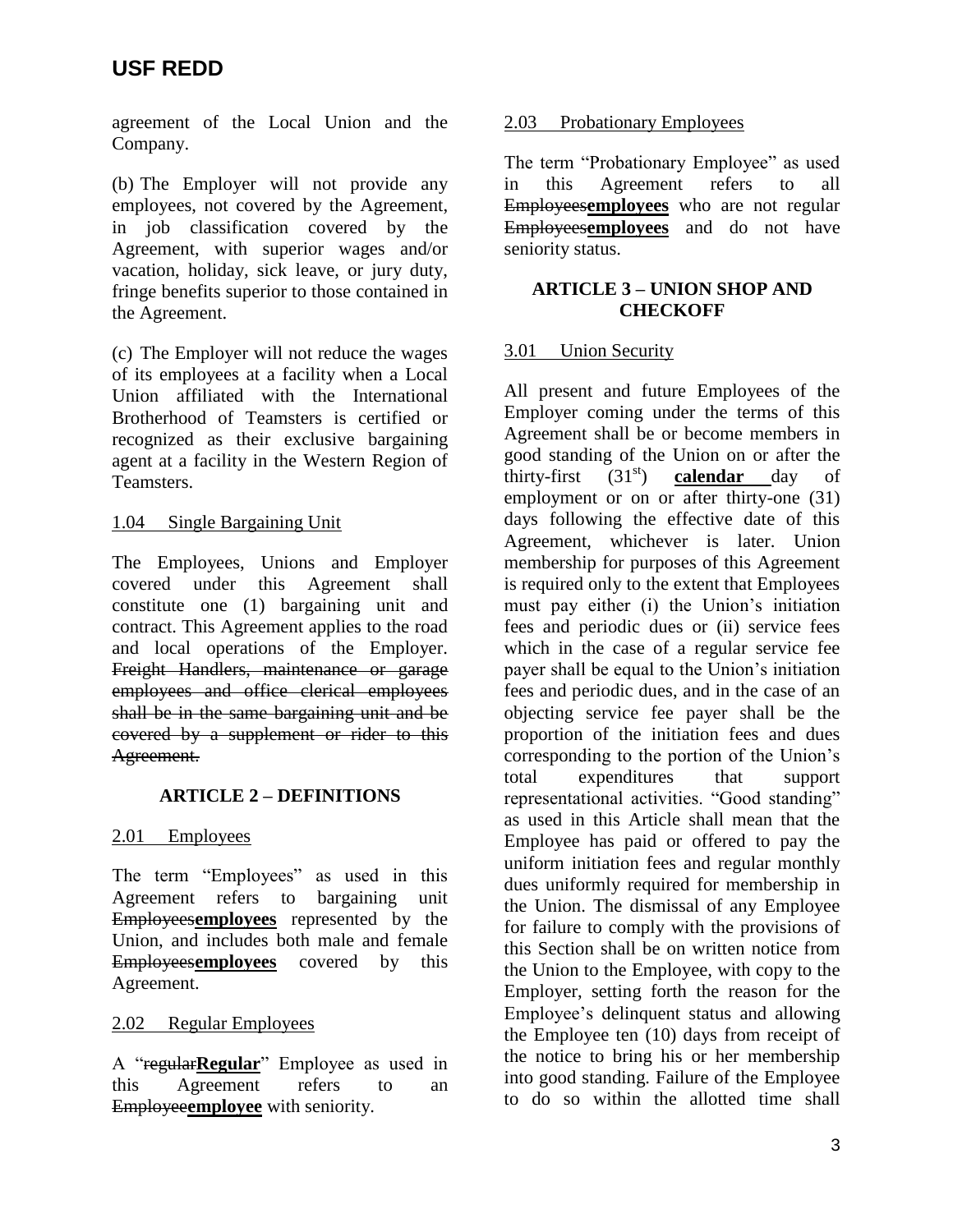agreement of the Local Union and the Company.

(b) The Employer will not provide any employees, not covered by the Agreement, in job classification covered by the Agreement, with superior wages and/or vacation, holiday, sick leave, or jury duty, fringe benefits superior to those contained in the Agreement.

(c) The Employer will not reduce the wages of its employees at a facility when a Local Union affiliated with the International Brotherhood of Teamsters is certified or recognized as their exclusive bargaining agent at a facility in the Western Region of Teamsters.

1.04 Single Bargaining Unit

The Employees, Unions and Employer covered under this Agreement shall constitute one (1) bargaining unit and contract. This Agreement applies to the road and local operations of the Employer. ~~Freight Handlers, maintenance or garage employees and office clerical employees shall be in the same bargaining unit and be covered by a supplement or rider to this Agreement.~~

## ARTICLE 2 – DEFINITIONS

2.01 Employees

The term "Employees" as used in this Agreement refers to bargaining unit ~~Employees~~**employees** represented by the Union, and includes both male and female ~~Employees~~**employees** covered by this Agreement.

2.02 Regular Employees

A "~~regular~~**Regular**" Employee as used in this Agreement refers to an ~~Employee~~**employee** with seniority.

2.03 Probationary Employees

The term "Probationary Employee" as used in this Agreement refers to all ~~Employees~~**employees** who are not regular ~~Employees~~**employees** and do not have seniority status.

## ARTICLE 3 – UNION SHOP AND CHECKOFF

3.01 Union Security

All present and future Employees of the Employer coming under the terms of this Agreement shall be or become members in good standing of the Union on or after the thirty-first (31st) **calendar** day of employment or on or after thirty-one (31) days following the effective date of this Agreement, whichever is later. Union membership for purposes of this Agreement is required only to the extent that Employees must pay either (i) the Union's initiation fees and periodic dues or (ii) service fees which in the case of a regular service fee payer shall be equal to the Union's initiation fees and periodic dues, and in the case of an objecting service fee payer shall be the proportion of the initiation fees and dues corresponding to the portion of the Union's total expenditures that support representational activities. "Good standing" as used in this Article shall mean that the Employee has paid or offered to pay the uniform initiation fees and regular monthly dues uniformly required for membership in the Union. The dismissal of any Employee for failure to comply with the provisions of this Section shall be on written notice from the Union to the Employee, with copy to the Employer, setting forth the reason for the Employee's delinquent status and allowing the Employee ten (10) days from receipt of the notice to bring his or her membership into good standing. Failure of the Employee to do so within the allotted time shall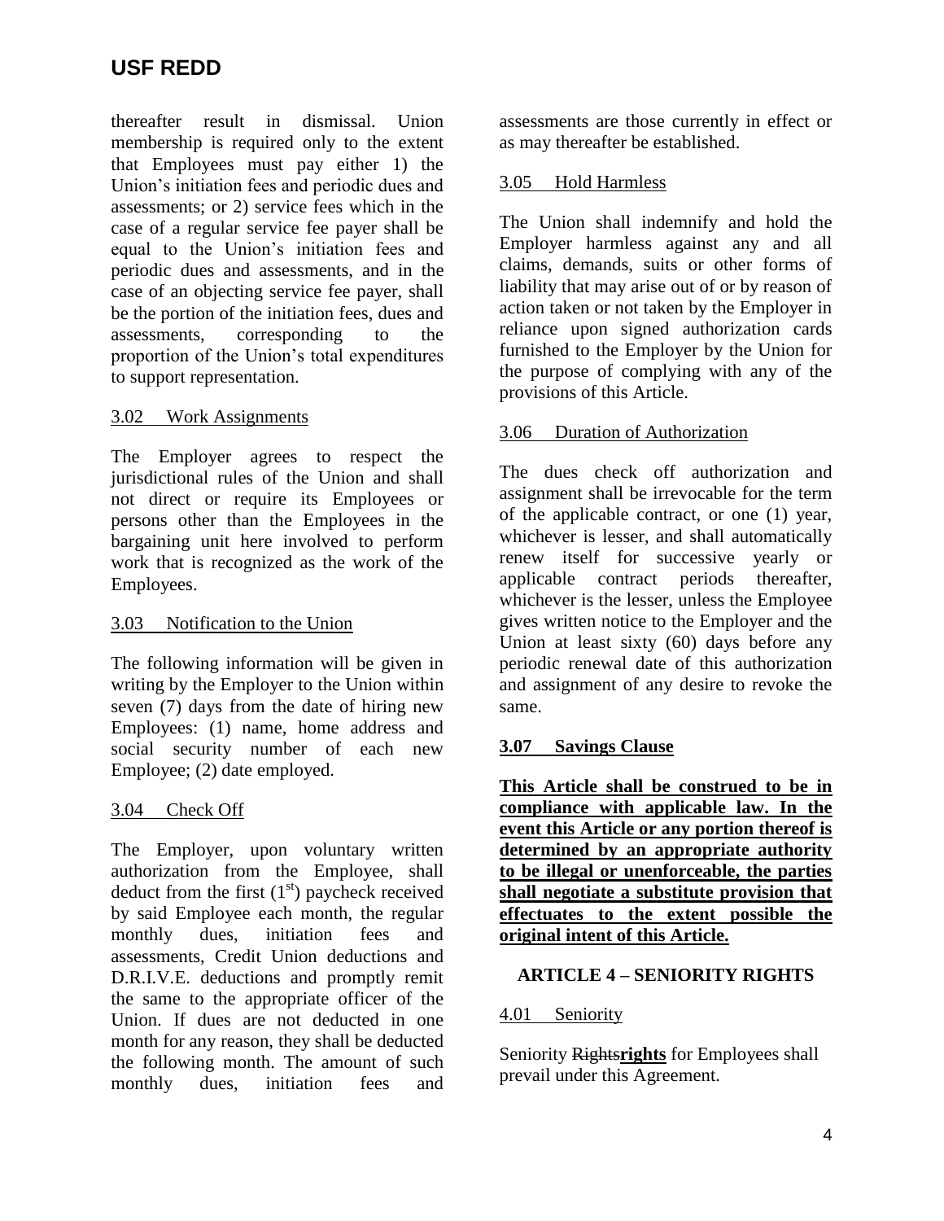thereafter result in dismissal. Union membership is required only to the extent that Employees must pay either 1) the Union's initiation fees and periodic dues and assessments; or 2) service fees which in the case of a regular service fee payer shall be equal to the Union's initiation fees and periodic dues and assessments, and in the case of an objecting service fee payer, shall be the portion of the initiation fees, dues and assessments, corresponding to the proportion of the Union's total expenditures to support representation.

<u>3.02 Work Assignments</u>

The Employer agrees to respect the jurisdictional rules of the Union and shall not direct or require its Employees or persons other than the Employees in the bargaining unit here involved to perform work that is recognized as the work of the Employees.

<u>3.03 Notification to the Union</u>

The following information will be given in writing by the Employer to the Union within seven (7) days from the date of hiring new Employees: (1) name, home address and social security number of each new Employee; (2) date employed.

<u>3.04 Check Off</u>

The Employer, upon voluntary written authorization from the Employee, shall deduct from the first (1st) paycheck received by said Employee each month, the regular monthly dues, initiation fees and assessments, Credit Union deductions and D.R.I.V.E. deductions and promptly remit the same to the appropriate officer of the Union. If dues are not deducted in one month for any reason, they shall be deducted the following month. The amount of such monthly dues, initiation fees and assessments are those currently in effect or as may thereafter be established.

<u>3.05 Hold Harmless</u>

The Union shall indemnify and hold the Employer harmless against any and all claims, demands, suits or other forms of liability that may arise out of or by reason of action taken or not taken by the Employer in reliance upon signed authorization cards furnished to the Employer by the Union for the purpose of complying with any of the provisions of this Article.

<u>3.06 Duration of Authorization</u>

The dues check off authorization and assignment shall be irrevocable for the term of the applicable contract, or one (1) year, whichever is lesser, and shall automatically renew itself for successive yearly or applicable contract periods thereafter, whichever is the lesser, unless the Employee gives written notice to the Employer and the Union at least sixty (60) days before any periodic renewal date of this authorization and assignment of any desire to revoke the same.

<u>**3.07 Savings Clause**</u>

<u>**This Article shall be construed to be in compliance with applicable law. In the event this Article or any portion thereof is determined by an appropriate authority to be illegal or unenforceable, the parties shall negotiate a substitute provision that effectuates to the extent possible the original intent of this Article.**</u>

## ARTICLE 4 – SENIORITY RIGHTS

<u>4.01 Seniority</u>

Seniority ~~Rights~~**<u>rights</u>** for Employees shall prevail under this Agreement.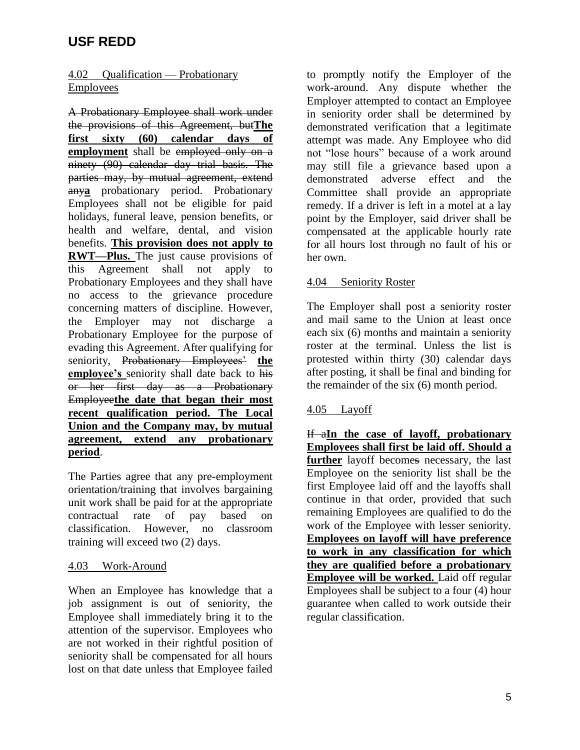# USF REDD

4.02 Qualification — Probationary Employees

~~A Probationary Employee shall work under the provisions of this Agreement, but~~**The first sixty (60) calendar days of employment** shall be ~~employed only on a ninety (90) calendar day trial basis. The parties may, by mutual agreement, extend any~~**a** probationary period. Probationary Employees shall not be eligible for paid holidays, funeral leave, pension benefits, or health and welfare, dental, and vision benefits. **This provision does not apply to RWT—Plus.** The just cause provisions of this Agreement shall not apply to Probationary Employees and they shall have no access to the grievance procedure concerning matters of discipline. However, the Employer may not discharge a Probationary Employee for the purpose of evading this Agreement. After qualifying for seniority, ~~Probationary Employees'~~ **the employee's** seniority shall date back to ~~his or her first day as a Probationary Employee~~**the date that began their most recent qualification period. The Local Union and the Company may, by mutual agreement, extend any probationary period**.

The Parties agree that any pre-employment orientation/training that involves bargaining unit work shall be paid for at the appropriate contractual rate of pay based on classification. However, no classroom training will exceed two (2) days.

4.03 Work-Around

When an Employee has knowledge that a job assignment is out of seniority, the Employee shall immediately bring it to the attention of the supervisor. Employees who are not worked in their rightful position of seniority shall be compensated for all hours lost on that date unless that Employee failed to promptly notify the Employer of the work-around. Any dispute whether the Employer attempted to contact an Employee in seniority order shall be determined by demonstrated verification that a legitimate attempt was made. Any Employee who did not "lose hours" because of a work around may still file a grievance based upon a demonstrated adverse effect and the Committee shall provide an appropriate remedy. If a driver is left in a motel at a lay point by the Employer, said driver shall be compensated at the applicable hourly rate for all hours lost through no fault of his or her own.

4.04 Seniority Roster

The Employer shall post a seniority roster and mail same to the Union at least once each six (6) months and maintain a seniority roster at the terminal. Unless the list is protested within thirty (30) calendar days after posting, it shall be final and binding for the remainder of the six (6) month period.

4.05 Layoff

~~If a~~**In the case of layoff, probationary Employees shall first be laid off. Should a further** layoff become~~s~~ necessary, the last Employee on the seniority list shall be the first Employee laid off and the layoffs shall continue in that order, provided that such remaining Employees are qualified to do the work of the Employee with lesser seniority. **Employees on layoff will have preference to work in any classification for which they are qualified before a probationary Employee will be worked.** Laid off regular Employees shall be subject to a four (4) hour guarantee when called to work outside their regular classification.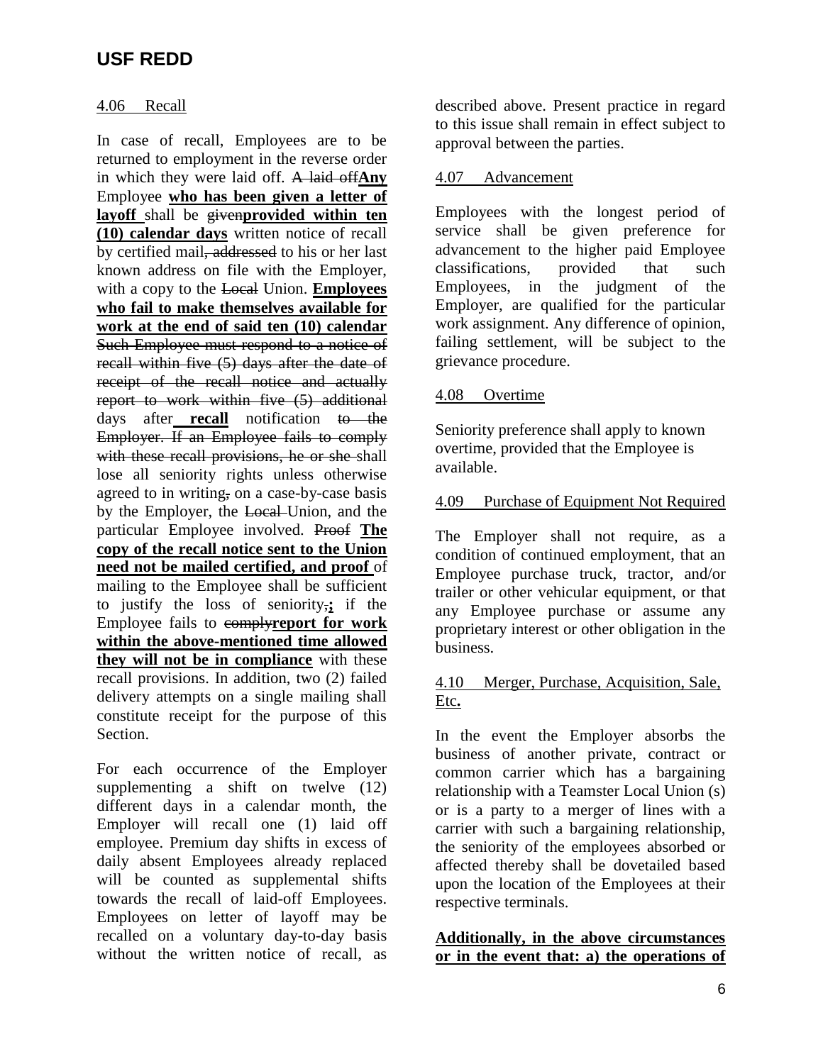### 4.06 Recall

In case of recall, Employees are to be returned to employment in the reverse order in which they were laid off. ~~A laid off~~**Any** Employee **who has been given a letter of layoff** shall be ~~given~~**provided within ten (10) calendar days** written notice of recall by certified mail~~, addressed~~ to his or her last known address on file with the Employer, with a copy to the ~~Local~~ Union. **Employees who fail to make themselves available for work at the end of said ten (10) calendar** ~~Such Employee must respond to a notice of recall within five (5) days after the date of receipt of the recall notice and actually report to work within five (5) additional~~ days after **recall** notification ~~to the Employer. If an Employee fails to comply with these recall provisions, he or she~~ shall lose all seniority rights unless otherwise agreed to in writing~~,~~ on a case-by-case basis by the Employer, the ~~Local~~ Union, and the particular Employee involved. ~~Proof~~ **The copy of the recall notice sent to the Union need not be mailed certified, and proof** of mailing to the Employee shall be sufficient to justify the loss of seniority~~,~~**;** if the Employee fails to ~~comply~~**report for work within the above-mentioned time allowed they will not be in compliance** with these recall provisions. In addition, two (2) failed delivery attempts on a single mailing shall constitute receipt for the purpose of this Section.

For each occurrence of the Employer supplementing a shift on twelve (12) different days in a calendar month, the Employer will recall one (1) laid off employee. Premium day shifts in excess of daily absent Employees already replaced will be counted as supplemental shifts towards the recall of laid-off Employees. Employees on letter of layoff may be recalled on a voluntary day-to-day basis without the written notice of recall, as described above. Present practice in regard to this issue shall remain in effect subject to approval between the parties.

### 4.07 Advancement

Employees with the longest period of service shall be given preference for advancement to the higher paid Employee classifications, provided that such Employees, in the judgment of the Employer, are qualified for the particular work assignment. Any difference of opinion, failing settlement, will be subject to the grievance procedure.

### 4.08 Overtime

Seniority preference shall apply to known overtime, provided that the Employee is available.

### 4.09 Purchase of Equipment Not Required

The Employer shall not require, as a condition of continued employment, that an Employee purchase truck, tractor, and/or trailer or other vehicular equipment, or that any Employee purchase or assume any proprietary interest or other obligation in the business.

### 4.10 Merger, Purchase, Acquisition, Sale, Etc.

In the event the Employer absorbs the business of another private, contract or common carrier which has a bargaining relationship with a Teamster Local Union (s) or is a party to a merger of lines with a carrier with such a bargaining relationship, the seniority of the employees absorbed or affected thereby shall be dovetailed based upon the location of the Employees at their respective terminals.

**Additionally, in the above circumstances or in the event that: a) the operations of**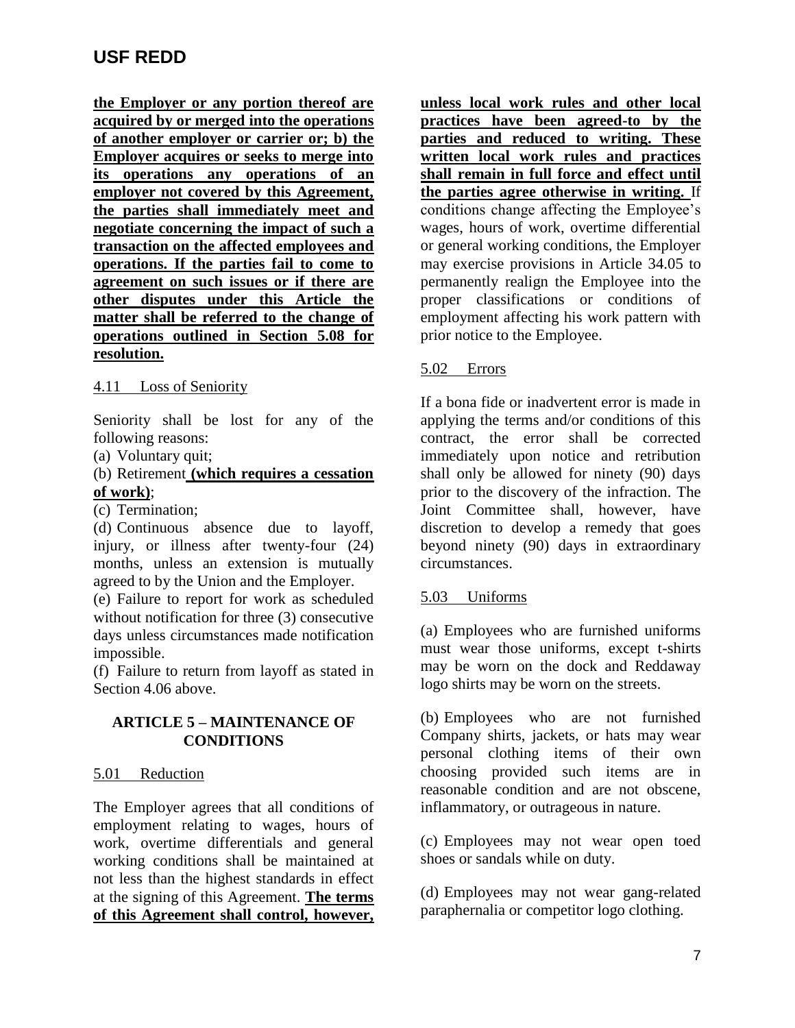**the Employer or any portion thereof are acquired by or merged into the operations of another employer or carrier or; b) the Employer acquires or seeks to merge into its operations any operations of an employer not covered by this Agreement, the parties shall immediately meet and negotiate concerning the impact of such a transaction on the affected employees and operations. If the parties fail to come to agreement on such issues or if there are other disputes under this Article the matter shall be referred to the change of operations outlined in Section 5.08 for resolution.**

4.11 Loss of Seniority

Seniority shall be lost for any of the following reasons:

(a) Voluntary quit;

(b) Retirement **(which requires a cessation of work)**;

(c) Termination;

(d) Continuous absence due to layoff, injury, or illness after twenty-four (24) months, unless an extension is mutually agreed to by the Union and the Employer.

(e) Failure to report for work as scheduled without notification for three (3) consecutive days unless circumstances made notification impossible.

(f) Failure to return from layoff as stated in Section 4.06 above.

## ARTICLE 5 – MAINTENANCE OF CONDITIONS

5.01 Reduction

The Employer agrees that all conditions of employment relating to wages, hours of work, overtime differentials and general working conditions shall be maintained at not less than the highest standards in effect at the signing of this Agreement. **The terms of this Agreement shall control, however, unless local work rules and other local practices have been agreed-to by the parties and reduced to writing. These written local work rules and practices shall remain in full force and effect until the parties agree otherwise in writing.** If conditions change affecting the Employee's wages, hours of work, overtime differential or general working conditions, the Employer may exercise provisions in Article 34.05 to permanently realign the Employee into the proper classifications or conditions of employment affecting his work pattern with prior notice to the Employee.

5.02 Errors

If a bona fide or inadvertent error is made in applying the terms and/or conditions of this contract, the error shall be corrected immediately upon notice and retribution shall only be allowed for ninety (90) days prior to the discovery of the infraction. The Joint Committee shall, however, have discretion to develop a remedy that goes beyond ninety (90) days in extraordinary circumstances.

5.03 Uniforms

(a) Employees who are furnished uniforms must wear those uniforms, except t-shirts may be worn on the dock and Reddaway logo shirts may be worn on the streets.

(b) Employees who are not furnished Company shirts, jackets, or hats may wear personal clothing items of their own choosing provided such items are in reasonable condition and are not obscene, inflammatory, or outrageous in nature.

(c) Employees may not wear open toed shoes or sandals while on duty.

(d) Employees may not wear gang-related paraphernalia or competitor logo clothing.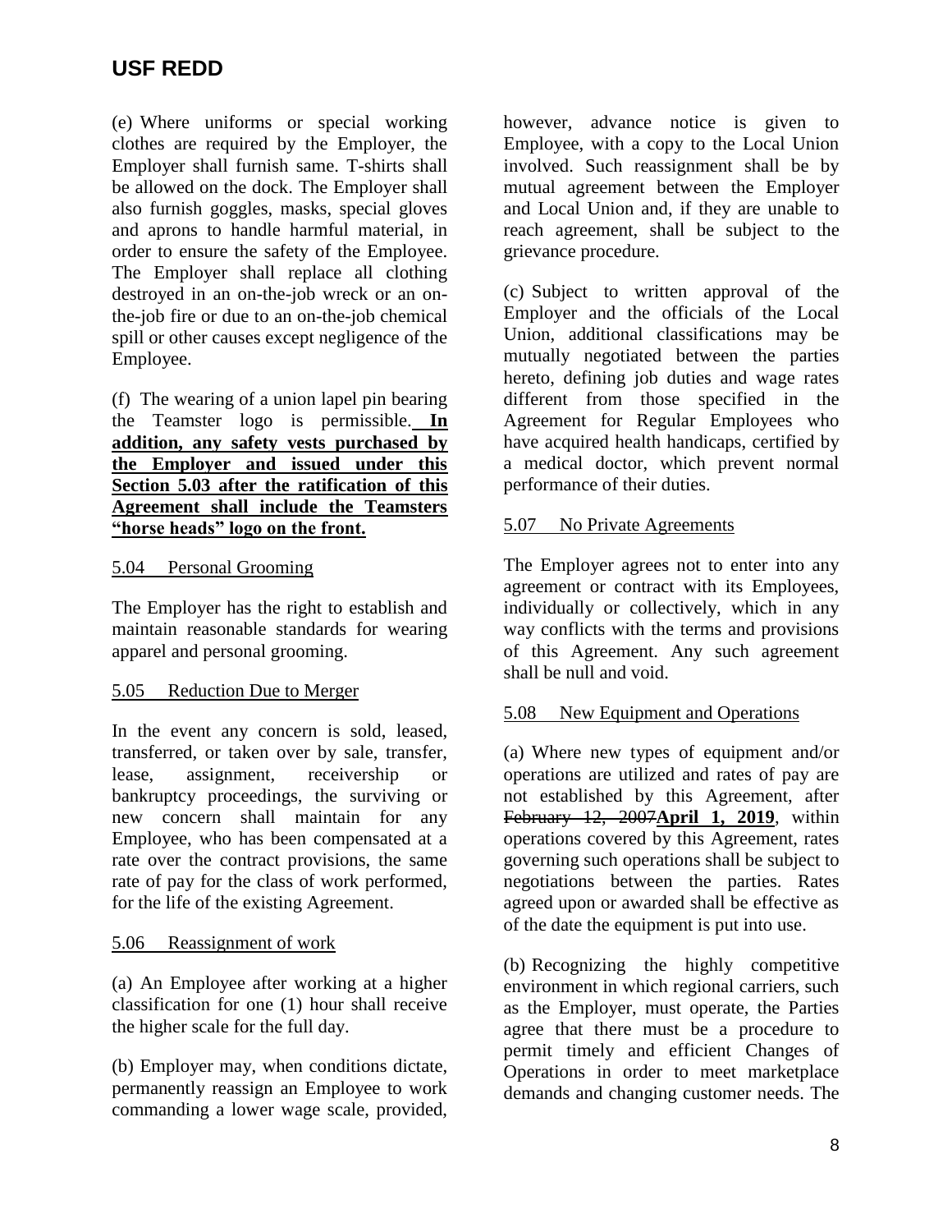(e) Where uniforms or special working clothes are required by the Employer, the Employer shall furnish same. T-shirts shall be allowed on the dock. The Employer shall also furnish goggles, masks, special gloves and aprons to handle harmful material, in order to ensure the safety of the Employee. The Employer shall replace all clothing destroyed in an on-the-job wreck or an on-the-job fire or due to an on-the-job chemical spill or other causes except negligence of the Employee.

(f) The wearing of a union lapel pin bearing the Teamster logo is permissible. **In addition, any safety vests purchased by the Employer and issued under this Section 5.03 after the ratification of this Agreement shall include the Teamsters "horse heads" logo on the front.**

5.04 Personal Grooming

The Employer has the right to establish and maintain reasonable standards for wearing apparel and personal grooming.

5.05 Reduction Due to Merger

In the event any concern is sold, leased, transferred, or taken over by sale, transfer, lease, assignment, receivership or bankruptcy proceedings, the surviving or new concern shall maintain for any Employee, who has been compensated at a rate over the contract provisions, the same rate of pay for the class of work performed, for the life of the existing Agreement.

5.06 Reassignment of work

(a) An Employee after working at a higher classification for one (1) hour shall receive the higher scale for the full day.

(b) Employer may, when conditions dictate, permanently reassign an Employee to work commanding a lower wage scale, provided, however, advance notice is given to Employee, with a copy to the Local Union involved. Such reassignment shall be by mutual agreement between the Employer and Local Union and, if they are unable to reach agreement, shall be subject to the grievance procedure.

(c) Subject to written approval of the Employer and the officials of the Local Union, additional classifications may be mutually negotiated between the parties hereto, defining job duties and wage rates different from those specified in the Agreement for Regular Employees who have acquired health handicaps, certified by a medical doctor, which prevent normal performance of their duties.

5.07 No Private Agreements

The Employer agrees not to enter into any agreement or contract with its Employees, individually or collectively, which in any way conflicts with the terms and provisions of this Agreement. Any such agreement shall be null and void.

5.08 New Equipment and Operations

(a) Where new types of equipment and/or operations are utilized and rates of pay are not established by this Agreement, after ~~February 12, 2007~~**April 1, 2019**, within operations covered by this Agreement, rates governing such operations shall be subject to negotiations between the parties. Rates agreed upon or awarded shall be effective as of the date the equipment is put into use.

(b) Recognizing the highly competitive environment in which regional carriers, such as the Employer, must operate, the Parties agree that there must be a procedure to permit timely and efficient Changes of Operations in order to meet marketplace demands and changing customer needs. The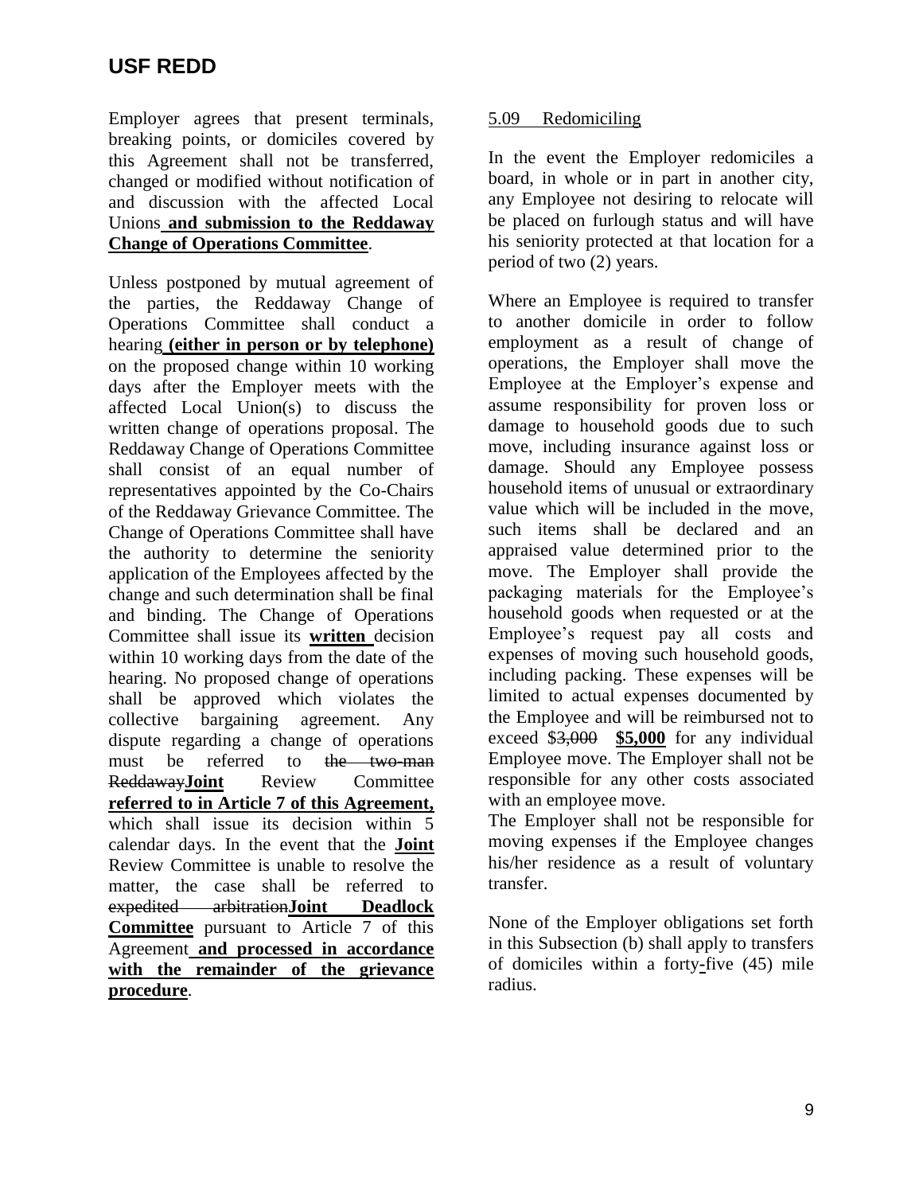Employer agrees that present terminals, breaking points, or domiciles covered by this Agreement shall not be transferred, changed or modified without notification of and discussion with the affected Local Unions **and submission to the Reddaway Change of Operations Committee**.

Unless postponed by mutual agreement of the parties, the Reddaway Change of Operations Committee shall conduct a hearing **(either in person or by telephone)** on the proposed change within 10 working days after the Employer meets with the affected Local Union(s) to discuss the written change of operations proposal. The Reddaway Change of Operations Committee shall consist of an equal number of representatives appointed by the Co-Chairs of the Reddaway Grievance Committee. The Change of Operations Committee shall have the authority to determine the seniority application of the Employees affected by the change and such determination shall be final and binding. The Change of Operations Committee shall issue its **written** decision within 10 working days from the date of the hearing. No proposed change of operations shall be approved which violates the collective bargaining agreement. Any dispute regarding a change of operations must be referred to ~~the two-man Reddaway~~**Joint** Review Committee **referred to in Article 7 of this Agreement,** which shall issue its decision within 5 calendar days. In the event that the **Joint** Review Committee is unable to resolve the matter, the case shall be referred to ~~expedited arbitration~~**Joint Deadlock Committee** pursuant to Article 7 of this Agreement **and processed in accordance with the remainder of the grievance procedure**.

5.09 Redomiciling

In the event the Employer redomiciles a board, in whole or in part in another city, any Employee not desiring to relocate will be placed on furlough status and will have his seniority protected at that location for a period of two (2) years.

Where an Employee is required to transfer to another domicile in order to follow employment as a result of change of operations, the Employer shall move the Employee at the Employer's expense and assume responsibility for proven loss or damage to household goods due to such move, including insurance against loss or damage. Should any Employee possess household items of unusual or extraordinary value which will be included in the move, such items shall be declared and an appraised value determined prior to the move. The Employer shall provide the packaging materials for the Employee's household goods when requested or at the Employee's request pay all costs and expenses of moving such household goods, including packing. These expenses will be limited to actual expenses documented by the Employee and will be reimbursed not to exceed $~~3,000~~ **$5,000** for any individual Employee move. The Employer shall not be responsible for any other costs associated with an employee move.

The Employer shall not be responsible for moving expenses if the Employee changes his/her residence as a result of voluntary transfer.

None of the Employer obligations set forth in this Subsection (b) shall apply to transfers of domiciles within a forty-five (45) mile radius.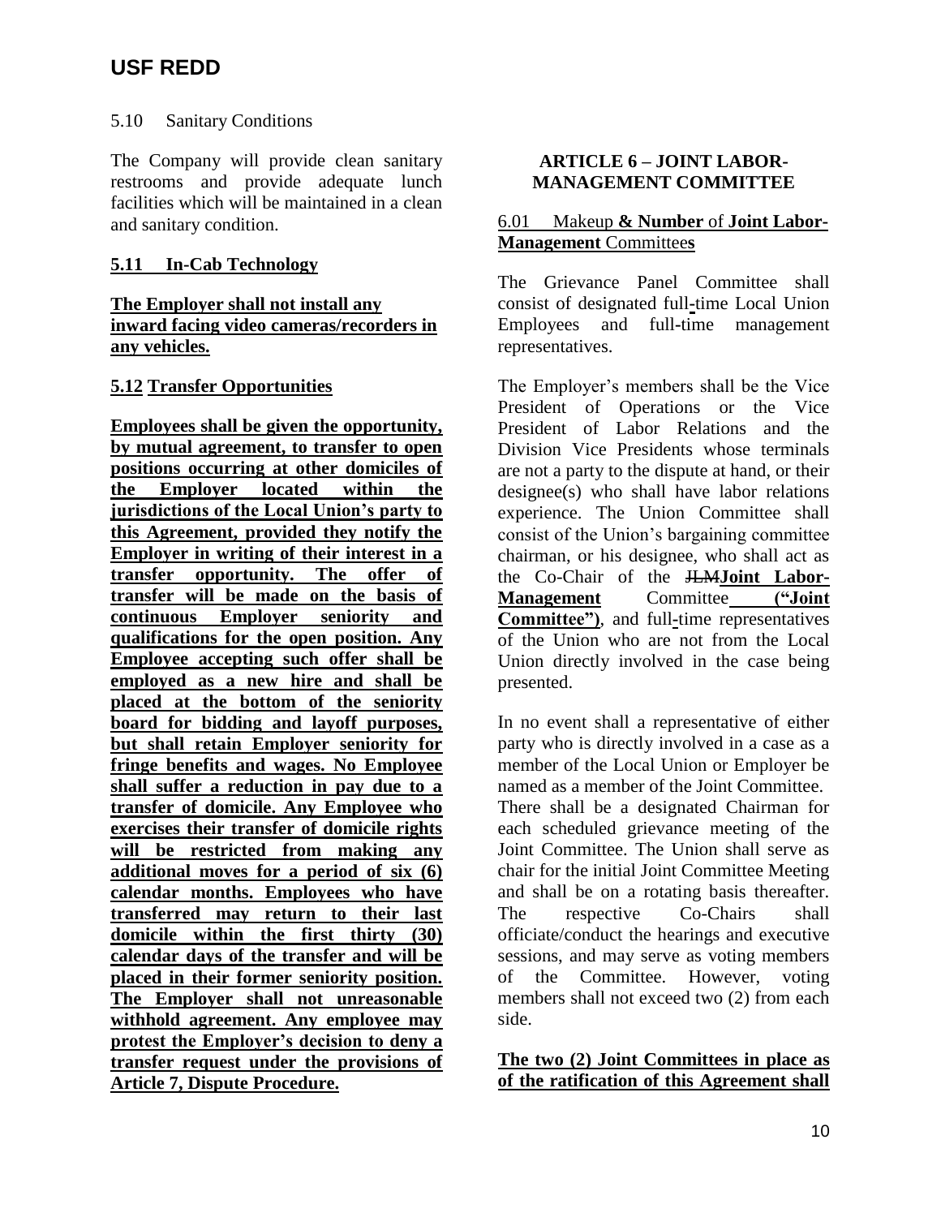5.10 Sanitary Conditions

The Company will provide clean sanitary restrooms and provide adequate lunch facilities which will be maintained in a clean and sanitary condition.

**5.11 In-Cab Technology**

**The Employer shall not install any inward facing video cameras/recorders in any vehicles.**

**5.12 Transfer Opportunities**

**Employees shall be given the opportunity, by mutual agreement, to transfer to open positions occurring at other domiciles of the Employer located within the jurisdictions of the Local Union's party to this Agreement, provided they notify the Employer in writing of their interest in a transfer opportunity. The offer of transfer will be made on the basis of continuous Employer seniority and qualifications for the open position. Any Employee accepting such offer shall be employed as a new hire and shall be placed at the bottom of the seniority board for bidding and layoff purposes, but shall retain Employer seniority for fringe benefits and wages. No Employee shall suffer a reduction in pay due to a transfer of domicile. Any Employee who exercises their transfer of domicile rights will be restricted from making any additional moves for a period of six (6) calendar months. Employees who have transferred may return to their last domicile within the first thirty (30) calendar days of the transfer and will be placed in their former seniority position. The Employer shall not unreasonable withhold agreement. Any employee may protest the Employer's decision to deny a transfer request under the provisions of Article 7, Dispute Procedure.**

## ARTICLE 6 – JOINT LABOR-MANAGEMENT COMMITTEE

6.01 Makeup **& Number** of **Joint Labor-Management** Committee**s**

The Grievance Panel Committee shall consist of designated full-time Local Union Employees and full-time management representatives.

The Employer's members shall be the Vice President of Operations or the Vice President of Labor Relations and the Division Vice Presidents whose terminals are not a party to the dispute at hand, or their designee(s) who shall have labor relations experience. The Union Committee shall consist of the Union's bargaining committee chairman, or his designee, who shall act as the Co-Chair of the ~~JLM~~**Joint Labor-Management** Committee **("Joint Committee")**, and full-time representatives of the Union who are not from the Local Union directly involved in the case being presented.

In no event shall a representative of either party who is directly involved in a case as a member of the Local Union or Employer be named as a member of the Joint Committee. There shall be a designated Chairman for each scheduled grievance meeting of the Joint Committee. The Union shall serve as chair for the initial Joint Committee Meeting and shall be on a rotating basis thereafter. The respective Co-Chairs shall officiate/conduct the hearings and executive sessions, and may serve as voting members of the Committee. However, voting members shall not exceed two (2) from each side.

**The two (2) Joint Committees in place as of the ratification of this Agreement shall**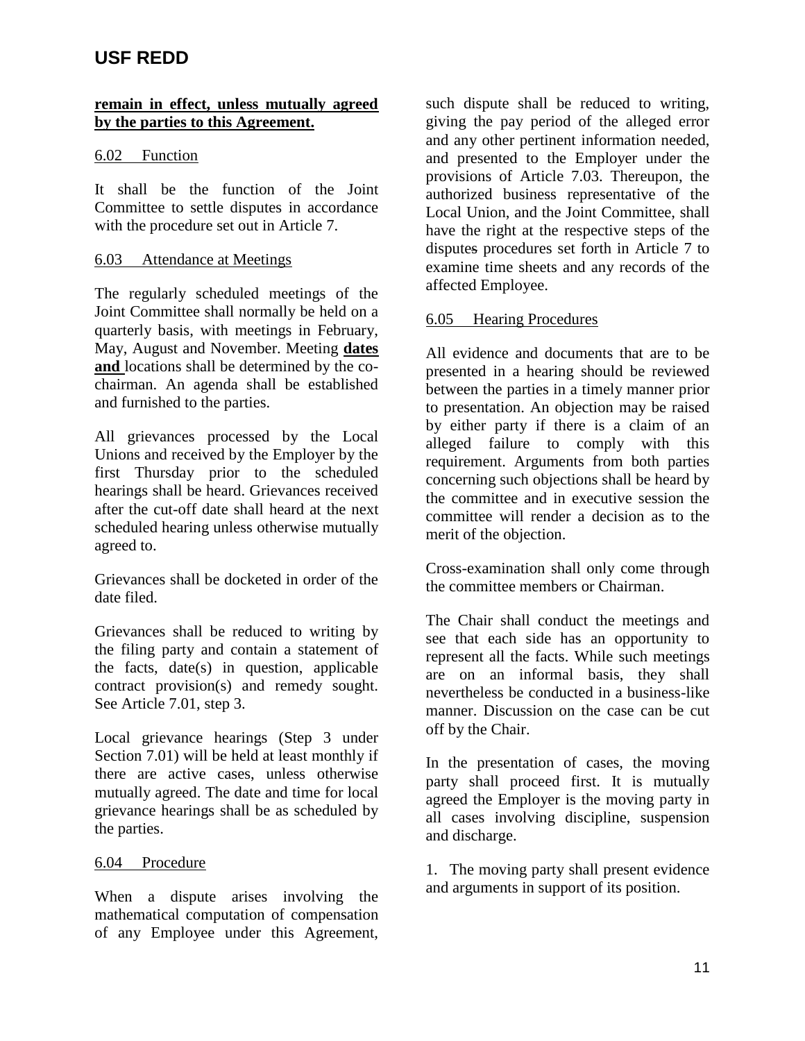**remain in effect, unless mutually agreed by the parties to this Agreement.**

6.02 Function

It shall be the function of the Joint Committee to settle disputes in accordance with the procedure set out in Article 7.

6.03 Attendance at Meetings

The regularly scheduled meetings of the Joint Committee shall normally be held on a quarterly basis, with meetings in February, May, August and November. Meeting **dates and** locations shall be determined by the co-chairman. An agenda shall be established and furnished to the parties.

All grievances processed by the Local Unions and received by the Employer by the first Thursday prior to the scheduled hearings shall be heard. Grievances received after the cut-off date shall heard at the next scheduled hearing unless otherwise mutually agreed to.

Grievances shall be docketed in order of the date filed.

Grievances shall be reduced to writing by the filing party and contain a statement of the facts, date(s) in question, applicable contract provision(s) and remedy sought. See Article 7.01, step 3.

Local grievance hearings (Step 3 under Section 7.01) will be held at least monthly if there are active cases, unless otherwise mutually agreed. The date and time for local grievance hearings shall be as scheduled by the parties.

6.04 Procedure

When a dispute arises involving the mathematical computation of compensation of any Employee under this Agreement, such dispute shall be reduced to writing, giving the pay period of the alleged error and any other pertinent information needed, and presented to the Employer under the provisions of Article 7.03. Thereupon, the authorized business representative of the Local Union, and the Joint Committee, shall have the right at the respective steps of the disputes procedures set forth in Article 7 to examine time sheets and any records of the affected Employee.

6.05 Hearing Procedures

All evidence and documents that are to be presented in a hearing should be reviewed between the parties in a timely manner prior to presentation. An objection may be raised by either party if there is a claim of an alleged failure to comply with this requirement. Arguments from both parties concerning such objections shall be heard by the committee and in executive session the committee will render a decision as to the merit of the objection.

Cross-examination shall only come through the committee members or Chairman.

The Chair shall conduct the meetings and see that each side has an opportunity to represent all the facts. While such meetings are on an informal basis, they shall nevertheless be conducted in a business-like manner. Discussion on the case can be cut off by the Chair.

In the presentation of cases, the moving party shall proceed first. It is mutually agreed the Employer is the moving party in all cases involving discipline, suspension and discharge.

1. The moving party shall present evidence and arguments in support of its position.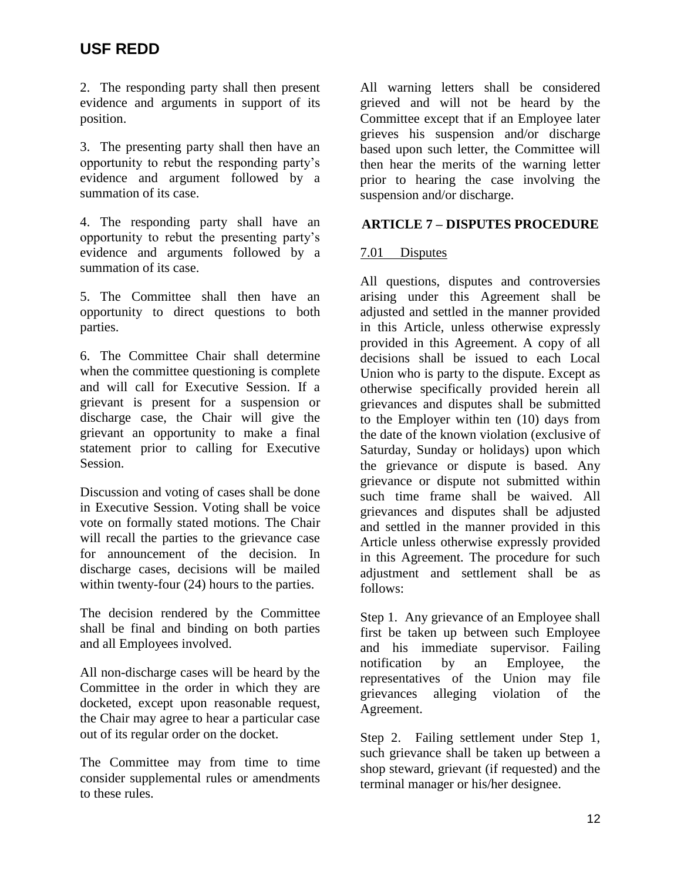2. The responding party shall then present evidence and arguments in support of its position.

3. The presenting party shall then have an opportunity to rebut the responding party's evidence and argument followed by a summation of its case.

4. The responding party shall have an opportunity to rebut the presenting party's evidence and arguments followed by a summation of its case.

5. The Committee shall then have an opportunity to direct questions to both parties.

6. The Committee Chair shall determine when the committee questioning is complete and will call for Executive Session. If a grievant is present for a suspension or discharge case, the Chair will give the grievant an opportunity to make a final statement prior to calling for Executive Session.

Discussion and voting of cases shall be done in Executive Session. Voting shall be voice vote on formally stated motions. The Chair will recall the parties to the grievance case for announcement of the decision. In discharge cases, decisions will be mailed within twenty-four (24) hours to the parties.

The decision rendered by the Committee shall be final and binding on both parties and all Employees involved.

All non-discharge cases will be heard by the Committee in the order in which they are docketed, except upon reasonable request, the Chair may agree to hear a particular case out of its regular order on the docket.

The Committee may from time to time consider supplemental rules or amendments to these rules.

All warning letters shall be considered grieved and will not be heard by the Committee except that if an Employee later grieves his suspension and/or discharge based upon such letter, the Committee will then hear the merits of the warning letter prior to hearing the case involving the suspension and/or discharge.

## ARTICLE 7 – DISPUTES PROCEDURE

7.01 Disputes

All questions, disputes and controversies arising under this Agreement shall be adjusted and settled in the manner provided in this Article, unless otherwise expressly provided in this Agreement. A copy of all decisions shall be issued to each Local Union who is party to the dispute. Except as otherwise specifically provided herein all grievances and disputes shall be submitted to the Employer within ten (10) days from the date of the known violation (exclusive of Saturday, Sunday or holidays) upon which the grievance or dispute is based. Any grievance or dispute not submitted within such time frame shall be waived. All grievances and disputes shall be adjusted and settled in the manner provided in this Article unless otherwise expressly provided in this Agreement. The procedure for such adjustment and settlement shall be as follows:

Step 1. Any grievance of an Employee shall first be taken up between such Employee and his immediate supervisor. Failing notification by an Employee, the representatives of the Union may file grievances alleging violation of the Agreement.

Step 2. Failing settlement under Step 1, such grievance shall be taken up between a shop steward, grievant (if requested) and the terminal manager or his/her designee.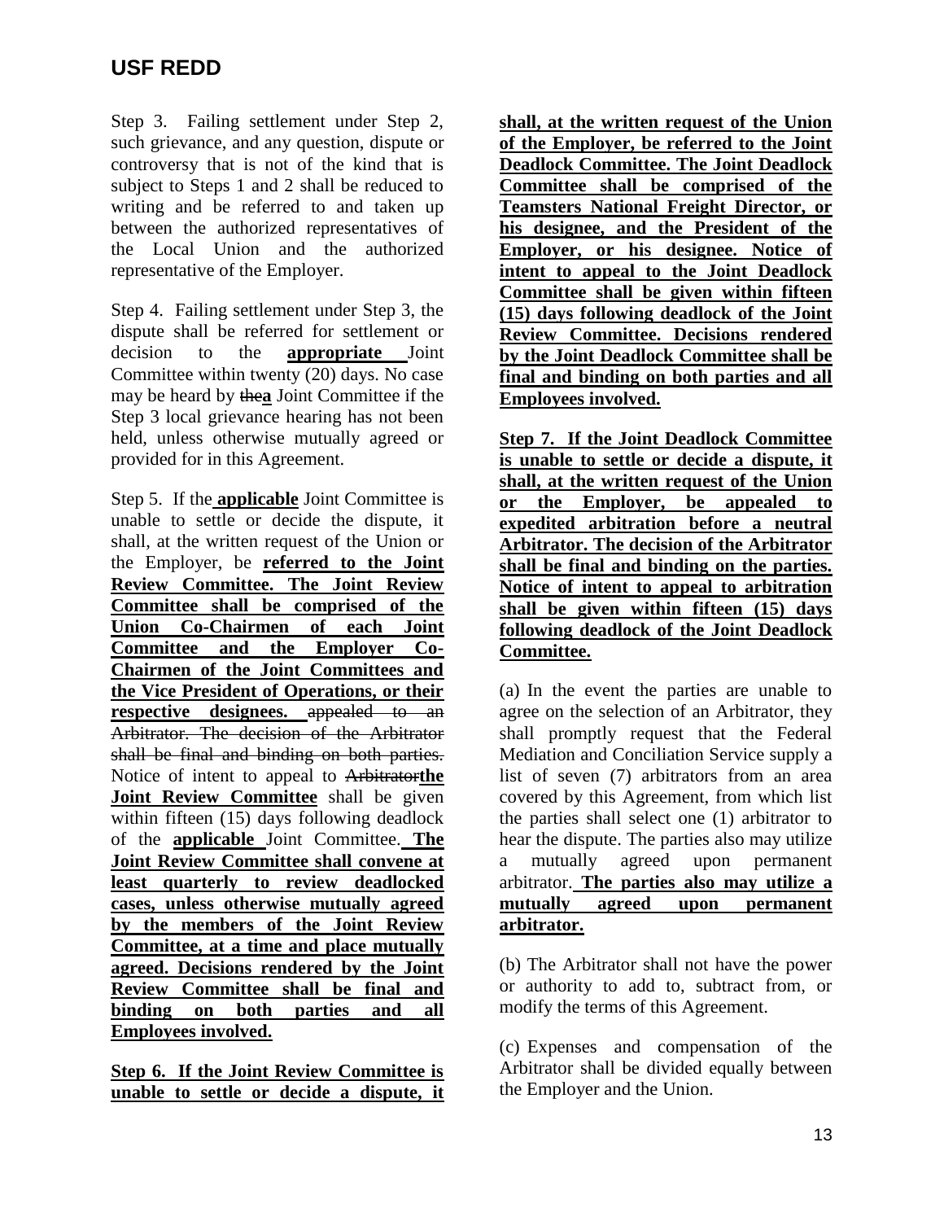Step 3. Failing settlement under Step 2, such grievance, and any question, dispute or controversy that is not of the kind that is subject to Steps 1 and 2 shall be reduced to writing and be referred to and taken up between the authorized representatives of the Local Union and the authorized representative of the Employer.

Step 4. Failing settlement under Step 3, the dispute shall be referred for settlement or decision to the **appropriate** Joint Committee within twenty (20) days. No case may be heard by ~~the~~**a** Joint Committee if the Step 3 local grievance hearing has not been held, unless otherwise mutually agreed or provided for in this Agreement.

Step 5. If the **applicable** Joint Committee is unable to settle or decide the dispute, it shall, at the written request of the Union or the Employer, be **referred to the Joint Review Committee. The Joint Review Committee shall be comprised of the Union Co-Chairmen of each Joint Committee and the Employer Co-Chairmen of the Joint Committees and the Vice President of Operations, or their respective designees.** ~~appealed to an Arbitrator. The decision of the Arbitrator shall be final and binding on both parties.~~ Notice of intent to appeal to ~~Arbitrator~~**the Joint Review Committee** shall be given within fifteen (15) days following deadlock of the **applicable** Joint Committee. **The Joint Review Committee shall convene at least quarterly to review deadlocked cases, unless otherwise mutually agreed by the members of the Joint Review Committee, at a time and place mutually agreed. Decisions rendered by the Joint Review Committee shall be final and binding on both parties and all Employees involved.**

**Step 6. If the Joint Review Committee is unable to settle or decide a dispute, it shall, at the written request of the Union of the Employer, be referred to the Joint Deadlock Committee. The Joint Deadlock Committee shall be comprised of the Teamsters National Freight Director, or his designee, and the President of the Employer, or his designee. Notice of intent to appeal to the Joint Deadlock Committee shall be given within fifteen (15) days following deadlock of the Joint Review Committee. Decisions rendered by the Joint Deadlock Committee shall be final and binding on both parties and all Employees involved.**

**Step 7. If the Joint Deadlock Committee is unable to settle or decide a dispute, it shall, at the written request of the Union or the Employer, be appealed to expedited arbitration before a neutral Arbitrator. The decision of the Arbitrator shall be final and binding on the parties. Notice of intent to appeal to arbitration shall be given within fifteen (15) days following deadlock of the Joint Deadlock Committee.**

(a) In the event the parties are unable to agree on the selection of an Arbitrator, they shall promptly request that the Federal Mediation and Conciliation Service supply a list of seven (7) arbitrators from an area covered by this Agreement, from which list the parties shall select one (1) arbitrator to hear the dispute. The parties also may utilize a mutually agreed upon permanent arbitrator. **The parties also may utilize a mutually agreed upon permanent arbitrator.**

(b) The Arbitrator shall not have the power or authority to add to, subtract from, or modify the terms of this Agreement.

(c) Expenses and compensation of the Arbitrator shall be divided equally between the Employer and the Union.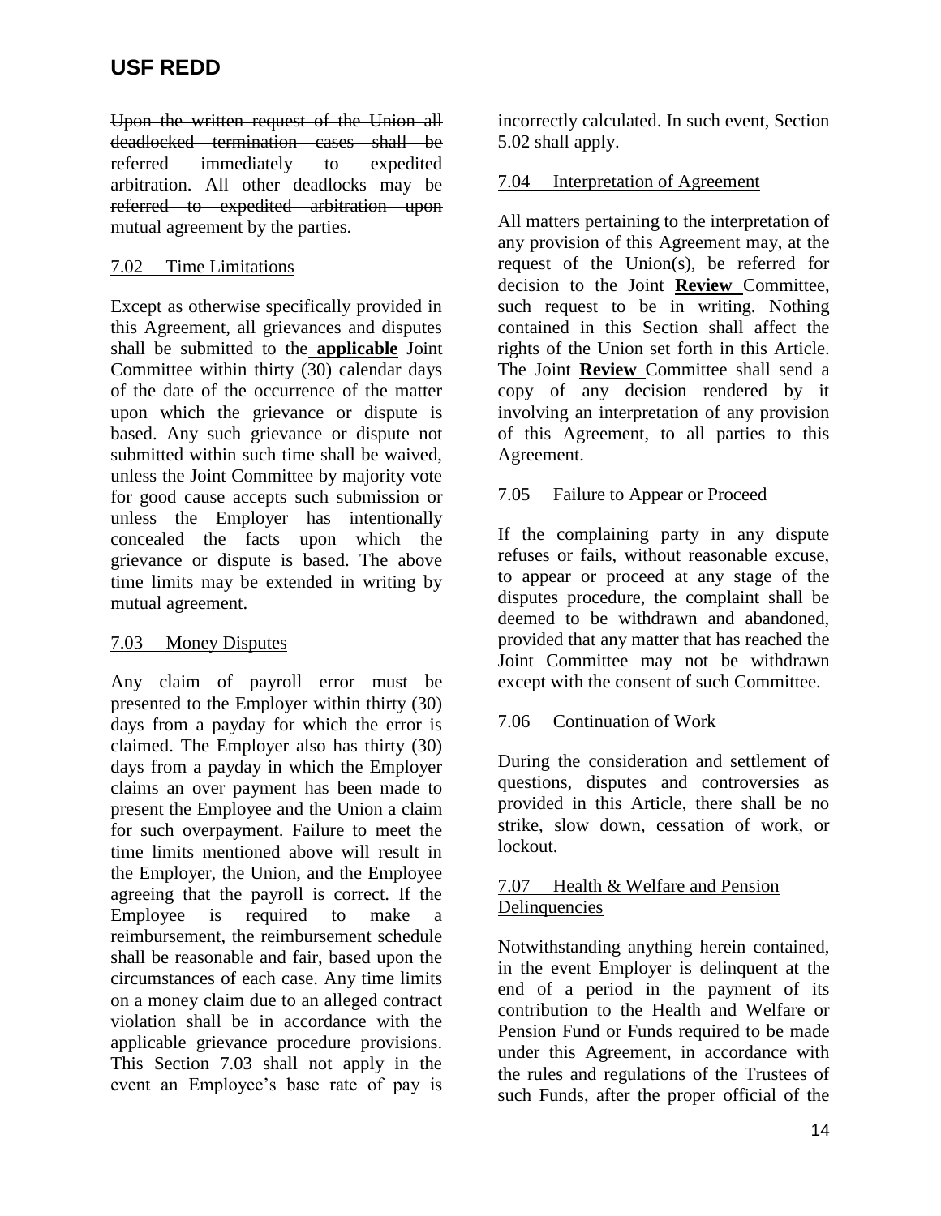~~Upon the written request of the Union all deadlocked termination cases shall be referred immediately to expedited arbitration. All other deadlocks may be referred to expedited arbitration upon mutual agreement by the parties.~~

7.02 Time Limitations

Except as otherwise specifically provided in this Agreement, all grievances and disputes shall be submitted to the **applicable** Joint Committee within thirty (30) calendar days of the date of the occurrence of the matter upon which the grievance or dispute is based. Any such grievance or dispute not submitted within such time shall be waived, unless the Joint Committee by majority vote for good cause accepts such submission or unless the Employer has intentionally concealed the facts upon which the grievance or dispute is based. The above time limits may be extended in writing by mutual agreement.

7.03 Money Disputes

Any claim of payroll error must be presented to the Employer within thirty (30) days from a payday for which the error is claimed. The Employer also has thirty (30) days from a payday in which the Employer claims an over payment has been made to present the Employee and the Union a claim for such overpayment. Failure to meet the time limits mentioned above will result in the Employer, the Union, and the Employee agreeing that the payroll is correct. If the Employee is required to make a reimbursement, the reimbursement schedule shall be reasonable and fair, based upon the circumstances of each case. Any time limits on a money claim due to an alleged contract violation shall be in accordance with the applicable grievance procedure provisions. This Section 7.03 shall not apply in the event an Employee's base rate of pay is incorrectly calculated. In such event, Section 5.02 shall apply.

7.04 Interpretation of Agreement

All matters pertaining to the interpretation of any provision of this Agreement may, at the request of the Union(s), be referred for decision to the Joint **Review** Committee, such request to be in writing. Nothing contained in this Section shall affect the rights of the Union set forth in this Article. The Joint **Review** Committee shall send a copy of any decision rendered by it involving an interpretation of any provision of this Agreement, to all parties to this Agreement.

7.05 Failure to Appear or Proceed

If the complaining party in any dispute refuses or fails, without reasonable excuse, to appear or proceed at any stage of the disputes procedure, the complaint shall be deemed to be withdrawn and abandoned, provided that any matter that has reached the Joint Committee may not be withdrawn except with the consent of such Committee.

7.06 Continuation of Work

During the consideration and settlement of questions, disputes and controversies as provided in this Article, there shall be no strike, slow down, cessation of work, or lockout.

7.07 Health & Welfare and Pension Delinquencies

Notwithstanding anything herein contained, in the event Employer is delinquent at the end of a period in the payment of its contribution to the Health and Welfare or Pension Fund or Funds required to be made under this Agreement, in accordance with the rules and regulations of the Trustees of such Funds, after the proper official of the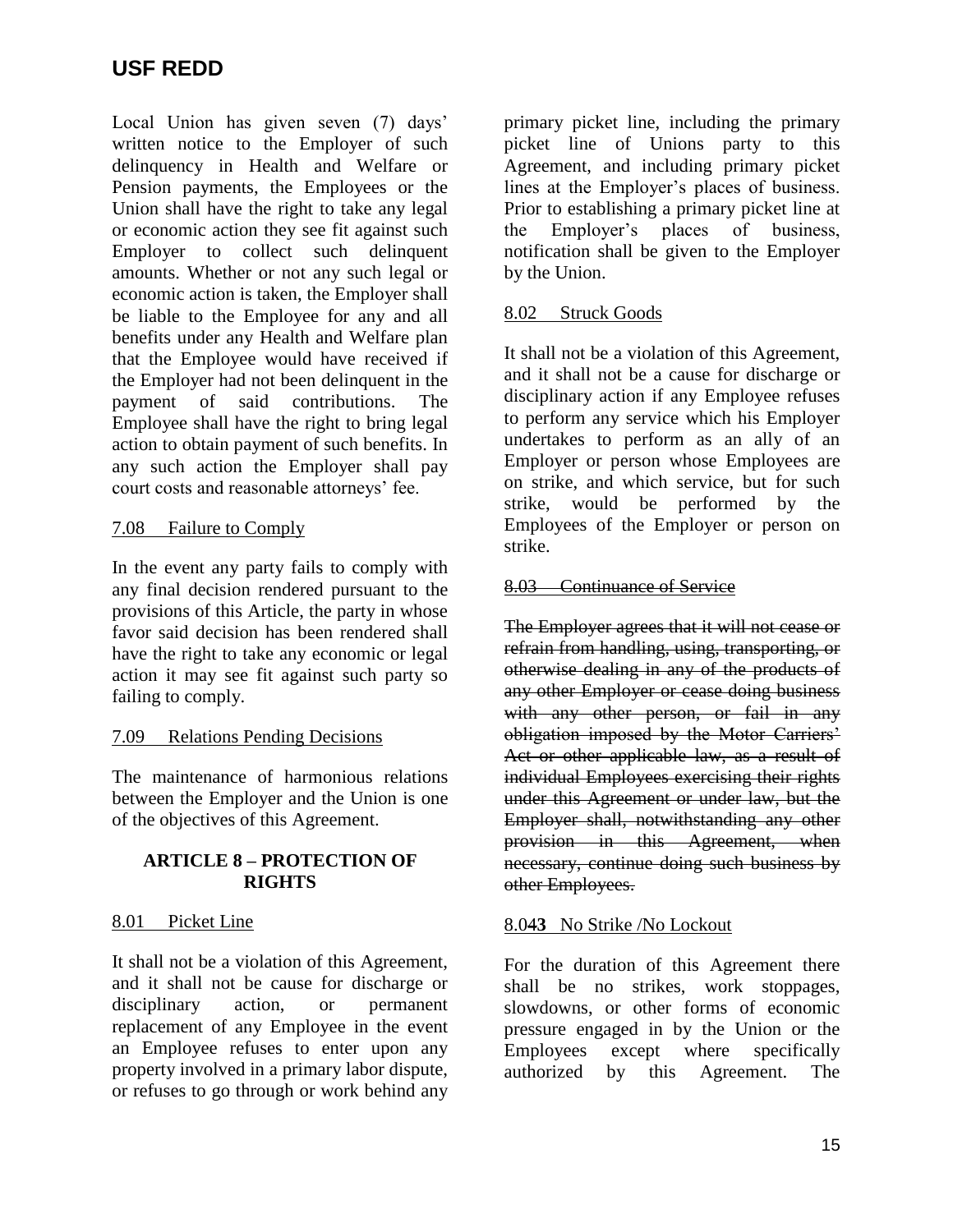Local Union has given seven (7) days' written notice to the Employer of such delinquency in Health and Welfare or Pension payments, the Employees or the Union shall have the right to take any legal or economic action they see fit against such Employer to collect such delinquent amounts. Whether or not any such legal or economic action is taken, the Employer shall be liable to the Employee for any and all benefits under any Health and Welfare plan that the Employee would have received if the Employer had not been delinquent in the payment of said contributions. The Employee shall have the right to bring legal action to obtain payment of such benefits. In any such action the Employer shall pay court costs and reasonable attorneys' fee.

7.08 Failure to Comply

In the event any party fails to comply with any final decision rendered pursuant to the provisions of this Article, the party in whose favor said decision has been rendered shall have the right to take any economic or legal action it may see fit against such party so failing to comply.

7.09 Relations Pending Decisions

The maintenance of harmonious relations between the Employer and the Union is one of the objectives of this Agreement.

**ARTICLE 8 – PROTECTION OF RIGHTS**

8.01 Picket Line

It shall not be a violation of this Agreement, and it shall not be cause for discharge or disciplinary action, or permanent replacement of any Employee in the event an Employee refuses to enter upon any property involved in a primary labor dispute, or refuses to go through or work behind any primary picket line, including the primary picket line of Unions party to this Agreement, and including primary picket lines at the Employer's places of business. Prior to establishing a primary picket line at the Employer's places of business, notification shall be given to the Employer by the Union.

8.02 Struck Goods

It shall not be a violation of this Agreement, and it shall not be a cause for discharge or disciplinary action if any Employee refuses to perform any service which his Employer undertakes to perform as an ally of an Employer or person whose Employees are on strike, and which service, but for such strike, would be performed by the Employees of the Employer or person on strike.

~~8.03 Continuance of Service~~

~~The Employer agrees that it will not cease or refrain from handling, using, transporting, or otherwise dealing in any of the products of any other Employer or cease doing business with any other person, or fail in any obligation imposed by the Motor Carriers' Act or other applicable law, as a result of individual Employees exercising their rights under this Agreement or under law, but the Employer shall, notwithstanding any other provision in this Agreement, when necessary, continue doing such business by other Employees.~~

8.0**43** No Strike /No Lockout

For the duration of this Agreement there shall be no strikes, work stoppages, slowdowns, or other forms of economic pressure engaged in by the Union or the Employees except where specifically authorized by this Agreement. The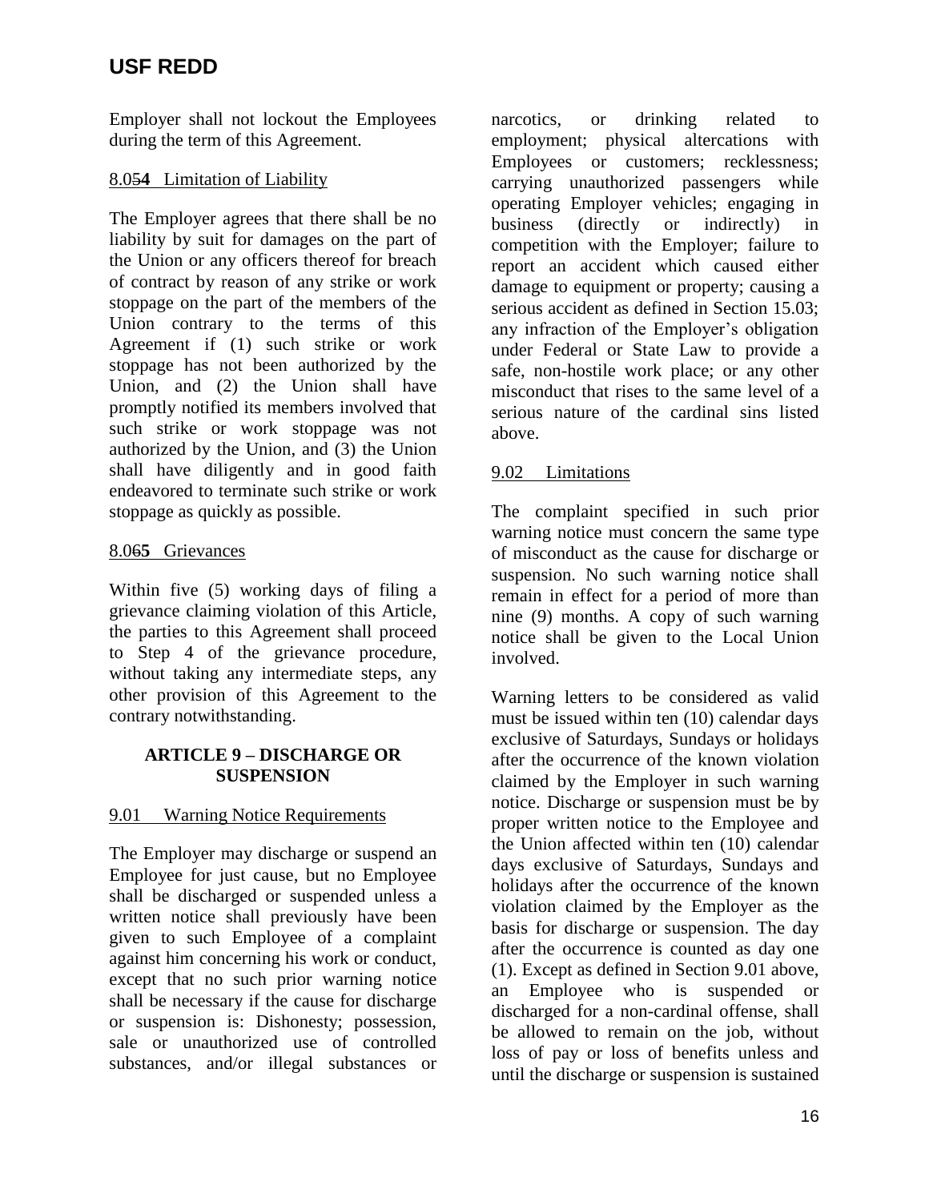Employer shall not lockout the Employees during the term of this Agreement.

8.05**4** Limitation of Liability

The Employer agrees that there shall be no liability by suit for damages on the part of the Union or any officers thereof for breach of contract by reason of any strike or work stoppage on the part of the members of the Union contrary to the terms of this Agreement if (1) such strike or work stoppage has not been authorized by the Union, and (2) the Union shall have promptly notified its members involved that such strike or work stoppage was not authorized by the Union, and (3) the Union shall have diligently and in good faith endeavored to terminate such strike or work stoppage as quickly as possible.

8.06**5** Grievances

Within five (5) working days of filing a grievance claiming violation of this Article, the parties to this Agreement shall proceed to Step 4 of the grievance procedure, without taking any intermediate steps, any other provision of this Agreement to the contrary notwithstanding.

## ARTICLE 9 – DISCHARGE OR SUSPENSION

9.01 Warning Notice Requirements

The Employer may discharge or suspend an Employee for just cause, but no Employee shall be discharged or suspended unless a written notice shall previously have been given to such Employee of a complaint against him concerning his work or conduct, except that no such prior warning notice shall be necessary if the cause for discharge or suspension is: Dishonesty; possession, sale or unauthorized use of controlled substances, and/or illegal substances or narcotics, or drinking related to employment; physical altercations with Employees or customers; recklessness; carrying unauthorized passengers while operating Employer vehicles; engaging in business (directly or indirectly) in competition with the Employer; failure to report an accident which caused either damage to equipment or property; causing a serious accident as defined in Section 15.03; any infraction of the Employer's obligation under Federal or State Law to provide a safe, non-hostile work place; or any other misconduct that rises to the same level of a serious nature of the cardinal sins listed above.

9.02 Limitations

The complaint specified in such prior warning notice must concern the same type of misconduct as the cause for discharge or suspension. No such warning notice shall remain in effect for a period of more than nine (9) months. A copy of such warning notice shall be given to the Local Union involved.

Warning letters to be considered as valid must be issued within ten (10) calendar days exclusive of Saturdays, Sundays or holidays after the occurrence of the known violation claimed by the Employer in such warning notice. Discharge or suspension must be by proper written notice to the Employee and the Union affected within ten (10) calendar days exclusive of Saturdays, Sundays and holidays after the occurrence of the known violation claimed by the Employer as the basis for discharge or suspension. The day after the occurrence is counted as day one (1). Except as defined in Section 9.01 above, an Employee who is suspended or discharged for a non-cardinal offense, shall be allowed to remain on the job, without loss of pay or loss of benefits unless and until the discharge or suspension is sustained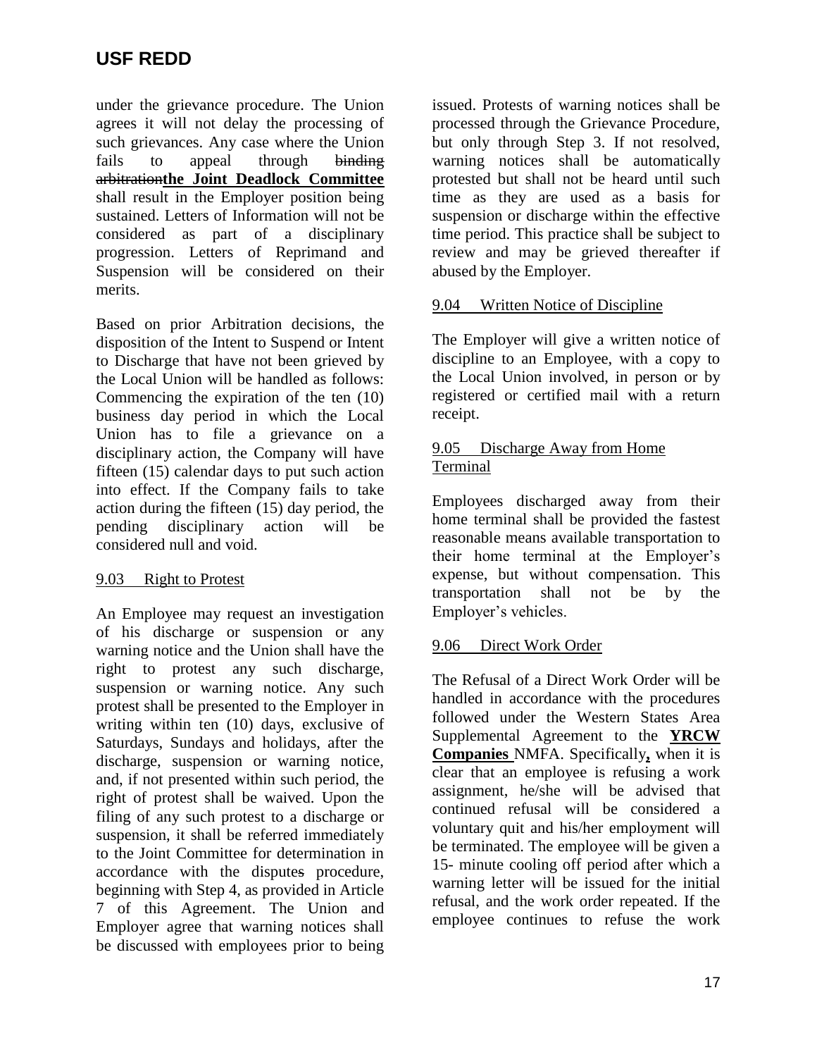under the grievance procedure. The Union agrees it will not delay the processing of such grievances. Any case where the Union fails to appeal through ~~binding arbitration~~**the Joint Deadlock Committee** shall result in the Employer position being sustained. Letters of Information will not be considered as part of a disciplinary progression. Letters of Reprimand and Suspension will be considered on their merits.

Based on prior Arbitration decisions, the disposition of the Intent to Suspend or Intent to Discharge that have not been grieved by the Local Union will be handled as follows: Commencing the expiration of the ten (10) business day period in which the Local Union has to file a grievance on a disciplinary action, the Company will have fifteen (15) calendar days to put such action into effect. If the Company fails to take action during the fifteen (15) day period, the pending disciplinary action will be considered null and void.

### 9.03 Right to Protest

An Employee may request an investigation of his discharge or suspension or any warning notice and the Union shall have the right to protest any such discharge, suspension or warning notice. Any such protest shall be presented to the Employer in writing within ten (10) days, exclusive of Saturdays, Sundays and holidays, after the discharge, suspension or warning notice, and, if not presented within such period, the right of protest shall be waived. Upon the filing of any such protest to a discharge or suspension, it shall be referred immediately to the Joint Committee for determination in accordance with the dispute~~s~~ procedure, beginning with Step 4, as provided in Article 7 of this Agreement. The Union and Employer agree that warning notices shall be discussed with employees prior to being issued. Protests of warning notices shall be processed through the Grievance Procedure, but only through Step 3. If not resolved, warning notices shall be automatically protested but shall not be heard until such time as they are used as a basis for suspension or discharge within the effective time period. This practice shall be subject to review and may be grieved thereafter if abused by the Employer.

### 9.04 Written Notice of Discipline

The Employer will give a written notice of discipline to an Employee, with a copy to the Local Union involved, in person or by registered or certified mail with a return receipt.

### 9.05 Discharge Away from Home Terminal

Employees discharged away from their home terminal shall be provided the fastest reasonable means available transportation to their home terminal at the Employer's expense, but without compensation. This transportation shall not be by the Employer's vehicles.

### 9.06 Direct Work Order

The Refusal of a Direct Work Order will be handled in accordance with the procedures followed under the Western States Area Supplemental Agreement to the **YRCW Companies** NMFA. Specifically**,** when it is clear that an employee is refusing a work assignment, he/she will be advised that continued refusal will be considered a voluntary quit and his/her employment will be terminated. The employee will be given a 15- minute cooling off period after which a warning letter will be issued for the initial refusal, and the work order repeated. If the employee continues to refuse the work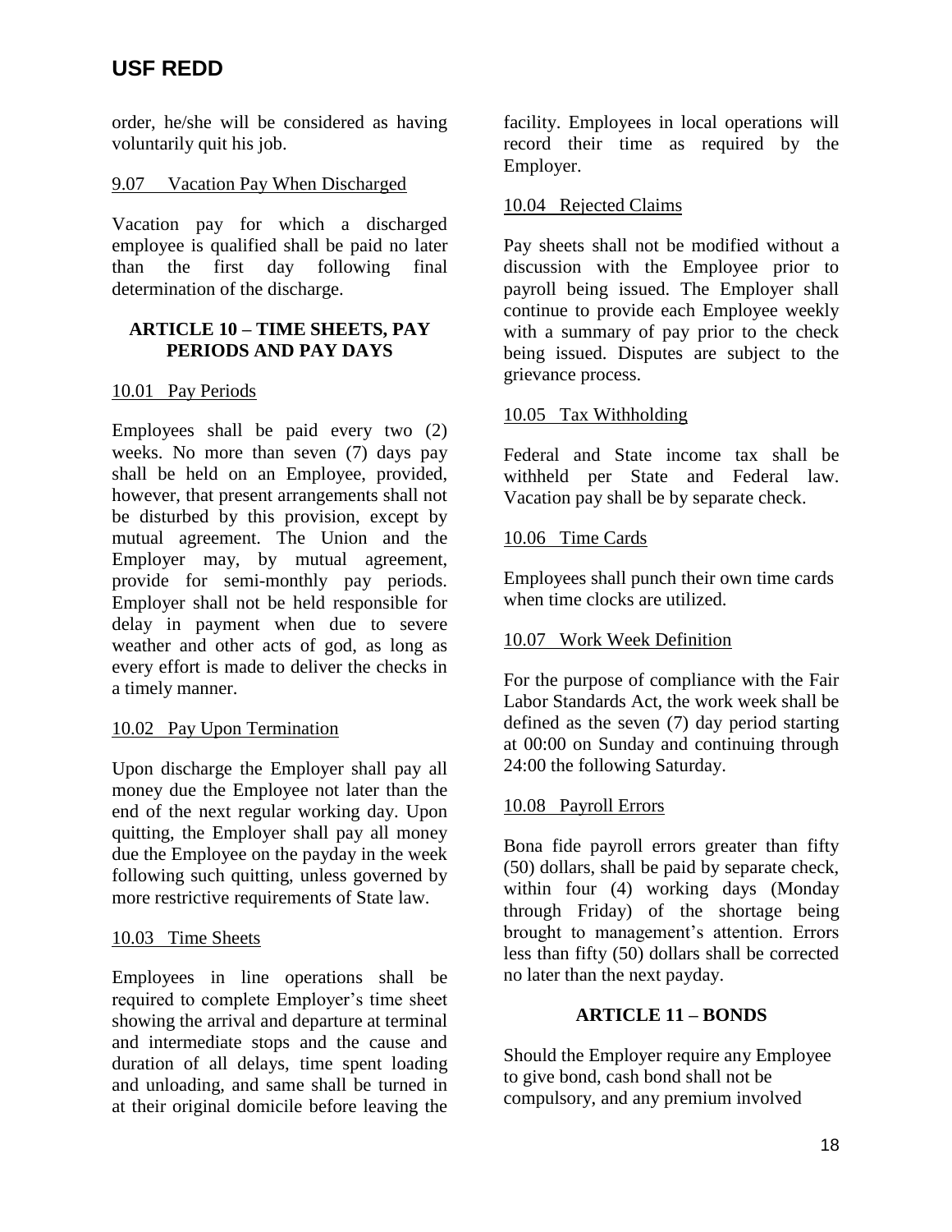order, he/she will be considered as having voluntarily quit his job.

9.07 Vacation Pay When Discharged

Vacation pay for which a discharged employee is qualified shall be paid no later than the first day following final determination of the discharge.

## ARTICLE 10 – TIME SHEETS, PAY PERIODS AND PAY DAYS

10.01 Pay Periods

Employees shall be paid every two (2) weeks. No more than seven (7) days pay shall be held on an Employee, provided, however, that present arrangements shall not be disturbed by this provision, except by mutual agreement. The Union and the Employer may, by mutual agreement, provide for semi-monthly pay periods. Employer shall not be held responsible for delay in payment when due to severe weather and other acts of god, as long as every effort is made to deliver the checks in a timely manner.

10.02 Pay Upon Termination

Upon discharge the Employer shall pay all money due the Employee not later than the end of the next regular working day. Upon quitting, the Employer shall pay all money due the Employee on the payday in the week following such quitting, unless governed by more restrictive requirements of State law.

10.03 Time Sheets

Employees in line operations shall be required to complete Employer's time sheet showing the arrival and departure at terminal and intermediate stops and the cause and duration of all delays, time spent loading and unloading, and same shall be turned in at their original domicile before leaving the facility. Employees in local operations will record their time as required by the Employer.

10.04 Rejected Claims

Pay sheets shall not be modified without a discussion with the Employee prior to payroll being issued. The Employer shall continue to provide each Employee weekly with a summary of pay prior to the check being issued. Disputes are subject to the grievance process.

10.05 Tax Withholding

Federal and State income tax shall be withheld per State and Federal law. Vacation pay shall be by separate check.

10.06 Time Cards

Employees shall punch their own time cards when time clocks are utilized.

10.07 Work Week Definition

For the purpose of compliance with the Fair Labor Standards Act, the work week shall be defined as the seven (7) day period starting at 00:00 on Sunday and continuing through 24:00 the following Saturday.

10.08 Payroll Errors

Bona fide payroll errors greater than fifty (50) dollars, shall be paid by separate check, within four (4) working days (Monday through Friday) of the shortage being brought to management's attention. Errors less than fifty (50) dollars shall be corrected no later than the next payday.

## ARTICLE 11 – BONDS

Should the Employer require any Employee to give bond, cash bond shall not be compulsory, and any premium involved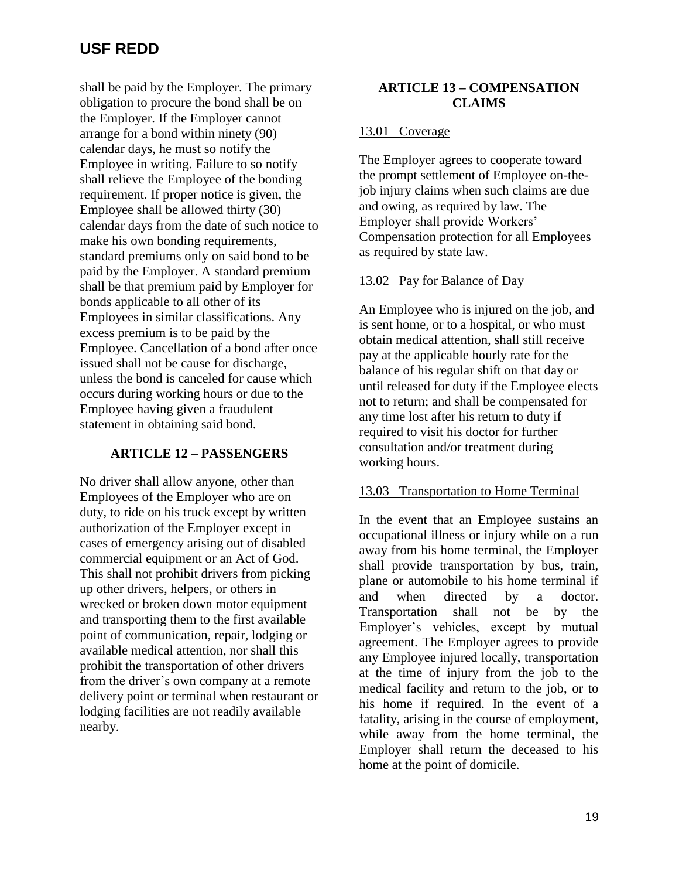shall be paid by the Employer. The primary obligation to procure the bond shall be on the Employer. If the Employer cannot arrange for a bond within ninety (90) calendar days, he must so notify the Employee in writing. Failure to so notify shall relieve the Employee of the bonding requirement. If proper notice is given, the Employee shall be allowed thirty (30) calendar days from the date of such notice to make his own bonding requirements, standard premiums only on said bond to be paid by the Employer. A standard premium shall be that premium paid by Employer for bonds applicable to all other of its Employees in similar classifications. Any excess premium is to be paid by the Employee. Cancellation of a bond after once issued shall not be cause for discharge, unless the bond is canceled for cause which occurs during working hours or due to the Employee having given a fraudulent statement in obtaining said bond.

## ARTICLE 12 – PASSENGERS

No driver shall allow anyone, other than Employees of the Employer who are on duty, to ride on his truck except by written authorization of the Employer except in cases of emergency arising out of disabled commercial equipment or an Act of God. This shall not prohibit drivers from picking up other drivers, helpers, or others in wrecked or broken down motor equipment and transporting them to the first available point of communication, repair, lodging or available medical attention, nor shall this prohibit the transportation of other drivers from the driver's own company at a remote delivery point or terminal when restaurant or lodging facilities are not readily available nearby.

## ARTICLE 13 – COMPENSATION CLAIMS

### 13.01 Coverage

The Employer agrees to cooperate toward the prompt settlement of Employee on-the-job injury claims when such claims are due and owing, as required by law. The Employer shall provide Workers' Compensation protection for all Employees as required by state law.

### 13.02 Pay for Balance of Day

An Employee who is injured on the job, and is sent home, or to a hospital, or who must obtain medical attention, shall still receive pay at the applicable hourly rate for the balance of his regular shift on that day or until released for duty if the Employee elects not to return; and shall be compensated for any time lost after his return to duty if required to visit his doctor for further consultation and/or treatment during working hours.

### 13.03 Transportation to Home Terminal

In the event that an Employee sustains an occupational illness or injury while on a run away from his home terminal, the Employer shall provide transportation by bus, train, plane or automobile to his home terminal if and when directed by a doctor. Transportation shall not be by the Employer's vehicles, except by mutual agreement. The Employer agrees to provide any Employee injured locally, transportation at the time of injury from the job to the medical facility and return to the job, or to his home if required. In the event of a fatality, arising in the course of employment, while away from the home terminal, the Employer shall return the deceased to his home at the point of domicile.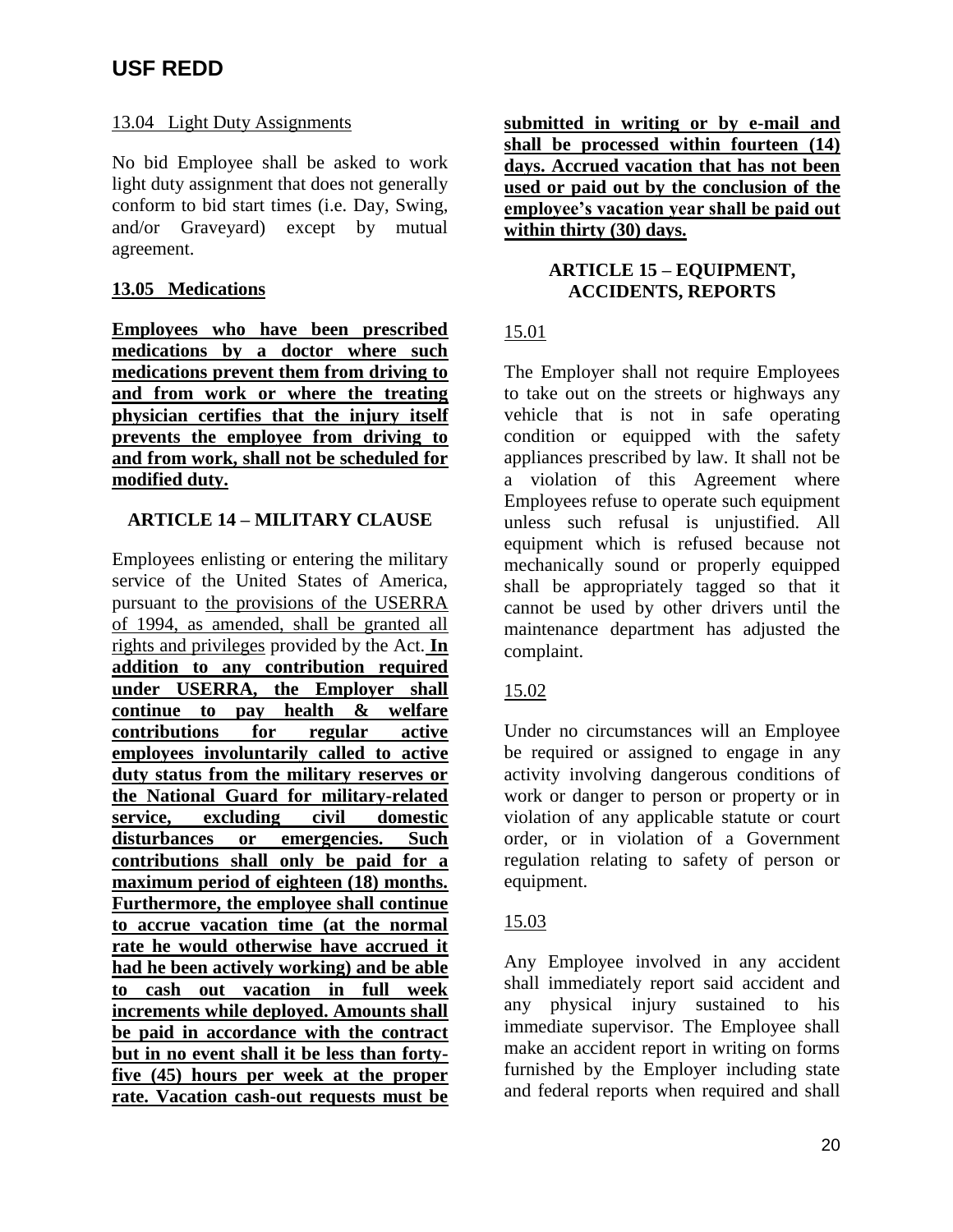13.04 Light Duty Assignments

No bid Employee shall be asked to work light duty assignment that does not generally conform to bid start times (i.e. Day, Swing, and/or Graveyard) except by mutual agreement.

**13.05 Medications**

**Employees who have been prescribed medications by a doctor where such medications prevent them from driving to and from work or where the treating physician certifies that the injury itself prevents the employee from driving to and from work, shall not be scheduled for modified duty.**

## ARTICLE 14 – MILITARY CLAUSE

Employees enlisting or entering the military service of the United States of America, pursuant to the provisions of the USERRA of 1994, as amended, shall be granted all rights and privileges provided by the Act. **In addition to any contribution required under USERRA, the Employer shall continue to pay health & welfare contributions for regular active employees involuntarily called to active duty status from the military reserves or the National Guard for military-related service, excluding civil domestic disturbances or emergencies. Such contributions shall only be paid for a maximum period of eighteen (18) months. Furthermore, the employee shall continue to accrue vacation time (at the normal rate he would otherwise have accrued it had he been actively working) and be able to cash out vacation in full week increments while deployed. Amounts shall be paid in accordance with the contract but in no event shall it be less than forty-five (45) hours per week at the proper rate. Vacation cash-out requests must be submitted in writing or by e-mail and shall be processed within fourteen (14) days. Accrued vacation that has not been used or paid out by the conclusion of the employee's vacation year shall be paid out within thirty (30) days.**

## ARTICLE 15 – EQUIPMENT, ACCIDENTS, REPORTS

15.01

The Employer shall not require Employees to take out on the streets or highways any vehicle that is not in safe operating condition or equipped with the safety appliances prescribed by law. It shall not be a violation of this Agreement where Employees refuse to operate such equipment unless such refusal is unjustified. All equipment which is refused because not mechanically sound or properly equipped shall be appropriately tagged so that it cannot be used by other drivers until the maintenance department has adjusted the complaint.

15.02

Under no circumstances will an Employee be required or assigned to engage in any activity involving dangerous conditions of work or danger to person or property or in violation of any applicable statute or court order, or in violation of a Government regulation relating to safety of person or equipment.

15.03

Any Employee involved in any accident shall immediately report said accident and any physical injury sustained to his immediate supervisor. The Employee shall make an accident report in writing on forms furnished by the Employer including state and federal reports when required and shall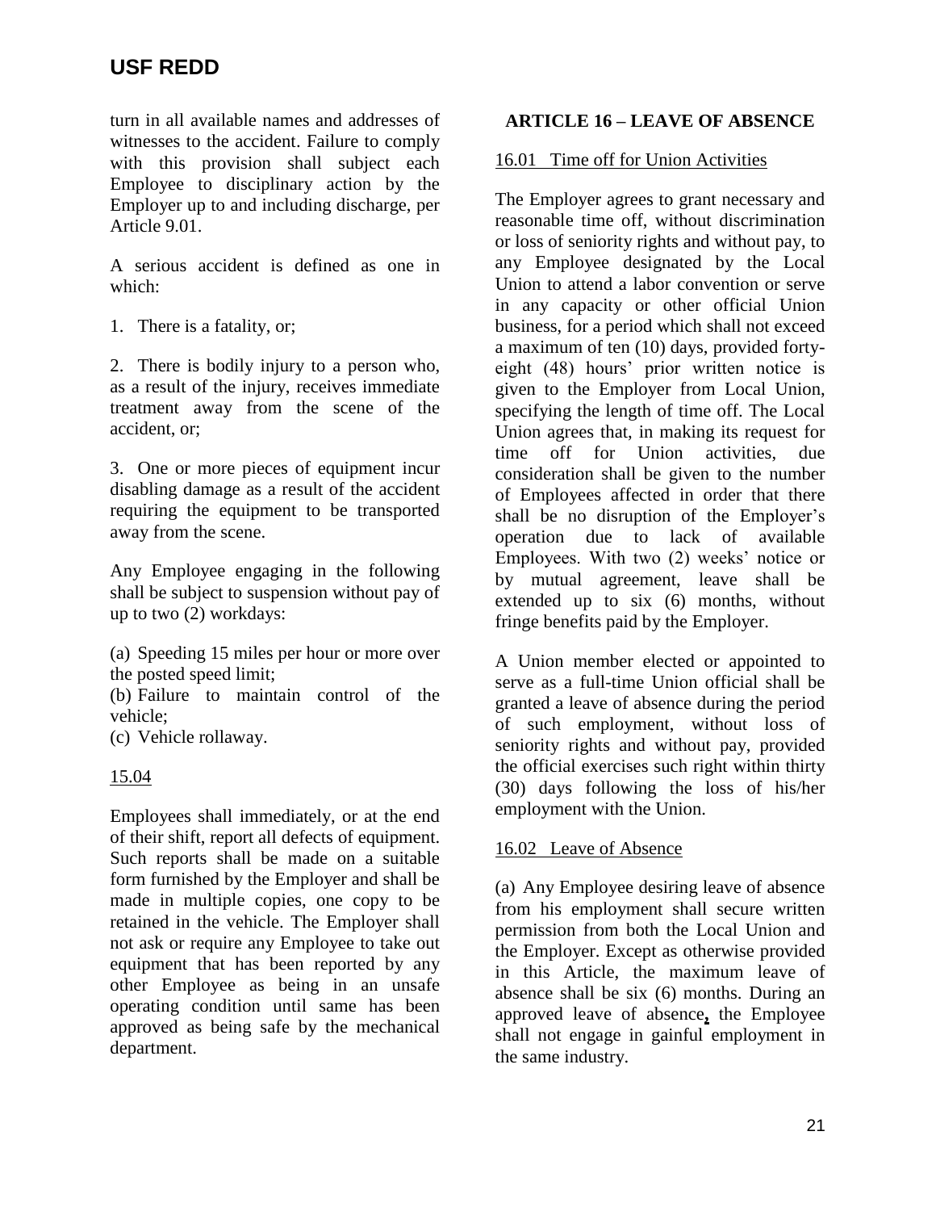turn in all available names and addresses of witnesses to the accident. Failure to comply with this provision shall subject each Employee to disciplinary action by the Employer up to and including discharge, per Article 9.01.

A serious accident is defined as one in which:

1. There is a fatality, or;

2. There is bodily injury to a person who, as a result of the injury, receives immediate treatment away from the scene of the accident, or;

3. One or more pieces of equipment incur disabling damage as a result of the accident requiring the equipment to be transported away from the scene.

Any Employee engaging in the following shall be subject to suspension without pay of up to two (2) workdays:

(a) Speeding 15 miles per hour or more over the posted speed limit;
(b) Failure to maintain control of the vehicle;
(c) Vehicle rollaway.

15.04

Employees shall immediately, or at the end of their shift, report all defects of equipment. Such reports shall be made on a suitable form furnished by the Employer and shall be made in multiple copies, one copy to be retained in the vehicle. The Employer shall not ask or require any Employee to take out equipment that has been reported by any other Employee as being in an unsafe operating condition until same has been approved as being safe by the mechanical department.

## ARTICLE 16 – LEAVE OF ABSENCE

16.01 Time off for Union Activities

The Employer agrees to grant necessary and reasonable time off, without discrimination or loss of seniority rights and without pay, to any Employee designated by the Local Union to attend a labor convention or serve in any capacity or other official Union business, for a period which shall not exceed a maximum of ten (10) days, provided forty-eight (48) hours' prior written notice is given to the Employer from Local Union, specifying the length of time off. The Local Union agrees that, in making its request for time off for Union activities, due consideration shall be given to the number of Employees affected in order that there shall be no disruption of the Employer's operation due to lack of available Employees. With two (2) weeks' notice or by mutual agreement, leave shall be extended up to six (6) months, without fringe benefits paid by the Employer.

A Union member elected or appointed to serve as a full-time Union official shall be granted a leave of absence during the period of such employment, without loss of seniority rights and without pay, provided the official exercises such right within thirty (30) days following the loss of his/her employment with the Union.

16.02 Leave of Absence

(a) Any Employee desiring leave of absence from his employment shall secure written permission from both the Local Union and the Employer. Except as otherwise provided in this Article, the maximum leave of absence shall be six (6) months. During an approved leave of absence, the Employee shall not engage in gainful employment in the same industry.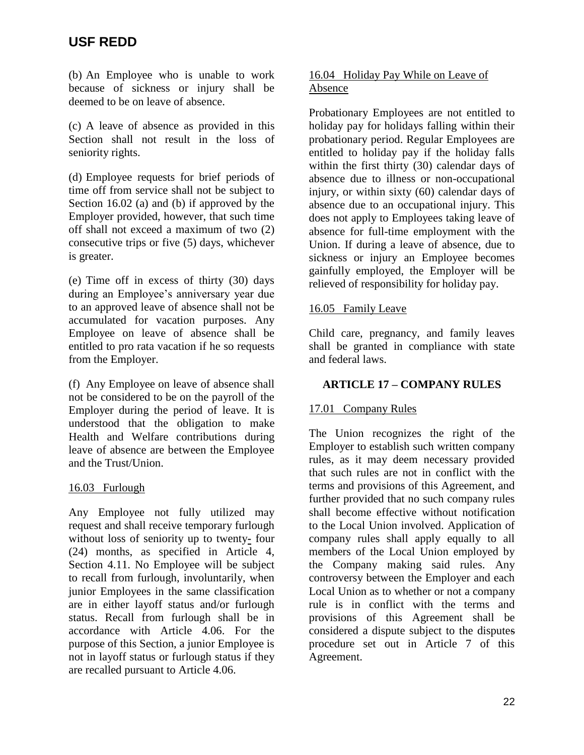(b) An Employee who is unable to work because of sickness or injury shall be deemed to be on leave of absence.

(c) A leave of absence as provided in this Section shall not result in the loss of seniority rights.

(d) Employee requests for brief periods of time off from service shall not be subject to Section 16.02 (a) and (b) if approved by the Employer provided, however, that such time off shall not exceed a maximum of two (2) consecutive trips or five (5) days, whichever is greater.

(e) Time off in excess of thirty (30) days during an Employee's anniversary year due to an approved leave of absence shall not be accumulated for vacation purposes. Any Employee on leave of absence shall be entitled to pro rata vacation if he so requests from the Employer.

(f) Any Employee on leave of absence shall not be considered to be on the payroll of the Employer during the period of leave. It is understood that the obligation to make Health and Welfare contributions during leave of absence are between the Employee and the Trust/Union.

16.03 Furlough

Any Employee not fully utilized may request and shall receive temporary furlough without loss of seniority up to twenty- four (24) months, as specified in Article 4, Section 4.11. No Employee will be subject to recall from furlough, involuntarily, when junior Employees in the same classification are in either layoff status and/or furlough status. Recall from furlough shall be in accordance with Article 4.06. For the purpose of this Section, a junior Employee is not in layoff status or furlough status if they are recalled pursuant to Article 4.06.

16.04 Holiday Pay While on Leave of Absence

Probationary Employees are not entitled to holiday pay for holidays falling within their probationary period. Regular Employees are entitled to holiday pay if the holiday falls within the first thirty (30) calendar days of absence due to illness or non-occupational injury, or within sixty (60) calendar days of absence due to an occupational injury. This does not apply to Employees taking leave of absence for full-time employment with the Union. If during a leave of absence, due to sickness or injury an Employee becomes gainfully employed, the Employer will be relieved of responsibility for holiday pay.

16.05 Family Leave

Child care, pregnancy, and family leaves shall be granted in compliance with state and federal laws.

## ARTICLE 17 – COMPANY RULES

17.01 Company Rules

The Union recognizes the right of the Employer to establish such written company rules, as it may deem necessary provided that such rules are not in conflict with the terms and provisions of this Agreement, and further provided that no such company rules shall become effective without notification to the Local Union involved. Application of company rules shall apply equally to all members of the Local Union employed by the Company making said rules. Any controversy between the Employer and each Local Union as to whether or not a company rule is in conflict with the terms and provisions of this Agreement shall be considered a dispute subject to the disputes procedure set out in Article 7 of this Agreement.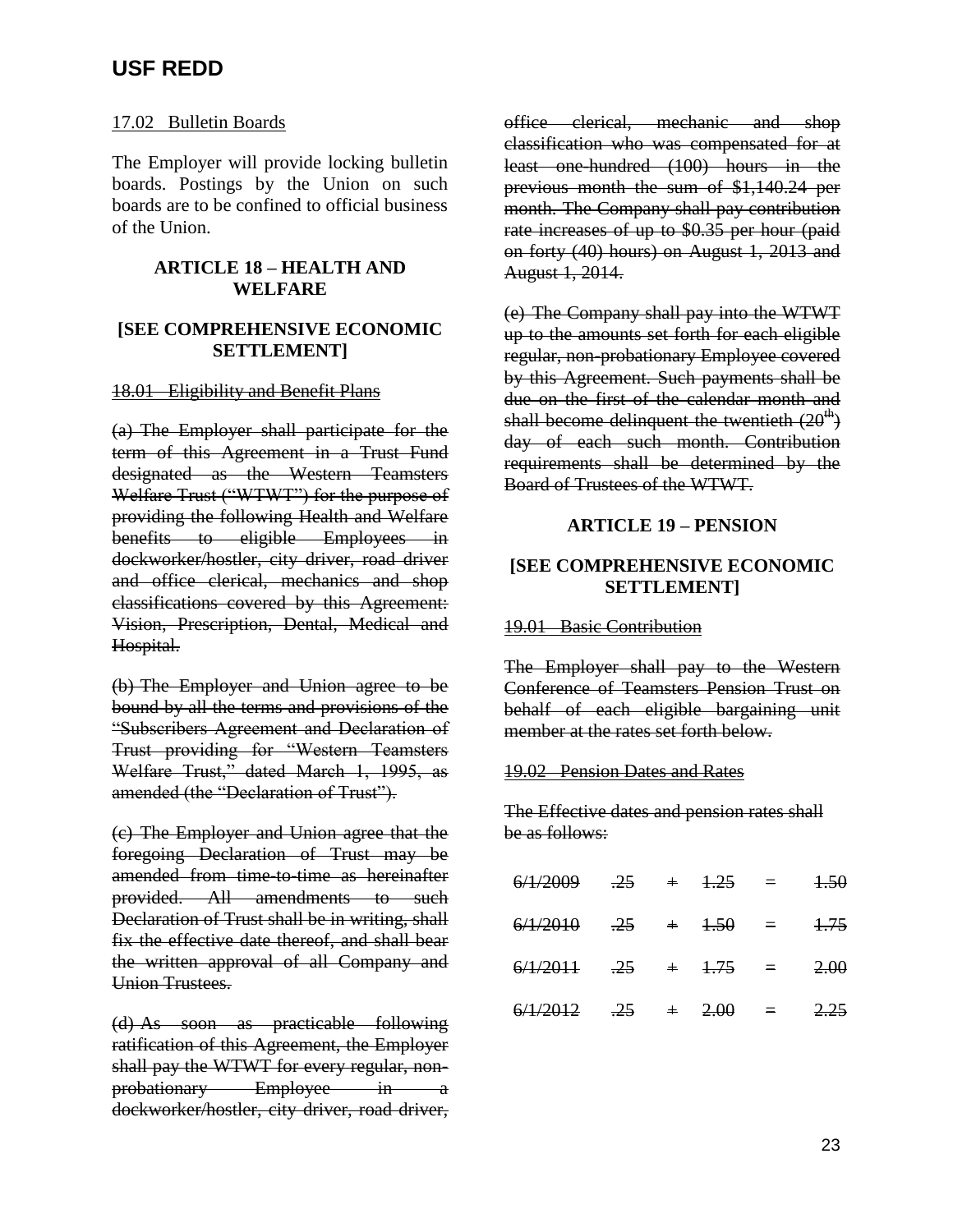17.02 Bulletin Boards

The Employer will provide locking bulletin boards. Postings by the Union on such boards are to be confined to official business of the Union.

## ARTICLE 18 – HEALTH AND WELFARE

## [SEE COMPREHENSIVE ECONOMIC SETTLEMENT]

~~18.01 Eligibility and Benefit Plans~~

~~(a) The Employer shall participate for the term of this Agreement in a Trust Fund designated as the Western Teamsters Welfare Trust ("WTWT") for the purpose of providing the following Health and Welfare benefits to eligible Employees in dockworker/hostler, city driver, road driver and office clerical, mechanics and shop classifications covered by this Agreement: Vision, Prescription, Dental, Medical and Hospital.~~

~~(b) The Employer and Union agree to be bound by all the terms and provisions of the "Subscribers Agreement and Declaration of Trust providing for "Western Teamsters Welfare Trust," dated March 1, 1995, as amended (the "Declaration of Trust").~~

~~(c) The Employer and Union agree that the foregoing Declaration of Trust may be amended from time-to-time as hereinafter provided. All amendments to such Declaration of Trust shall be in writing, shall fix the effective date thereof, and shall bear the written approval of all Company and Union Trustees.~~

~~(d) As soon as practicable following ratification of this Agreement, the Employer shall pay the WTWT for every regular, non-probationary Employee in a dockworker/hostler, city driver, road driver, office clerical, mechanic and shop classification who was compensated for at least one-hundred (100) hours in the previous month the sum of $1,140.24 per month. The Company shall pay contribution rate increases of up to $0.35 per hour (paid on forty (40) hours) on August 1, 2013 and August 1, 2014.~~

~~(e) The Company shall pay into the WTWT up to the amounts set forth for each eligible regular, non-probationary Employee covered by this Agreement. Such payments shall be due on the first of the calendar month and shall become delinquent the twentieth (20th) day of each such month. Contribution requirements shall be determined by the Board of Trustees of the WTWT.~~

## ARTICLE 19 – PENSION

## [SEE COMPREHENSIVE ECONOMIC SETTLEMENT]

~~19.01 Basic Contribution~~

~~The Employer shall pay to the Western Conference of Teamsters Pension Trust on behalf of each eligible bargaining unit member at the rates set forth below.~~

~~19.02 Pension Dates and Rates~~

~~The Effective dates and pension rates shall be as follows:~~

| | | | | | | |
|---|---|---|---|---|---|---|
| ~~6/1/2009~~ | ~~.25~~ | ~~+~~ | ~~1.25~~ | ~~=~~ | ~~1.50~~ |
| ~~6/1/2010~~ | ~~.25~~ | ~~+~~ | ~~1.50~~ | ~~=~~ | ~~1.75~~ |
| ~~6/1/2011~~ | ~~.25~~ | ~~+~~ | ~~1.75~~ | ~~=~~ | ~~2.00~~ |
| ~~6/1/2012~~ | ~~.25~~ | ~~+~~ | ~~2.00~~ | ~~=~~ | ~~2.25~~ |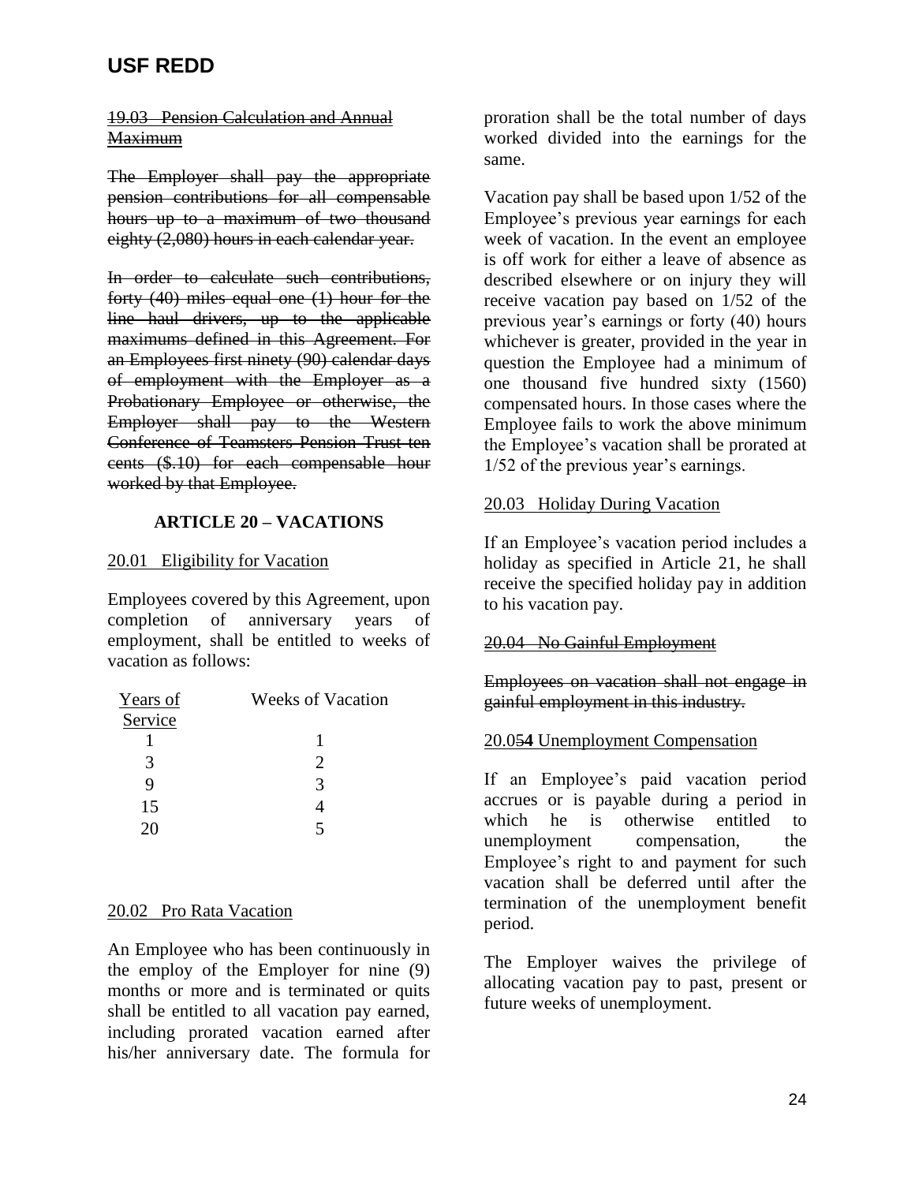~~19.03 Pension Calculation and Annual Maximum~~

~~The Employer shall pay the appropriate pension contributions for all compensable hours up to a maximum of two thousand eighty (2,080) hours in each calendar year.~~

~~In order to calculate such contributions, forty (40) miles equal one (1) hour for the line haul drivers, up to the applicable maximums defined in this Agreement. For an Employees first ninety (90) calendar days of employment with the Employer as a Probationary Employee or otherwise, the Employer shall pay to the Western Conference of Teamsters Pension Trust ten cents ($.10) for each compensable hour worked by that Employee.~~

## ARTICLE 20 – VACATIONS

20.01 Eligibility for Vacation

Employees covered by this Agreement, upon completion of anniversary years of employment, shall be entitled to weeks of vacation as follows:

| Years of Service | Weeks of Vacation |
|---|---|
| 1 | 1 |
| 3 | 2 |
| 9 | 3 |
| 15 | 4 |
| 20 | 5 |

20.02 Pro Rata Vacation

An Employee who has been continuously in the employ of the Employer for nine (9) months or more and is terminated or quits shall be entitled to all vacation pay earned, including prorated vacation earned after his/her anniversary date. The formula for proration shall be the total number of days worked divided into the earnings for the same.

Vacation pay shall be based upon 1/52 of the Employee's previous year earnings for each week of vacation. In the event an employee is off work for either a leave of absence as described elsewhere or on injury they will receive vacation pay based on 1/52 of the previous year's earnings or forty (40) hours whichever is greater, provided in the year in question the Employee had a minimum of one thousand five hundred sixty (1560) compensated hours. In those cases where the Employee fails to work the above minimum the Employee's vacation shall be prorated at 1/52 of the previous year's earnings.

20.03 Holiday During Vacation

If an Employee's vacation period includes a holiday as specified in Article 21, he shall receive the specified holiday pay in addition to his vacation pay.

~~20.04 No Gainful Employment~~

~~Employees on vacation shall not engage in gainful employment in this industry.~~

20.0~~5~~**4** Unemployment Compensation

If an Employee's paid vacation period accrues or is payable during a period in which he is otherwise entitled to unemployment compensation, the Employee's right to and payment for such vacation shall be deferred until after the termination of the unemployment benefit period.

The Employer waives the privilege of allocating vacation pay to past, present or future weeks of unemployment.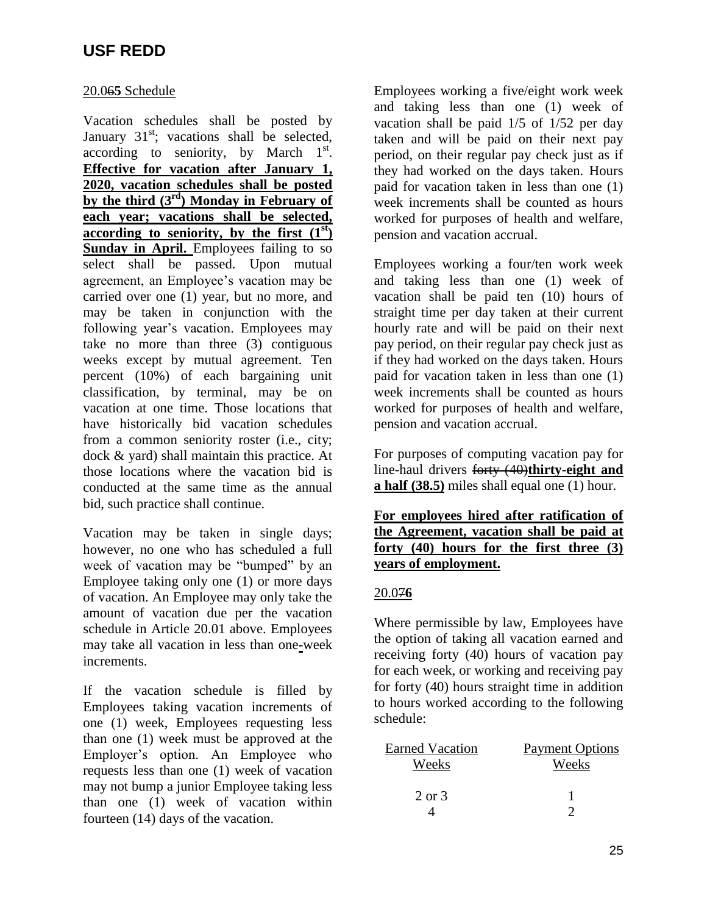## USF REDD

20.065 Schedule

Vacation schedules shall be posted by January 31st; vacations shall be selected, according to seniority, by March 1st. **Effective for vacation after January 1, 2020, vacation schedules shall be posted by the third (3rd) Monday in February of each year; vacations shall be selected, according to seniority, by the first (1st) Sunday in April.** Employees failing to so select shall be passed. Upon mutual agreement, an Employee's vacation may be carried over one (1) year, but no more, and may be taken in conjunction with the following year's vacation. Employees may take no more than three (3) contiguous weeks except by mutual agreement. Ten percent (10%) of each bargaining unit classification, by terminal, may be on vacation at one time. Those locations that have historically bid vacation schedules from a common seniority roster (i.e., city; dock & yard) shall maintain this practice. At those locations where the vacation bid is conducted at the same time as the annual bid, such practice shall continue.

Vacation may be taken in single days; however, no one who has scheduled a full week of vacation may be "bumped" by an Employee taking only one (1) or more days of vacation. An Employee may only take the amount of vacation due per the vacation schedule in Article 20.01 above. Employees may take all vacation in less than one-week increments.

If the vacation schedule is filled by Employees taking vacation increments of one (1) week, Employees requesting less than one (1) week must be approved at the Employer's option. An Employee who requests less than one (1) week of vacation may not bump a junior Employee taking less than one (1) week of vacation within fourteen (14) days of the vacation.

Employees working a five/eight work week and taking less than one (1) week of vacation shall be paid 1/5 of 1/52 per day taken and will be paid on their next pay period, on their regular pay check just as if they had worked on the days taken. Hours paid for vacation taken in less than one (1) week increments shall be counted as hours worked for purposes of health and welfare, pension and vacation accrual.

Employees working a four/ten work week and taking less than one (1) week of vacation shall be paid ten (10) hours of straight time per day taken at their current hourly rate and will be paid on their next pay period, on their regular pay check just as if they had worked on the days taken. Hours paid for vacation taken in less than one (1) week increments shall be counted as hours worked for purposes of health and welfare, pension and vacation accrual.

For purposes of computing vacation pay for line-haul drivers ~~forty (40)~~**thirty-eight and a half (38.5)** miles shall equal one (1) hour.

**For employees hired after ratification of the Agreement, vacation shall be paid at forty (40) hours for the first three (3) years of employment.**

20.0~~7~~**6**

Where permissible by law, Employees have the option of taking all vacation earned and receiving forty (40) hours of vacation pay for each week, or working and receiving pay for forty (40) hours straight time in addition to hours worked according to the following schedule:

| Earned Vacation Weeks | Payment Options Weeks |
|---|---|
| 2 or 3 | 1 |
| 4 | 2 |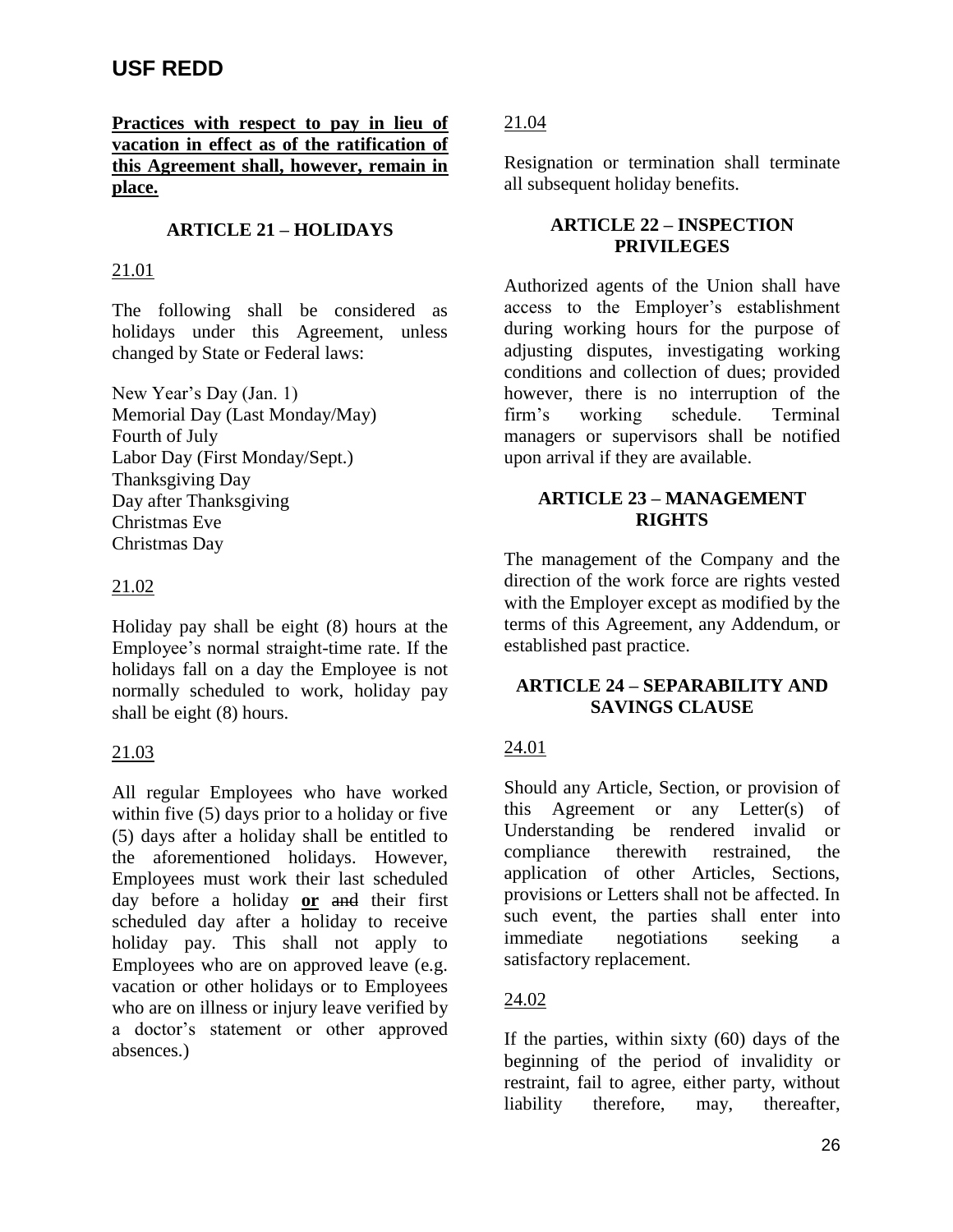**Practices with respect to pay in lieu of vacation in effect as of the ratification of this Agreement shall, however, remain in place.**

## ARTICLE 21 – HOLIDAYS

21.01

The following shall be considered as holidays under this Agreement, unless changed by State or Federal laws:

New Year's Day (Jan. 1)
Memorial Day (Last Monday/May)
Fourth of July
Labor Day (First Monday/Sept.)
Thanksgiving Day
Day after Thanksgiving
Christmas Eve
Christmas Day

21.02

Holiday pay shall be eight (8) hours at the Employee's normal straight-time rate. If the holidays fall on a day the Employee is not normally scheduled to work, holiday pay shall be eight (8) hours.

21.03

All regular Employees who have worked within five (5) days prior to a holiday or five (5) days after a holiday shall be entitled to the aforementioned holidays. However, Employees must work their last scheduled day before a holiday **or** ~~and~~ their first scheduled day after a holiday to receive holiday pay. This shall not apply to Employees who are on approved leave (e.g. vacation or other holidays or to Employees who are on illness or injury leave verified by a doctor's statement or other approved absences.)

21.04

Resignation or termination shall terminate all subsequent holiday benefits.

## ARTICLE 22 – INSPECTION PRIVILEGES

Authorized agents of the Union shall have access to the Employer's establishment during working hours for the purpose of adjusting disputes, investigating working conditions and collection of dues; provided however, there is no interruption of the firm's working schedule. Terminal managers or supervisors shall be notified upon arrival if they are available.

## ARTICLE 23 – MANAGEMENT RIGHTS

The management of the Company and the direction of the work force are rights vested with the Employer except as modified by the terms of this Agreement, any Addendum, or established past practice.

## ARTICLE 24 – SEPARABILITY AND SAVINGS CLAUSE

24.01

Should any Article, Section, or provision of this Agreement or any Letter(s) of Understanding be rendered invalid or compliance therewith restrained, the application of other Articles, Sections, provisions or Letters shall not be affected. In such event, the parties shall enter into immediate negotiations seeking a satisfactory replacement.

24.02

If the parties, within sixty (60) days of the beginning of the period of invalidity or restraint, fail to agree, either party, without liability therefore, may, thereafter,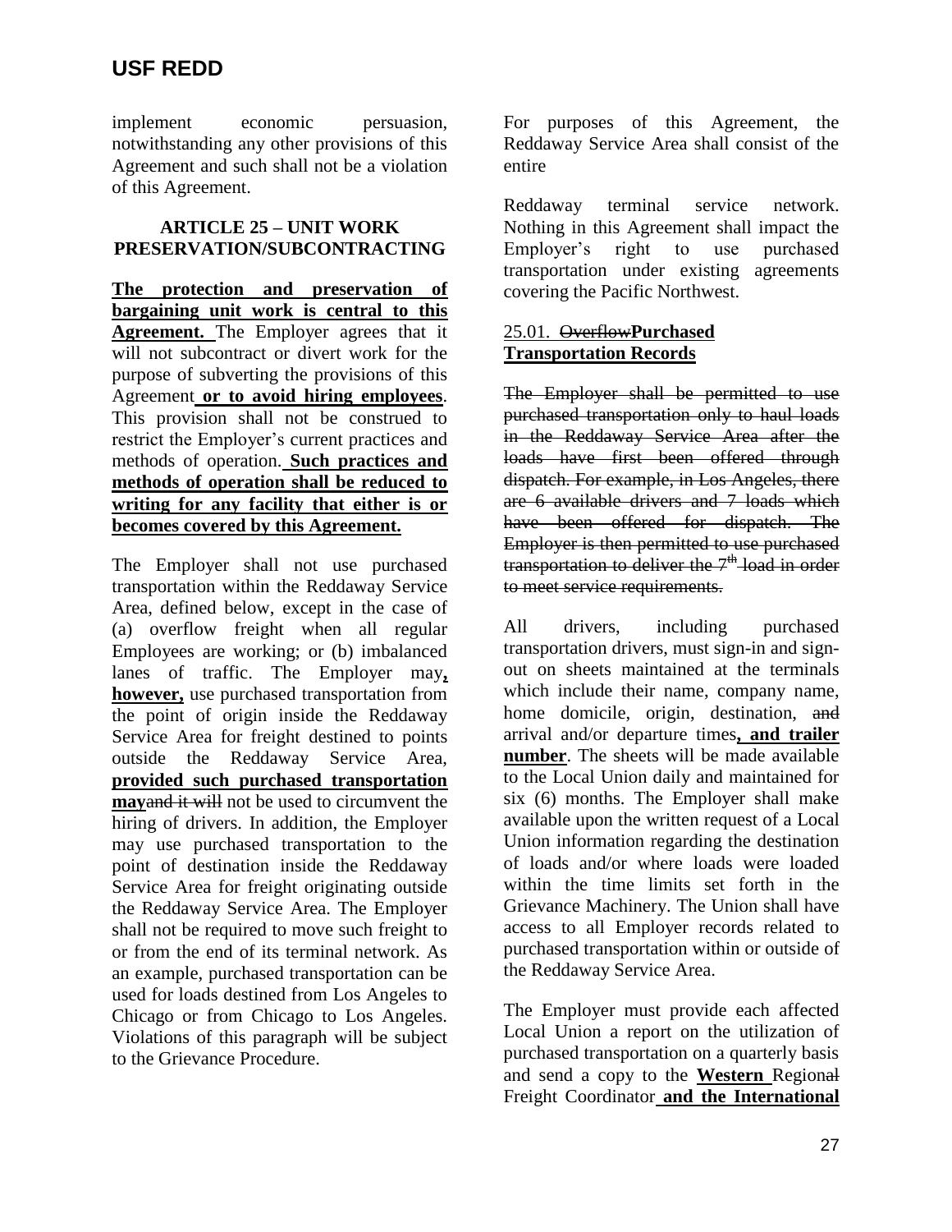implement economic persuasion, notwithstanding any other provisions of this Agreement and such shall not be a violation of this Agreement.

### ARTICLE 25 – UNIT WORK PRESERVATION/SUBCONTRACTING

**The protection and preservation of bargaining unit work is central to this Agreement.** The Employer agrees that it will not subcontract or divert work for the purpose of subverting the provisions of this Agreement **or to avoid hiring employees**. This provision shall not be construed to restrict the Employer's current practices and methods of operation. **Such practices and methods of operation shall be reduced to writing for any facility that either is or becomes covered by this Agreement.**

The Employer shall not use purchased transportation within the Reddaway Service Area, defined below, except in the case of (a) overflow freight when all regular Employees are working; or (b) imbalanced lanes of traffic. The Employer may**, however,** use purchased transportation from the point of origin inside the Reddaway Service Area for freight destined to points outside the Reddaway Service Area, **provided such purchased transportation may**~~and it will~~ not be used to circumvent the hiring of drivers. In addition, the Employer may use purchased transportation to the point of destination inside the Reddaway Service Area for freight originating outside the Reddaway Service Area. The Employer shall not be required to move such freight to or from the end of its terminal network. As an example, purchased transportation can be used for loads destined from Los Angeles to Chicago or from Chicago to Los Angeles. Violations of this paragraph will be subject to the Grievance Procedure.

For purposes of this Agreement, the Reddaway Service Area shall consist of the entire

Reddaway terminal service network. Nothing in this Agreement shall impact the Employer's right to use purchased transportation under existing agreements covering the Pacific Northwest.

#### 25.01. ~~Overflow~~**Purchased Transportation Records**

~~The Employer shall be permitted to use purchased transportation only to haul loads in the Reddaway Service Area after the loads have first been offered through dispatch. For example, in Los Angeles, there are 6 available drivers and 7 loads which have been offered for dispatch. The Employer is then permitted to use purchased transportation to deliver the 7th load in order to meet service requirements.~~

All drivers, including purchased transportation drivers, must sign-in and sign-out on sheets maintained at the terminals which include their name, company name, home domicile, origin, destination, ~~and~~ arrival and/or departure times**, and trailer number**. The sheets will be made available to the Local Union daily and maintained for six (6) months. The Employer shall make available upon the written request of a Local Union information regarding the destination of loads and/or where loads were loaded within the time limits set forth in the Grievance Machinery. The Union shall have access to all Employer records related to purchased transportation within or outside of the Reddaway Service Area.

The Employer must provide each affected Local Union a report on the utilization of purchased transportation on a quarterly basis and send a copy to the **Western** Region~~al~~ Freight Coordinator **and the International**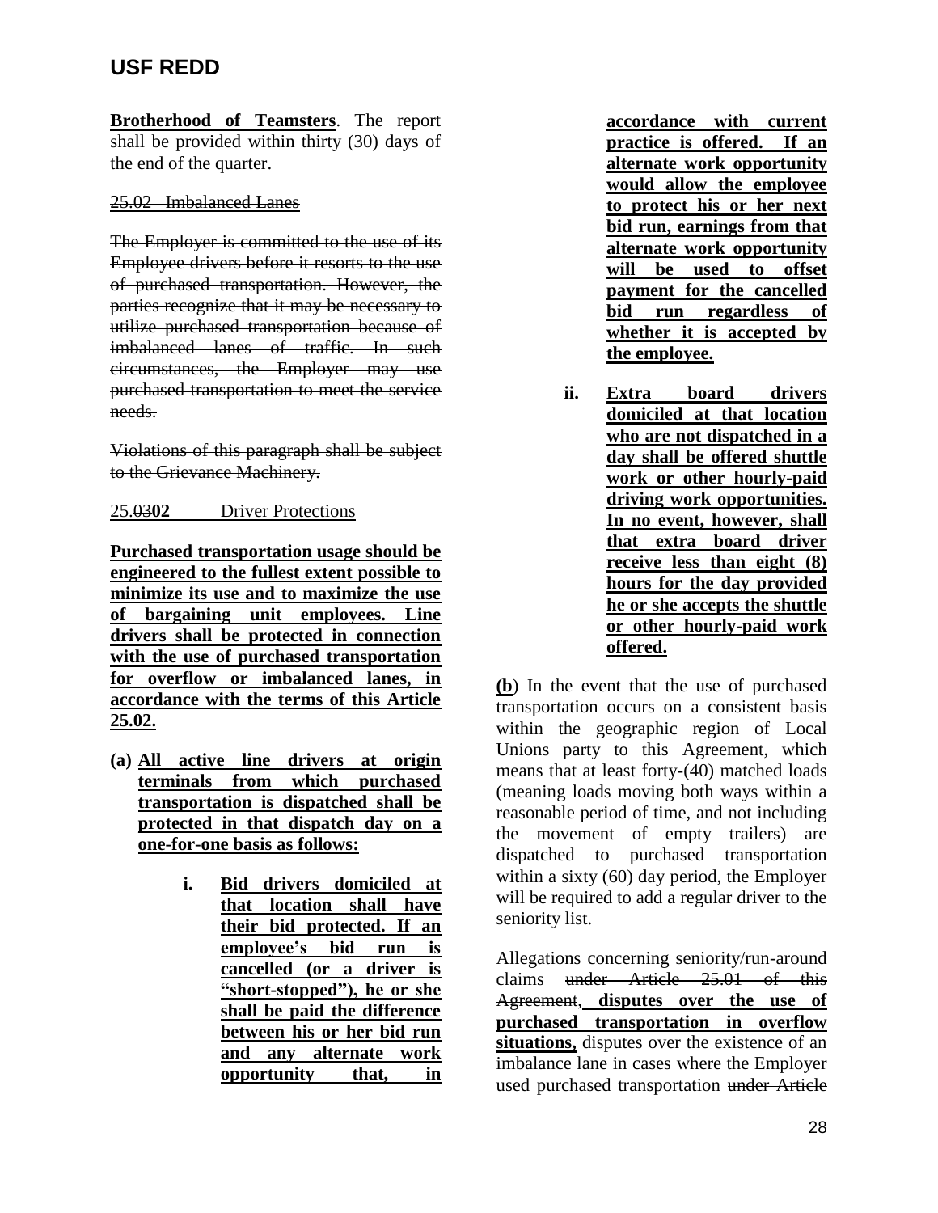**Brotherhood of Teamsters**. The report shall be provided within thirty (30) days of the end of the quarter.

~~25.02 Imbalanced Lanes~~

~~The Employer is committed to the use of its Employee drivers before it resorts to the use of purchased transportation. However, the parties recognize that it may be necessary to utilize purchased transportation because of imbalanced lanes of traffic. In such circumstances, the Employer may use purchased transportation to meet the service needs.~~

~~Violations of this paragraph shall be subject to the Grievance Machinery.~~

25.~~03~~**02** Driver Protections

**Purchased transportation usage should be engineered to the fullest extent possible to minimize its use and to maximize the use of bargaining unit employees. Line drivers shall be protected in connection with the use of purchased transportation for overflow or imbalanced lanes, in accordance with the terms of this Article 25.02.**

**(a) All active line drivers at origin terminals from which purchased transportation is dispatched shall be protected in that dispatch day on a one-for-one basis as follows:**

> **i. Bid drivers domiciled at that location shall have their bid protected. If an employee's bid run is cancelled (or a driver is "short-stopped"), he or she shall be paid the difference between his or her bid run and any alternate work opportunity that, in accordance with current practice is offered. If an alternate work opportunity would allow the employee to protect his or her next bid run, earnings from that alternate work opportunity will be used to offset payment for the cancelled bid run regardless of whether it is accepted by the employee.**
>
> **ii. Extra board drivers domiciled at that location who are not dispatched in a day shall be offered shuttle work or other hourly-paid driving work opportunities. In no event, however, shall that extra board driver receive less than eight (8) hours for the day provided he or she accepts the shuttle or other hourly-paid work offered.**

(**b**) In the event that the use of purchased transportation occurs on a consistent basis within the geographic region of Local Unions party to this Agreement, which means that at least forty-(40) matched loads (meaning loads moving both ways within a reasonable period of time, and not including the movement of empty trailers) are dispatched to purchased transportation within a sixty (60) day period, the Employer will be required to add a regular driver to the seniority list.

Allegations concerning seniority/run-around claims ~~under Article 25.01 of this Agreement~~, **disputes over the use of purchased transportation in overflow situations,** disputes over the existence of an imbalance lane in cases where the Employer used purchased transportation ~~under Article~~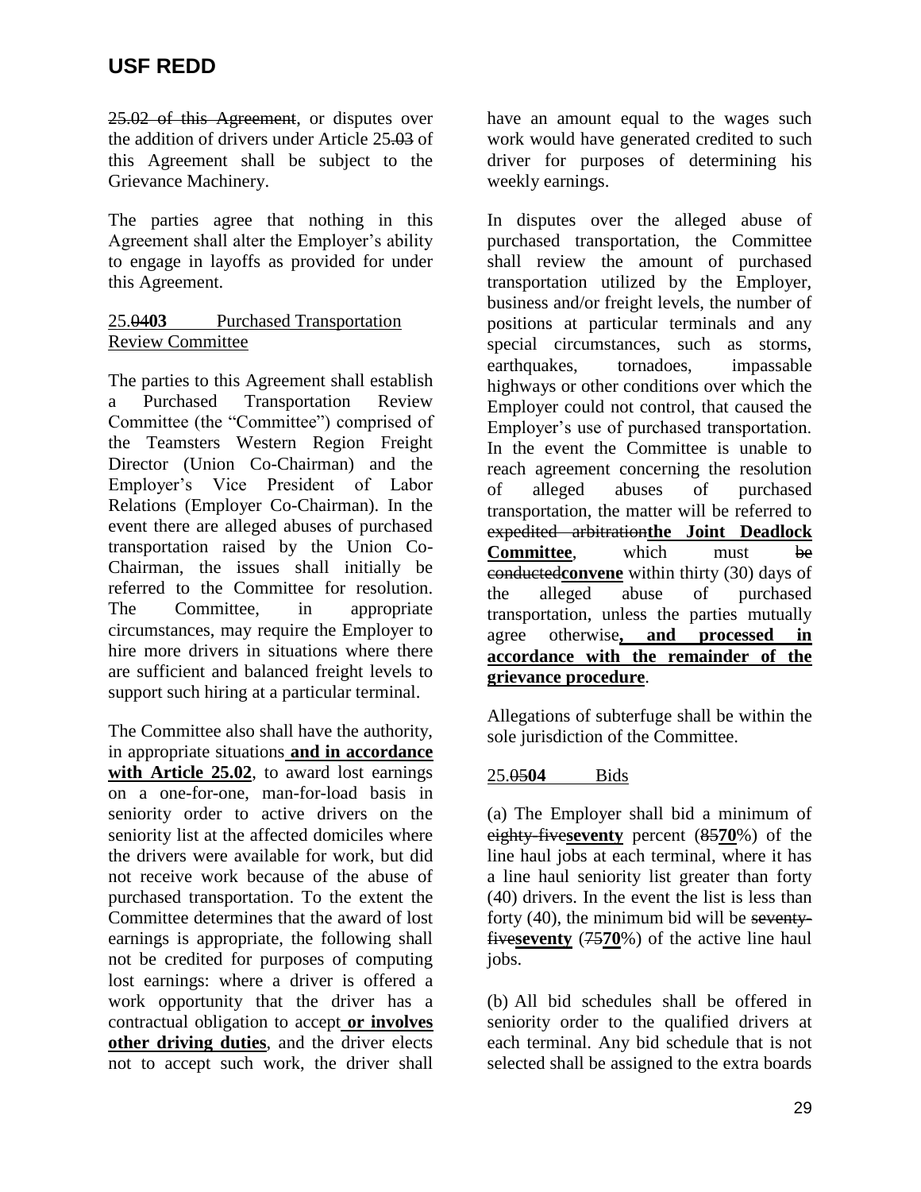~~25.02 of this Agreement~~, or disputes over the addition of drivers under Article 25~~.03~~ of this Agreement shall be subject to the Grievance Machinery.

The parties agree that nothing in this Agreement shall alter the Employer's ability to engage in layoffs as provided for under this Agreement.

25.~~04~~**03** Purchased Transportation Review Committee

The parties to this Agreement shall establish a Purchased Transportation Review Committee (the "Committee") comprised of the Teamsters Western Region Freight Director (Union Co-Chairman) and the Employer's Vice President of Labor Relations (Employer Co-Chairman). In the event there are alleged abuses of purchased transportation raised by the Union Co-Chairman, the issues shall initially be referred to the Committee for resolution. The Committee, in appropriate circumstances, may require the Employer to hire more drivers in situations where there are sufficient and balanced freight levels to support such hiring at a particular terminal.

The Committee also shall have the authority, in appropriate situations **and in accordance with Article 25.02**, to award lost earnings on a one-for-one, man-for-load basis in seniority order to active drivers on the seniority list at the affected domiciles where the drivers were available for work, but did not receive work because of the abuse of purchased transportation. To the extent the Committee determines that the award of lost earnings is appropriate, the following shall not be credited for purposes of computing lost earnings: where a driver is offered a work opportunity that the driver has a contractual obligation to accept **or involves other driving duties**, and the driver elects not to accept such work, the driver shall have an amount equal to the wages such work would have generated credited to such driver for purposes of determining his weekly earnings.

In disputes over the alleged abuse of purchased transportation, the Committee shall review the amount of purchased transportation utilized by the Employer, business and/or freight levels, the number of positions at particular terminals and any special circumstances, such as storms, earthquakes, tornadoes, impassable highways or other conditions over which the Employer could not control, that caused the Employer's use of purchased transportation. In the event the Committee is unable to reach agreement concerning the resolution of alleged abuses of purchased transportation, the matter will be referred to ~~expedited arbitration~~**the Joint Deadlock Committee**, which must ~~be conducted~~**convene** within thirty (30) days of the alleged abuse of purchased transportation, unless the parties mutually agree otherwise**, and processed in accordance with the remainder of the grievance procedure**.

Allegations of subterfuge shall be within the sole jurisdiction of the Committee.

25.~~05~~**04** Bids

(a) The Employer shall bid a minimum of ~~eighty-five~~**seventy** percent (~~85~~**70**%) of the line haul jobs at each terminal, where it has a line haul seniority list greater than forty (40) drivers. In the event the list is less than forty (40), the minimum bid will be ~~seventy-five~~**seventy** (~~75~~**70**%) of the active line haul jobs.

(b) All bid schedules shall be offered in seniority order to the qualified drivers at each terminal. Any bid schedule that is not selected shall be assigned to the extra boards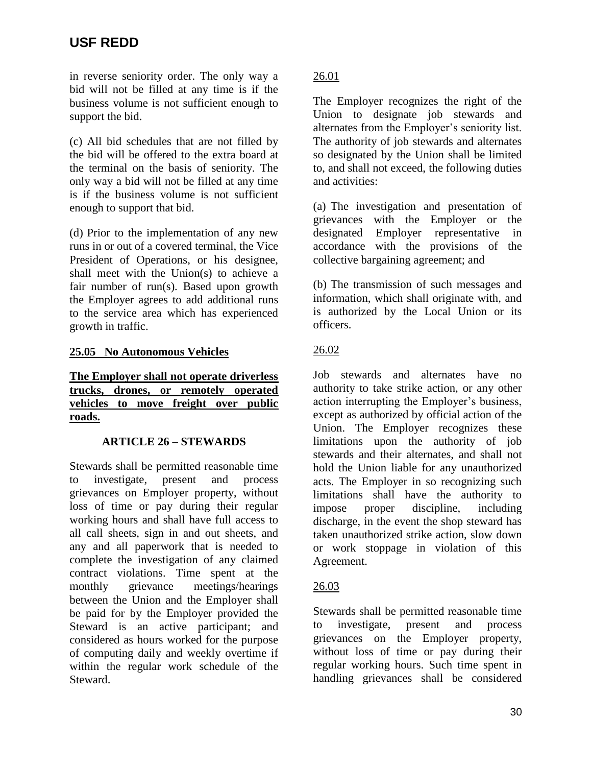in reverse seniority order. The only way a bid will not be filled at any time is if the business volume is not sufficient enough to support the bid.

(c) All bid schedules that are not filled by the bid will be offered to the extra board at the terminal on the basis of seniority. The only way a bid will not be filled at any time is if the business volume is not sufficient enough to support that bid.

(d) Prior to the implementation of any new runs in or out of a covered terminal, the Vice President of Operations, or his designee, shall meet with the Union(s) to achieve a fair number of run(s). Based upon growth the Employer agrees to add additional runs to the service area which has experienced growth in traffic.

**25.05 No Autonomous Vehicles**

**The Employer shall not operate driverless trucks, drones, or remotely operated vehicles to move freight over public roads.**

## ARTICLE 26 – STEWARDS

Stewards shall be permitted reasonable time to investigate, present and process grievances on Employer property, without loss of time or pay during their regular working hours and shall have full access to all call sheets, sign in and out sheets, and any and all paperwork that is needed to complete the investigation of any claimed contract violations. Time spent at the monthly grievance meetings/hearings between the Union and the Employer shall be paid for by the Employer provided the Steward is an active participant; and considered as hours worked for the purpose of computing daily and weekly overtime if within the regular work schedule of the Steward.

26.01

The Employer recognizes the right of the Union to designate job stewards and alternates from the Employer's seniority list. The authority of job stewards and alternates so designated by the Union shall be limited to, and shall not exceed, the following duties and activities:

(a) The investigation and presentation of grievances with the Employer or the designated Employer representative in accordance with the provisions of the collective bargaining agreement; and

(b) The transmission of such messages and information, which shall originate with, and is authorized by the Local Union or its officers.

26.02

Job stewards and alternates have no authority to take strike action, or any other action interrupting the Employer's business, except as authorized by official action of the Union. The Employer recognizes these limitations upon the authority of job stewards and their alternates, and shall not hold the Union liable for any unauthorized acts. The Employer in so recognizing such limitations shall have the authority to impose proper discipline, including discharge, in the event the shop steward has taken unauthorized strike action, slow down or work stoppage in violation of this Agreement.

26.03

Stewards shall be permitted reasonable time to investigate, present and process grievances on the Employer property, without loss of time or pay during their regular working hours. Such time spent in handling grievances shall be considered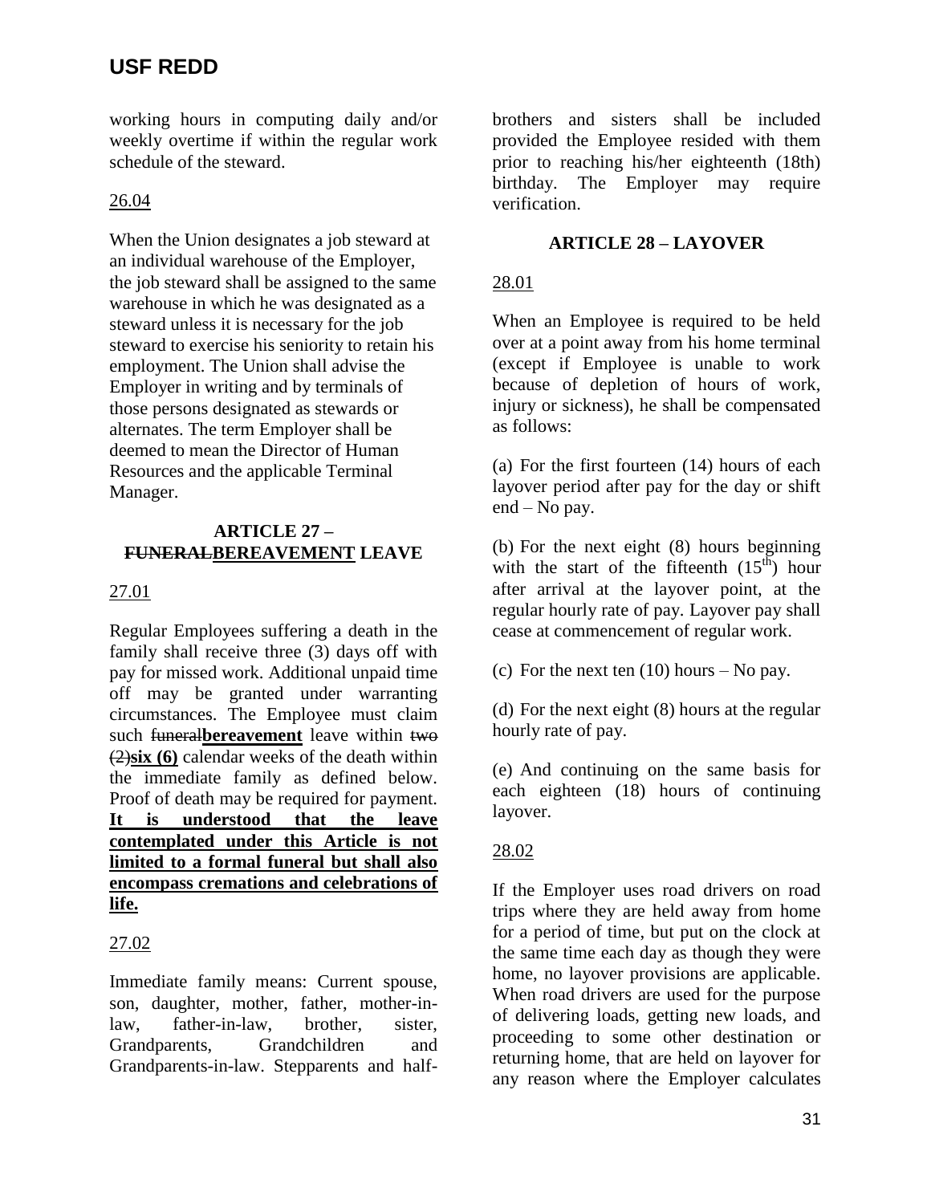working hours in computing daily and/or weekly overtime if within the regular work schedule of the steward.

26.04

When the Union designates a job steward at an individual warehouse of the Employer, the job steward shall be assigned to the same warehouse in which he was designated as a steward unless it is necessary for the job steward to exercise his seniority to retain his employment. The Union shall advise the Employer in writing and by terminals of those persons designated as stewards or alternates. The term Employer shall be deemed to mean the Director of Human Resources and the applicable Terminal Manager.

## ARTICLE 27 – ~~FUNERAL~~**BEREAVEMENT** LEAVE

27.01

Regular Employees suffering a death in the family shall receive three (3) days off with pay for missed work. Additional unpaid time off may be granted under warranting circumstances. The Employee must claim such ~~funeral~~**bereavement** leave within ~~two (2)~~**six (6)** calendar weeks of the death within the immediate family as defined below. Proof of death may be required for payment. **It is understood that the leave contemplated under this Article is not limited to a formal funeral but shall also encompass cremations and celebrations of life.**

27.02

Immediate family means: Current spouse, son, daughter, mother, father, mother-in-law, father-in-law, brother, sister, Grandparents, Grandchildren and Grandparents-in-law. Stepparents and half-brothers and sisters shall be included provided the Employee resided with them prior to reaching his/her eighteenth (18th) birthday. The Employer may require verification.

## ARTICLE 28 – LAYOVER

28.01

When an Employee is required to be held over at a point away from his home terminal (except if Employee is unable to work because of depletion of hours of work, injury or sickness), he shall be compensated as follows:

(a) For the first fourteen (14) hours of each layover period after pay for the day or shift end – No pay.

(b) For the next eight (8) hours beginning with the start of the fifteenth (15th) hour after arrival at the layover point, at the regular hourly rate of pay. Layover pay shall cease at commencement of regular work.

(c) For the next ten (10) hours – No pay.

(d) For the next eight (8) hours at the regular hourly rate of pay.

(e) And continuing on the same basis for each eighteen (18) hours of continuing layover.

28.02

If the Employer uses road drivers on road trips where they are held away from home for a period of time, but put on the clock at the same time each day as though they were home, no layover provisions are applicable. When road drivers are used for the purpose of delivering loads, getting new loads, and proceeding to some other destination or returning home, that are held on layover for any reason where the Employer calculates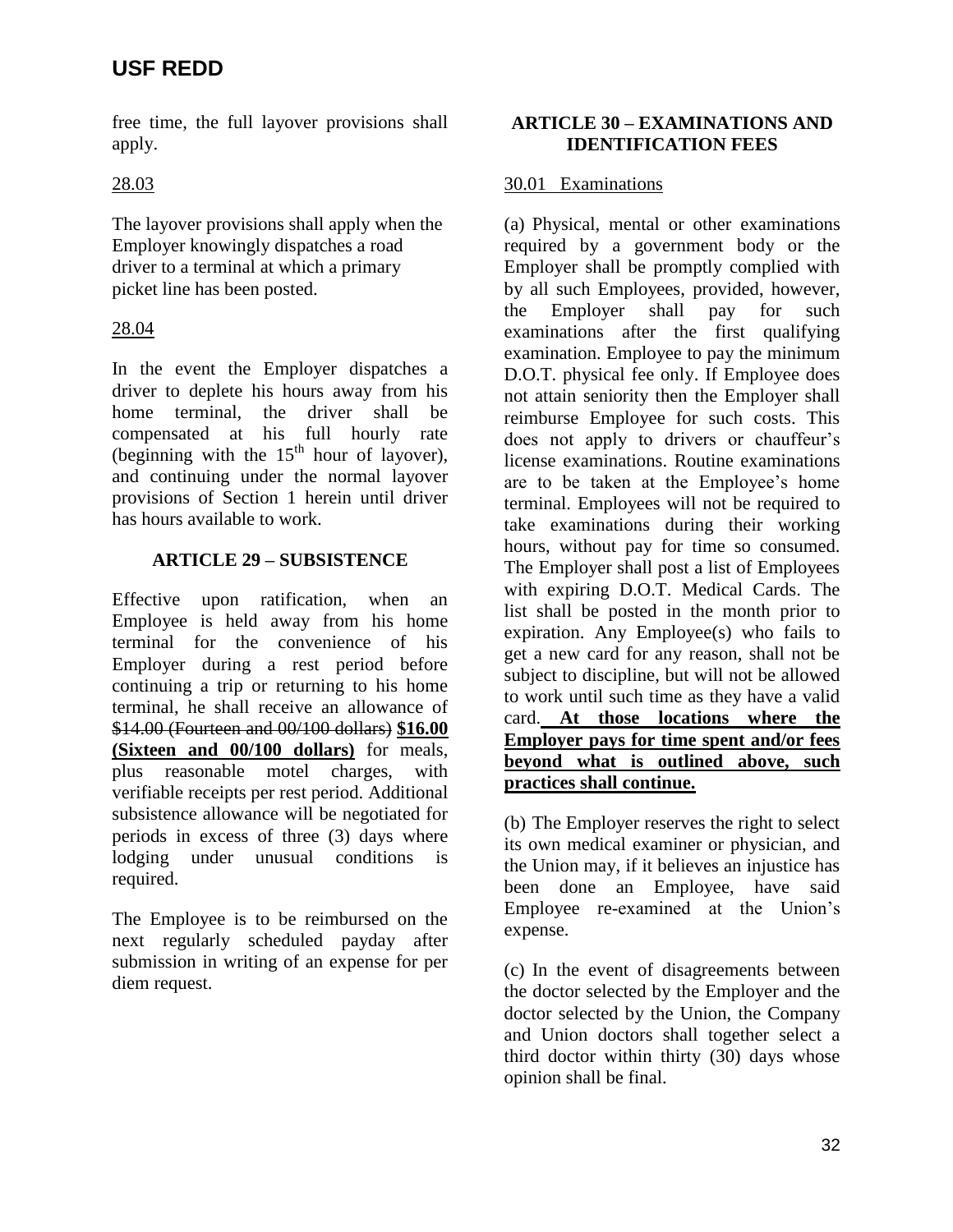free time, the full layover provisions shall apply.

28.03

The layover provisions shall apply when the Employer knowingly dispatches a road driver to a terminal at which a primary picket line has been posted.

28.04

In the event the Employer dispatches a driver to deplete his hours away from his home terminal, the driver shall be compensated at his full hourly rate (beginning with the 15th hour of layover), and continuing under the normal layover provisions of Section 1 herein until driver has hours available to work.

## ARTICLE 29 – SUBSISTENCE

Effective upon ratification, when an Employee is held away from his home terminal for the convenience of his Employer during a rest period before continuing a trip or returning to his home terminal, he shall receive an allowance of ~~$14.00 (Fourteen and 00/100 dollars)~~ **$16.00 (Sixteen and 00/100 dollars)** for meals, plus reasonable motel charges, with verifiable receipts per rest period. Additional subsistence allowance will be negotiated for periods in excess of three (3) days where lodging under unusual conditions is required.

The Employee is to be reimbursed on the next regularly scheduled payday after submission in writing of an expense for per diem request.

## ARTICLE 30 – EXAMINATIONS AND IDENTIFICATION FEES

30.01 Examinations

(a) Physical, mental or other examinations required by a government body or the Employer shall be promptly complied with by all such Employees, provided, however, the Employer shall pay for such examinations after the first qualifying examination. Employee to pay the minimum D.O.T. physical fee only. If Employee does not attain seniority then the Employer shall reimburse Employee for such costs. This does not apply to drivers or chauffeur's license examinations. Routine examinations are to be taken at the Employee's home terminal. Employees will not be required to take examinations during their working hours, without pay for time so consumed. The Employer shall post a list of Employees with expiring D.O.T. Medical Cards. The list shall be posted in the month prior to expiration. Any Employee(s) who fails to get a new card for any reason, shall not be subject to discipline, but will not be allowed to work until such time as they have a valid card. **At those locations where the Employer pays for time spent and/or fees beyond what is outlined above, such practices shall continue.**

(b) The Employer reserves the right to select its own medical examiner or physician, and the Union may, if it believes an injustice has been done an Employee, have said Employee re-examined at the Union's expense.

(c) In the event of disagreements between the doctor selected by the Employer and the doctor selected by the Union, the Company and Union doctors shall together select a third doctor within thirty (30) days whose opinion shall be final.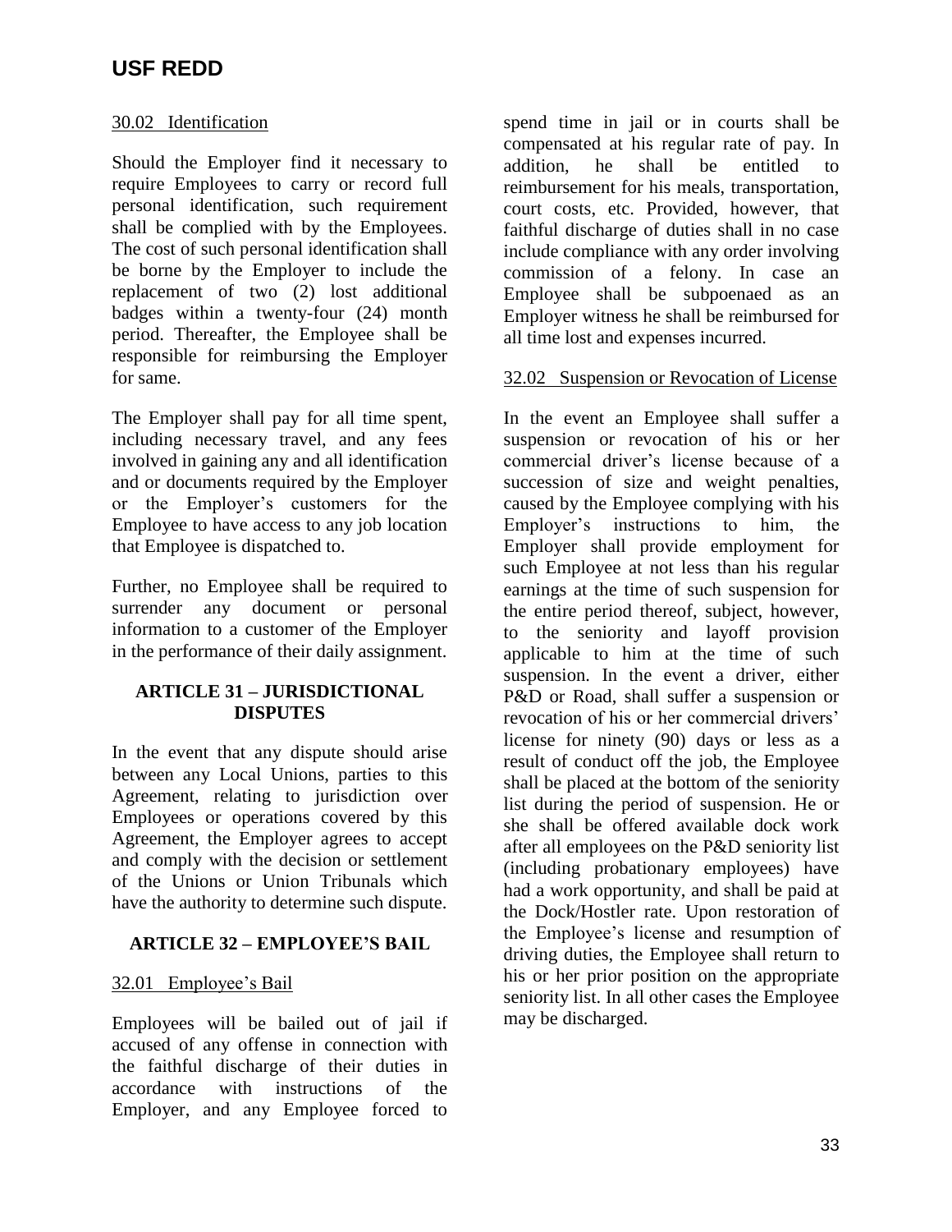### 30.02 Identification

Should the Employer find it necessary to require Employees to carry or record full personal identification, such requirement shall be complied with by the Employees. The cost of such personal identification shall be borne by the Employer to include the replacement of two (2) lost additional badges within a twenty-four (24) month period. Thereafter, the Employee shall be responsible for reimbursing the Employer for same.

The Employer shall pay for all time spent, including necessary travel, and any fees involved in gaining any and all identification and or documents required by the Employer or the Employer's customers for the Employee to have access to any job location that Employee is dispatched to.

Further, no Employee shall be required to surrender any document or personal information to a customer of the Employer in the performance of their daily assignment.

## ARTICLE 31 – JURISDICTIONAL DISPUTES

In the event that any dispute should arise between any Local Unions, parties to this Agreement, relating to jurisdiction over Employees or operations covered by this Agreement, the Employer agrees to accept and comply with the decision or settlement of the Unions or Union Tribunals which have the authority to determine such dispute.

## ARTICLE 32 – EMPLOYEE'S BAIL

### 32.01 Employee's Bail

Employees will be bailed out of jail if accused of any offense in connection with the faithful discharge of their duties in accordance with instructions of the Employer, and any Employee forced to spend time in jail or in courts shall be compensated at his regular rate of pay. In addition, he shall be entitled to reimbursement for his meals, transportation, court costs, etc. Provided, however, that faithful discharge of duties shall in no case include compliance with any order involving commission of a felony. In case an Employee shall be subpoenaed as an Employer witness he shall be reimbursed for all time lost and expenses incurred.

### 32.02 Suspension or Revocation of License

In the event an Employee shall suffer a suspension or revocation of his or her commercial driver's license because of a succession of size and weight penalties, caused by the Employee complying with his Employer's instructions to him, the Employer shall provide employment for such Employee at not less than his regular earnings at the time of such suspension for the entire period thereof, subject, however, to the seniority and layoff provision applicable to him at the time of such suspension. In the event a driver, either P&D or Road, shall suffer a suspension or revocation of his or her commercial drivers' license for ninety (90) days or less as a result of conduct off the job, the Employee shall be placed at the bottom of the seniority list during the period of suspension. He or she shall be offered available dock work after all employees on the P&D seniority list (including probationary employees) have had a work opportunity, and shall be paid at the Dock/Hostler rate. Upon restoration of the Employee's license and resumption of driving duties, the Employee shall return to his or her prior position on the appropriate seniority list. In all other cases the Employee may be discharged.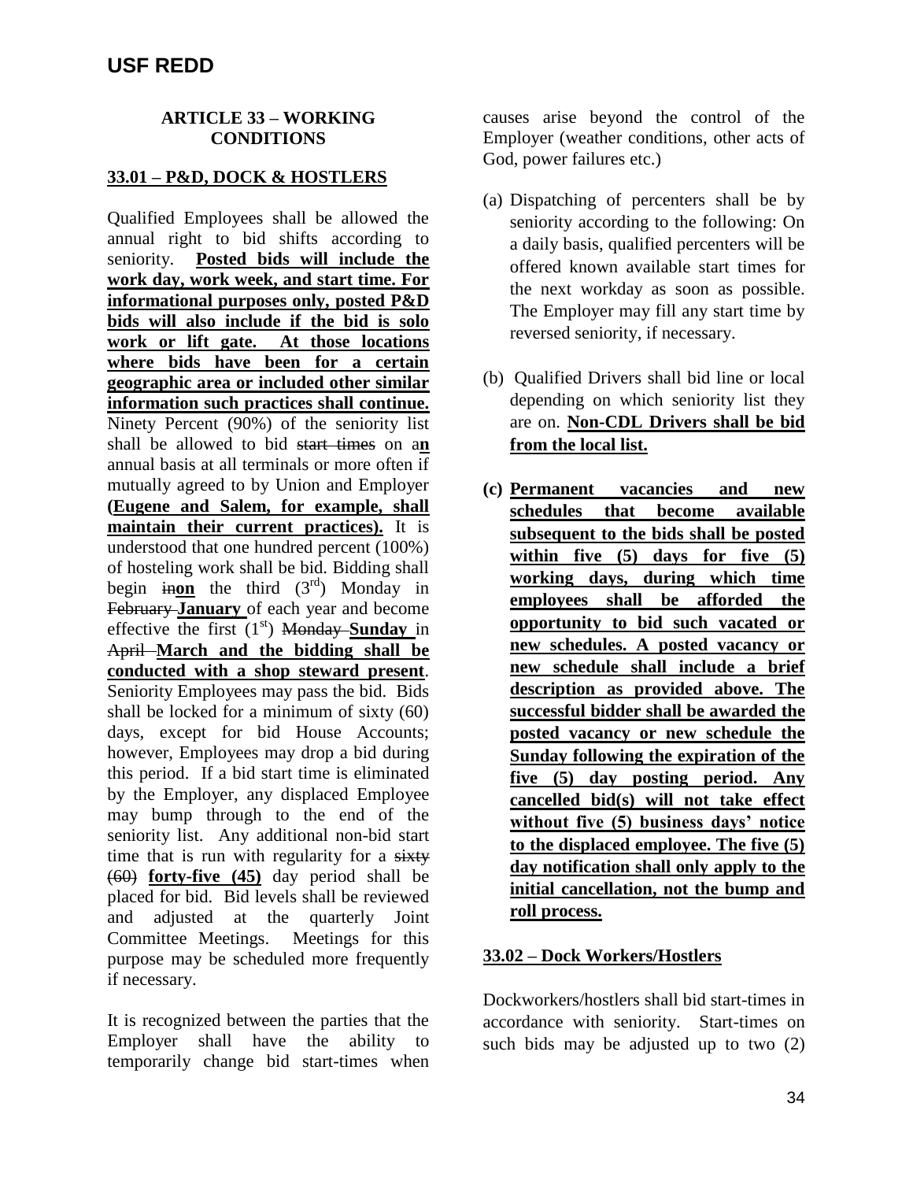# USF REDD

## ARTICLE 33 – WORKING CONDITIONS

### 33.01 – P&D, DOCK & HOSTLERS

Qualified Employees shall be allowed the annual right to bid shifts according to seniority. **Posted bids will include the work day, work week, and start time. For informational purposes only, posted P&D bids will also include if the bid is solo work or lift gate. At those locations where bids have been for a certain geographic area or included other similar information such practices shall continue.** Ninety Percent (90%) of the seniority list shall be allowed to bid ~~start times~~ on a**n** annual basis at all terminals or more often if mutually agreed to by Union and Employer **(Eugene and Salem, for example, shall maintain their current practices).** It is understood that one hundred percent (100%) of hosteling work shall be bid. Bidding shall begin ~~in~~**on** the third (3rd) Monday in ~~February~~ **January** of each year and become effective the first (1st) ~~Monday~~ **Sunday** in ~~April~~ **March and the bidding shall be conducted with a shop steward present**. Seniority Employees may pass the bid. Bids shall be locked for a minimum of sixty (60) days, except for bid House Accounts; however, Employees may drop a bid during this period. If a bid start time is eliminated by the Employer, any displaced Employee may bump through to the end of the seniority list. Any additional non-bid start time that is run with regularity for a ~~sixty (60)~~ **forty-five (45)** day period shall be placed for bid. Bid levels shall be reviewed and adjusted at the quarterly Joint Committee Meetings. Meetings for this purpose may be scheduled more frequently if necessary.

It is recognized between the parties that the Employer shall have the ability to temporarily change bid start-times when causes arise beyond the control of the Employer (weather conditions, other acts of God, power failures etc.)

(a) Dispatching of percenters shall be by seniority according to the following: On a daily basis, qualified percenters will be offered known available start times for the next workday as soon as possible. The Employer may fill any start time by reversed seniority, if necessary.

(b) Qualified Drivers shall bid line or local depending on which seniority list they are on. **Non-CDL Drivers shall be bid from the local list.**

**(c) Permanent vacancies and new schedules that become available subsequent to the bids shall be posted within five (5) days for five (5) working days, during which time employees shall be afforded the opportunity to bid such vacated or new schedules. A posted vacancy or new schedule shall include a brief description as provided above. The successful bidder shall be awarded the posted vacancy or new schedule the Sunday following the expiration of the five (5) day posting period. Any cancelled bid(s) will not take effect without five (5) business days' notice to the displaced employee. The five (5) day notification shall only apply to the initial cancellation, not the bump and roll process.**

### 33.02 – Dock Workers/Hostlers

Dockworkers/hostlers shall bid start-times in accordance with seniority. Start-times on such bids may be adjusted up to two (2)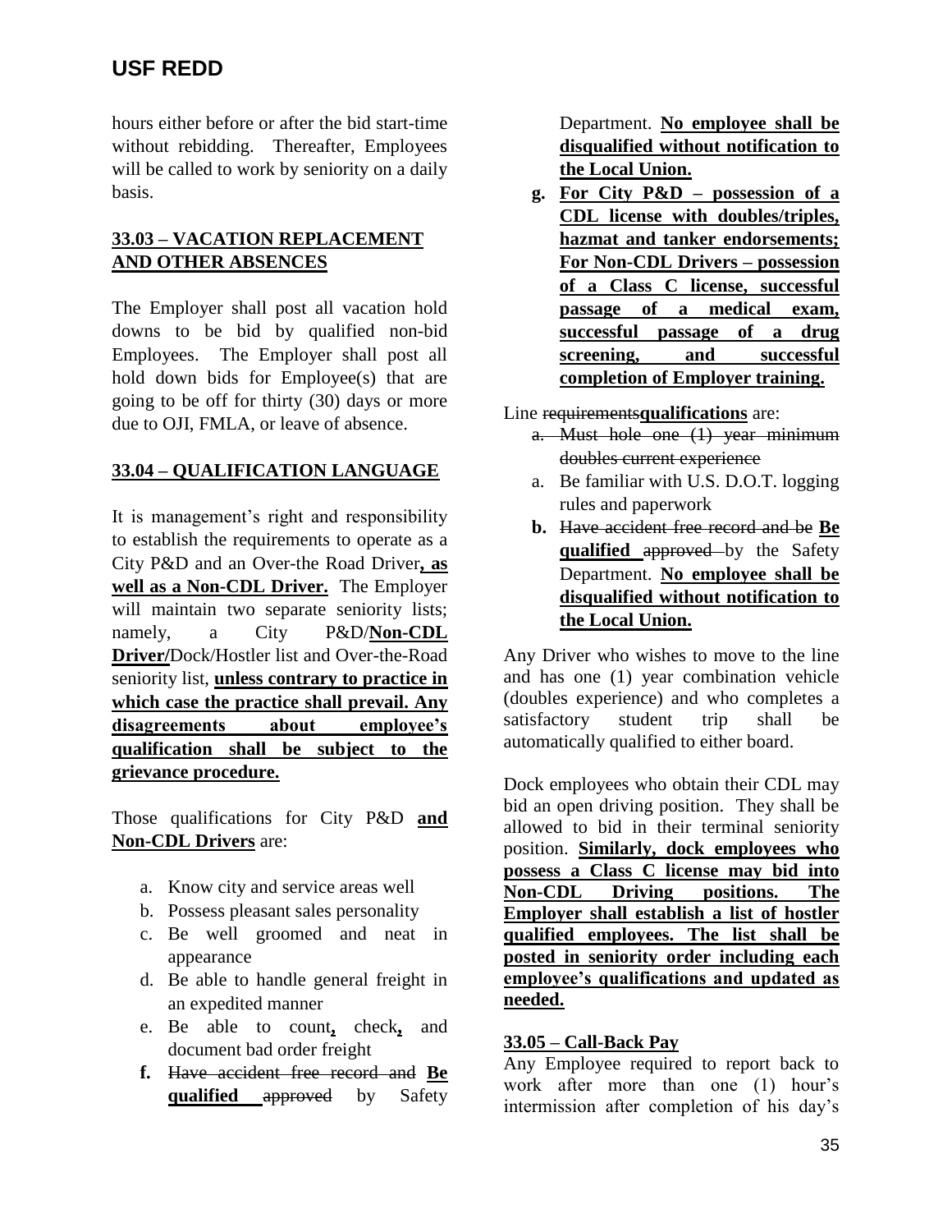hours either before or after the bid start-time without rebidding. Thereafter, Employees will be called to work by seniority on a daily basis.

**33.03 – VACATION REPLACEMENT AND OTHER ABSENCES**

The Employer shall post all vacation hold downs to be bid by qualified non-bid Employees. The Employer shall post all hold down bids for Employee(s) that are going to be off for thirty (30) days or more due to OJI, FMLA, or leave of absence.

**33.04 – QUALIFICATION LANGUAGE**

It is management's right and responsibility to establish the requirements to operate as a City P&D and an Over-the Road Driver**, as well as a Non-CDL Driver.** The Employer will maintain two separate seniority lists; namely, a City P&D/**Non-CDL Driver/**Dock/Hostler list and Over-the-Road seniority list, **unless contrary to practice in which case the practice shall prevail. Any disagreements about employee's qualification shall be subject to the grievance procedure.**

Those qualifications for City P&D **and Non-CDL Drivers** are:

a. Know city and service areas well
b. Possess pleasant sales personality
c. Be well groomed and neat in appearance
d. Be able to handle general freight in an expedited manner
e. Be able to count**,** check**,** and document bad order freight
f. ~~Have accident free record and~~ **Be qualified** ~~approved~~ by Safety Department. **No employee shall be disqualified without notification to the Local Union.**
g. **For City P&D – possession of a CDL license with doubles/triples, hazmat and tanker endorsements; For Non-CDL Drivers – possession of a Class C license, successful passage of a medical exam, successful passage of a drug screening, and successful completion of Employer training.**

Line ~~requirements~~**qualifications** are:

~~a. Must hole one (1) year minimum doubles current experience~~

a. Be familiar with U.S. D.O.T. logging rules and paperwork
b. ~~Have accident free record and be~~ **Be qualified** ~~approved~~ by the Safety Department. **No employee shall be disqualified without notification to the Local Union.**

Any Driver who wishes to move to the line and has one (1) year combination vehicle (doubles experience) and who completes a satisfactory student trip shall be automatically qualified to either board.

Dock employees who obtain their CDL may bid an open driving position. They shall be allowed to bid in their terminal seniority position. **Similarly, dock employees who possess a Class C license may bid into Non-CDL Driving positions. The Employer shall establish a list of hostler qualified employees. The list shall be posted in seniority order including each employee's qualifications and updated as needed.**

**33.05 – Call-Back Pay**

Any Employee required to report back to work after more than one (1) hour's intermission after completion of his day's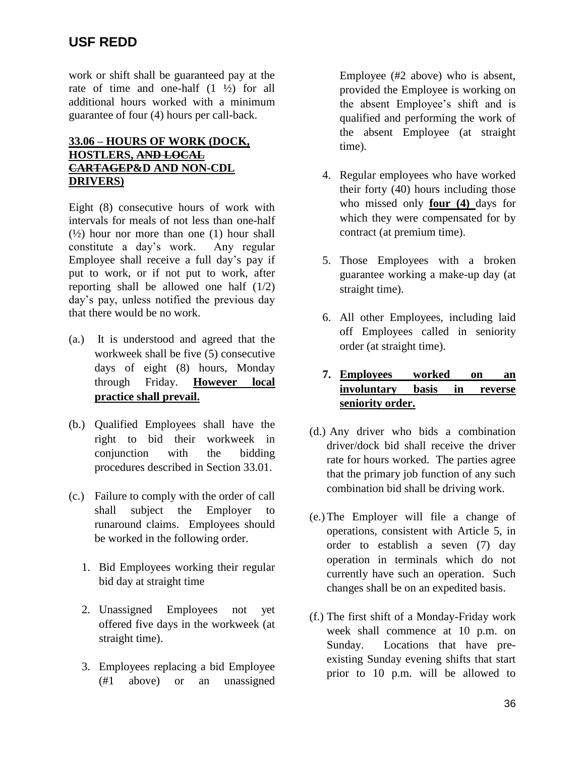work or shift shall be guaranteed pay at the rate of time and one-half (1 ½) for all additional hours worked with a minimum guarantee of four (4) hours per call-back.

**33.06 – HOURS OF WORK (DOCK, HOSTLERS, ~~AND LOCAL CARTAGE~~P&D AND NON-CDL DRIVERS)**

Eight (8) consecutive hours of work with intervals for meals of not less than one-half (½) hour nor more than one (1) hour shall constitute a day's work. Any regular Employee shall receive a full day's pay if put to work, or if not put to work, after reporting shall be allowed one half (1/2) day's pay, unless notified the previous day that there would be no work.

(a.) It is understood and agreed that the workweek shall be five (5) consecutive days of eight (8) hours, Monday through Friday. **However local practice shall prevail.**

(b.) Qualified Employees shall have the right to bid their workweek in conjunction with the bidding procedures described in Section 33.01.

(c.) Failure to comply with the order of call shall subject the Employer to runaround claims. Employees should be worked in the following order.

1. Bid Employees working their regular bid day at straight time
2. Unassigned Employees not yet offered five days in the workweek (at straight time).
3. Employees replacing a bid Employee (#1 above) or an unassigned Employee (#2 above) who is absent, provided the Employee is working on the absent Employee's shift and is qualified and performing the work of the absent Employee (at straight time).
4. Regular employees who have worked their forty (40) hours including those who missed only **four (4)** days for which they were compensated for by contract (at premium time).
5. Those Employees with a broken guarantee working a make-up day (at straight time).
6. All other Employees, including laid off Employees called in seniority order (at straight time).
7. **Employees worked on an involuntary basis in reverse seniority order.**

(d.) Any driver who bids a combination driver/dock bid shall receive the driver rate for hours worked. The parties agree that the primary job function of any such combination bid shall be driving work.

(e.) The Employer will file a change of operations, consistent with Article 5, in order to establish a seven (7) day operation in terminals which do not currently have such an operation. Such changes shall be on an expedited basis.

(f.) The first shift of a Monday-Friday work week shall commence at 10 p.m. on Sunday. Locations that have pre-existing Sunday evening shifts that start prior to 10 p.m. will be allowed to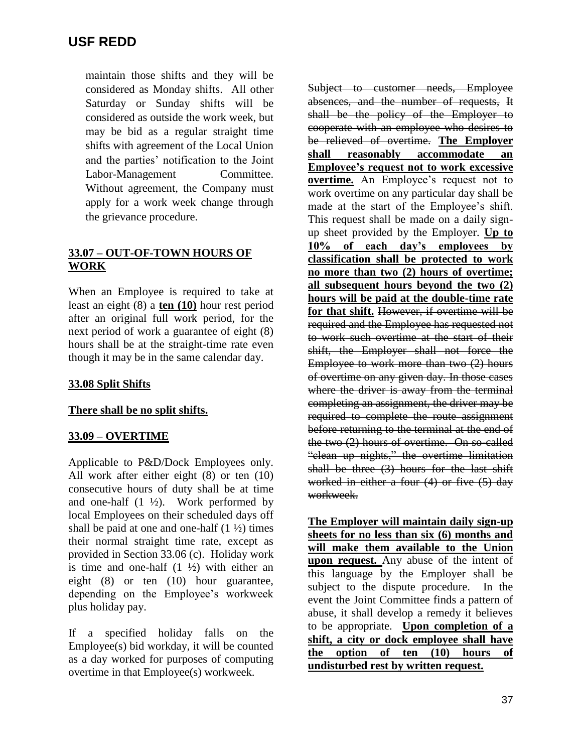maintain those shifts and they will be considered as Monday shifts. All other Saturday or Sunday shifts will be considered as outside the work week, but may be bid as a regular straight time shifts with agreement of the Local Union and the parties' notification to the Joint Labor-Management Committee. Without agreement, the Company must apply for a work week change through the grievance procedure.

**33.07 – OUT-OF-TOWN HOURS OF WORK**

When an Employee is required to take at least ~~an eight (8)~~ a **ten (10)** hour rest period after an original full work period, for the next period of work a guarantee of eight (8) hours shall be at the straight-time rate even though it may be in the same calendar day.

**33.08 Split Shifts**

**There shall be no split shifts.**

**33.09 – OVERTIME**

Applicable to P&D/Dock Employees only. All work after either eight (8) or ten (10) consecutive hours of duty shall be at time and one-half (1 ½). Work performed by local Employees on their scheduled days off shall be paid at one and one-half (1 ½) times their normal straight time rate, except as provided in Section 33.06 (c). Holiday work is time and one-half (1 ½) with either an eight (8) or ten (10) hour guarantee, depending on the Employee's workweek plus holiday pay.

If a specified holiday falls on the Employee(s) bid workday, it will be counted as a day worked for purposes of computing overtime in that Employee(s) workweek.

~~Subject to customer needs, Employee absences, and the number of requests, It shall be the policy of the Employer to cooperate with an employee who desires to be relieved of overtime.~~ **The Employer shall reasonably accommodate an Employee's request not to work excessive overtime.** An Employee's request not to work overtime on any particular day shall be made at the start of the Employee's shift. This request shall be made on a daily sign-up sheet provided by the Employer. **Up to 10% of each day's employees by classification shall be protected to work no more than two (2) hours of overtime; all subsequent hours beyond the two (2) hours will be paid at the double-time rate for that shift.** ~~However, if overtime will be required and the Employee has requested not to work such overtime at the start of their shift, the Employer shall not force the Employee to work more than two (2) hours of overtime on any given day. In those cases where the driver is away from the terminal completing an assignment, the driver may be required to complete the route assignment before returning to the terminal at the end of the two (2) hours of overtime. On so-called "clean up nights," the overtime limitation shall be three (3) hours for the last shift worked in either a four (4) or five (5) day workweek.~~

**The Employer will maintain daily sign-up sheets for no less than six (6) months and will make them available to the Union upon request.** Any abuse of the intent of this language by the Employer shall be subject to the dispute procedure. In the event the Joint Committee finds a pattern of abuse, it shall develop a remedy it believes to be appropriate. **Upon completion of a shift, a city or dock employee shall have the option of ten (10) hours of undisturbed rest by written request.**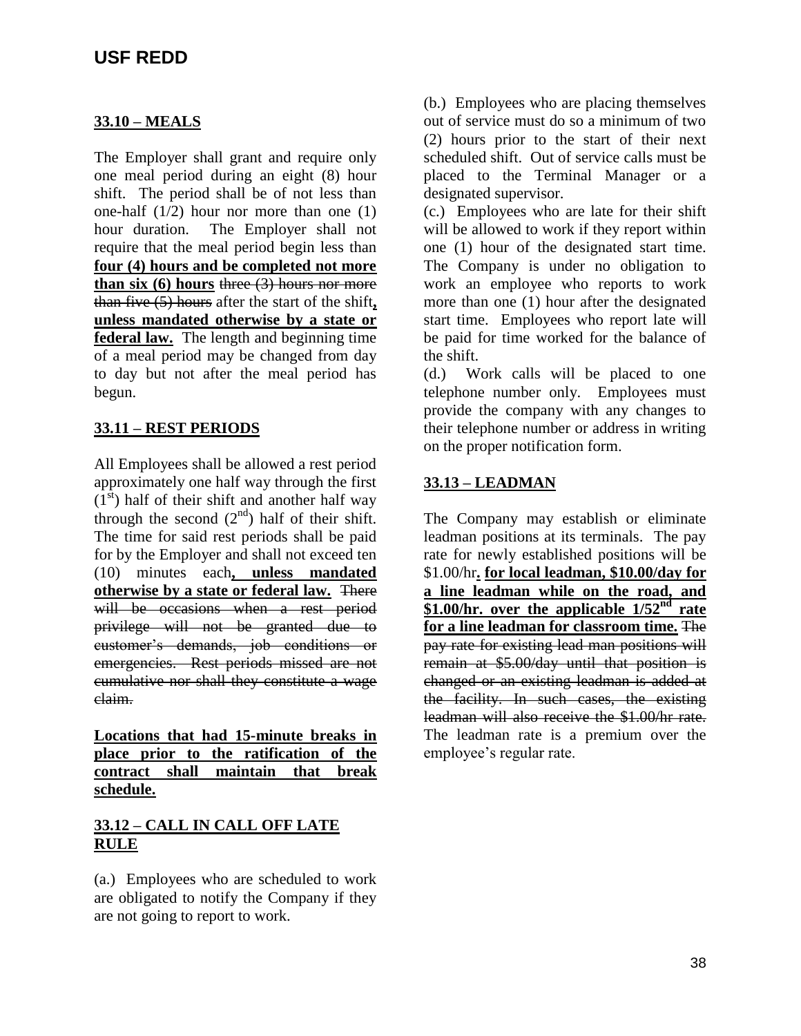# USF REDD

**33.10 – MEALS**

The Employer shall grant and require only one meal period during an eight (8) hour shift. The period shall be of not less than one-half (1/2) hour nor more than one (1) hour duration. The Employer shall not require that the meal period begin less than **four (4) hours and be completed not more than six (6) hours** ~~three (3) hours nor more than five (5) hours~~ after the start of the shift**, unless mandated otherwise by a state or federal law.** The length and beginning time of a meal period may be changed from day to day but not after the meal period has begun.

**33.11 – REST PERIODS**

All Employees shall be allowed a rest period approximately one half way through the first (1st) half of their shift and another half way through the second (2nd) half of their shift. The time for said rest periods shall be paid for by the Employer and shall not exceed ten (10) minutes each**, unless mandated otherwise by a state or federal law.** ~~There will be occasions when a rest period privilege will not be granted due to customer's demands, job conditions or emergencies. Rest periods missed are not cumulative nor shall they constitute a wage claim.~~

**Locations that had 15-minute breaks in place prior to the ratification of the contract shall maintain that break schedule.**

**33.12 – CALL IN CALL OFF LATE RULE**

(a.) Employees who are scheduled to work are obligated to notify the Company if they are not going to report to work.

(b.) Employees who are placing themselves out of service must do so a minimum of two (2) hours prior to the start of their next scheduled shift. Out of service calls must be placed to the Terminal Manager or a designated supervisor.

(c.) Employees who are late for their shift will be allowed to work if they report within one (1) hour of the designated start time. The Company is under no obligation to work an employee who reports to work more than one (1) hour after the designated start time. Employees who report late will be paid for time worked for the balance of the shift.

(d.) Work calls will be placed to one telephone number only. Employees must provide the company with any changes to their telephone number or address in writing on the proper notification form.

**33.13 – LEADMAN**

The Company may establish or eliminate leadman positions at its terminals. The pay rate for newly established positions will be \$1.00/hr**. for local leadman, \$10.00/day for a line leadman while on the road, and \$1.00/hr. over the applicable 1/52nd rate for a line leadman for classroom time.** ~~The pay rate for existing lead man positions will remain at \$5.00/day until that position is changed or an existing leadman is added at the facility. In such cases, the existing leadman will also receive the \$1.00/hr rate.~~ The leadman rate is a premium over the employee's regular rate.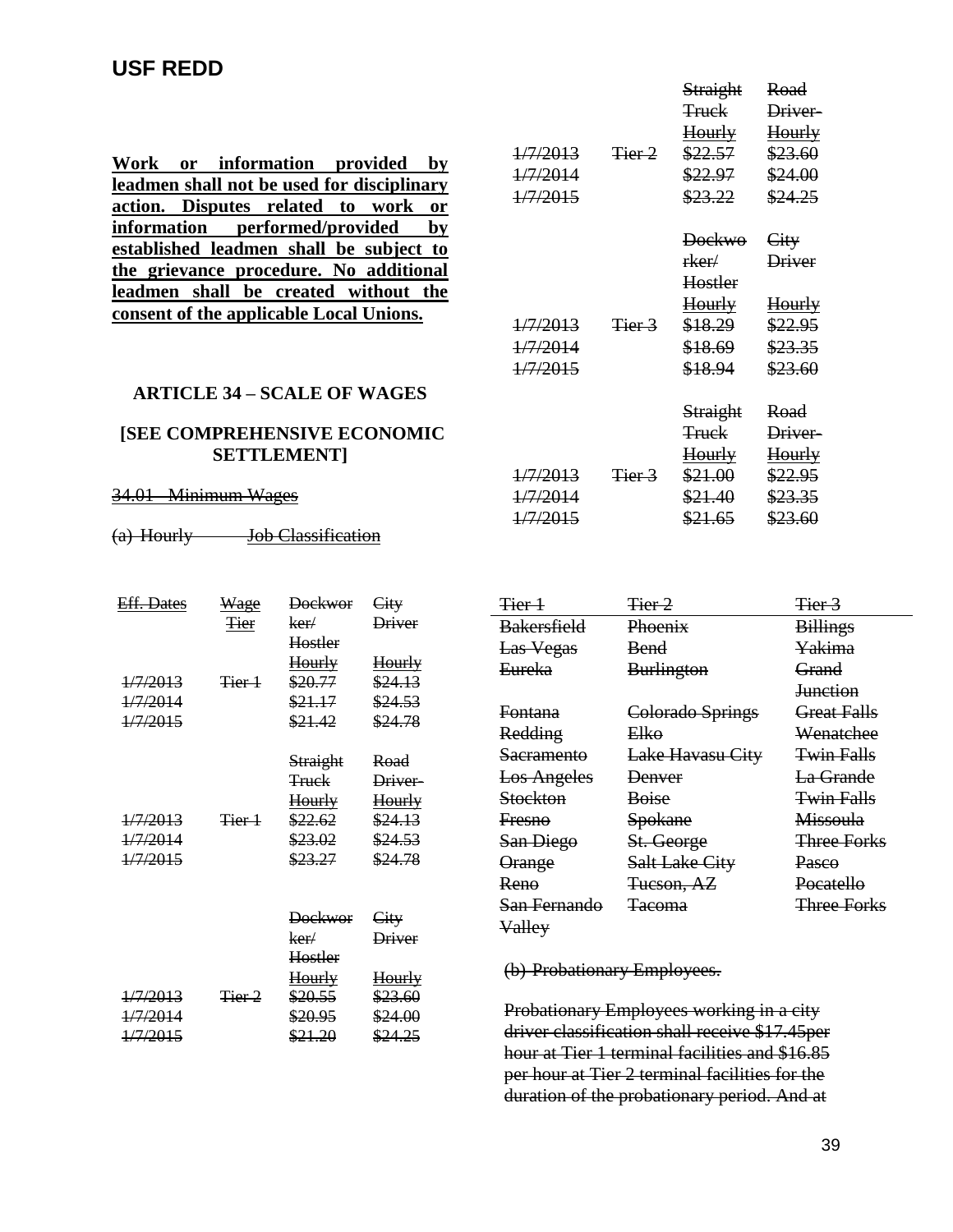# USF REDD

**<u>Work or information provided by leadmen shall not be used for disciplinary action. Disputes related to work or information performed/provided by established leadmen shall be subject to the grievance procedure. No additional leadmen shall be created without the consent of the applicable Local Unions.</u>**

### ARTICLE 34 – SCALE OF WAGES

### [SEE COMPREHENSIVE ECONOMIC SETTLEMENT]

~~34.01 Minimum Wages~~

~~(a) Hourly Job Classification~~

| ~~Eff. Dates~~ | ~~Wage Tier~~ | ~~Dockworker/ Hostler Hourly~~ | ~~City Driver Hourly~~ |
|---|---|---|---|
| ~~1/7/2013~~ | ~~Tier 1~~ | ~~$20.77~~ | ~~$24.13~~ |
| ~~1/7/2014~~ | | ~~$21.17~~ | ~~$24.53~~ |
| ~~1/7/2015~~ | | ~~$21.42~~ | ~~$24.78~~ |

| | | ~~Straight Truck Hourly~~ | ~~Road Driver-Hourly~~ |
|---|---|---|---|
| ~~1/7/2013~~ | ~~Tier 1~~ | ~~$22.62~~ | ~~$24.13~~ |
| ~~1/7/2014~~ | | ~~$23.02~~ | ~~$24.53~~ |
| ~~1/7/2015~~ | | ~~$23.27~~ | ~~$24.78~~ |

| | | ~~Dockworker/ Hostler Hourly~~ | ~~City Driver Hourly~~ |
|---|---|---|---|
| ~~1/7/2013~~ | ~~Tier 2~~ | ~~$20.55~~ | ~~$23.60~~ |
| ~~1/7/2014~~ | | ~~$20.95~~ | ~~$24.00~~ |
| ~~1/7/2015~~ | | ~~$21.20~~ | ~~$24.25~~ |

| | | ~~Straight Truck Hourly~~ | ~~Road Driver-Hourly~~ |
|---|---|---|---|
| ~~1/7/2013~~ | ~~Tier 2~~ | ~~$22.57~~ | ~~$23.60~~ |
| ~~1/7/2014~~ | | ~~$22.97~~ | ~~$24.00~~ |
| ~~1/7/2015~~ | | ~~$23.22~~ | ~~$24.25~~ |

| | | ~~Dockworker/ Hostler Hourly~~ | ~~City Driver Hourly~~ |
|---|---|---|---|
| ~~1/7/2013~~ | ~~Tier 3~~ | ~~$18.29~~ | ~~$22.95~~ |
| ~~1/7/2014~~ | | ~~$18.69~~ | ~~$23.35~~ |
| ~~1/7/2015~~ | | ~~$18.94~~ | ~~$23.60~~ |

| | | ~~Straight Truck Hourly~~ | ~~Road Driver-Hourly~~ |
|---|---|---|---|
| ~~1/7/2013~~ | ~~Tier 3~~ | ~~$21.00~~ | ~~$22.95~~ |
| ~~1/7/2014~~ | | ~~$21.40~~ | ~~$23.35~~ |
| ~~1/7/2015~~ | | ~~$21.65~~ | ~~$23.60~~ |

| ~~Tier 1~~ | ~~Tier 2~~ | ~~Tier 3~~ |
|---|---|---|
| ~~Bakersfield~~ | ~~Phoenix~~ | ~~Billings~~ |
| ~~Las Vegas~~ | ~~Bend~~ | ~~Yakima~~ |
| ~~Eureka~~ | ~~Burlington~~ | ~~Grand Junction~~ |
| ~~Fontana~~ | ~~Colorado Springs~~ | ~~Great Falls~~ |
| ~~Redding~~ | ~~Elko~~ | ~~Wenatchee~~ |
| ~~Sacramento~~ | ~~Lake Havasu City~~ | ~~Twin Falls~~ |
| ~~Los Angeles~~ | ~~Denver~~ | ~~La Grande~~ |
| ~~Stockton~~ | ~~Boise~~ | ~~Twin Falls~~ |
| ~~Fresno~~ | ~~Spokane~~ | ~~Missoula~~ |
| ~~San Diego~~ | ~~St. George~~ | ~~Three Forks~~ |
| ~~Orange~~ | ~~Salt Lake City~~ | ~~Pasco~~ |
| ~~Reno~~ | ~~Tucson, AZ~~ | ~~Pocatello~~ |
| ~~San Fernando Valley~~ | ~~Tacoma~~ | ~~Three Forks~~ |

~~(b) Probationary Employees.~~

~~Probationary Employees working in a city driver classification shall receive $17.45per hour at Tier 1 terminal facilities and $16.85 per hour at Tier 2 terminal facilities for the duration of the probationary period. And at~~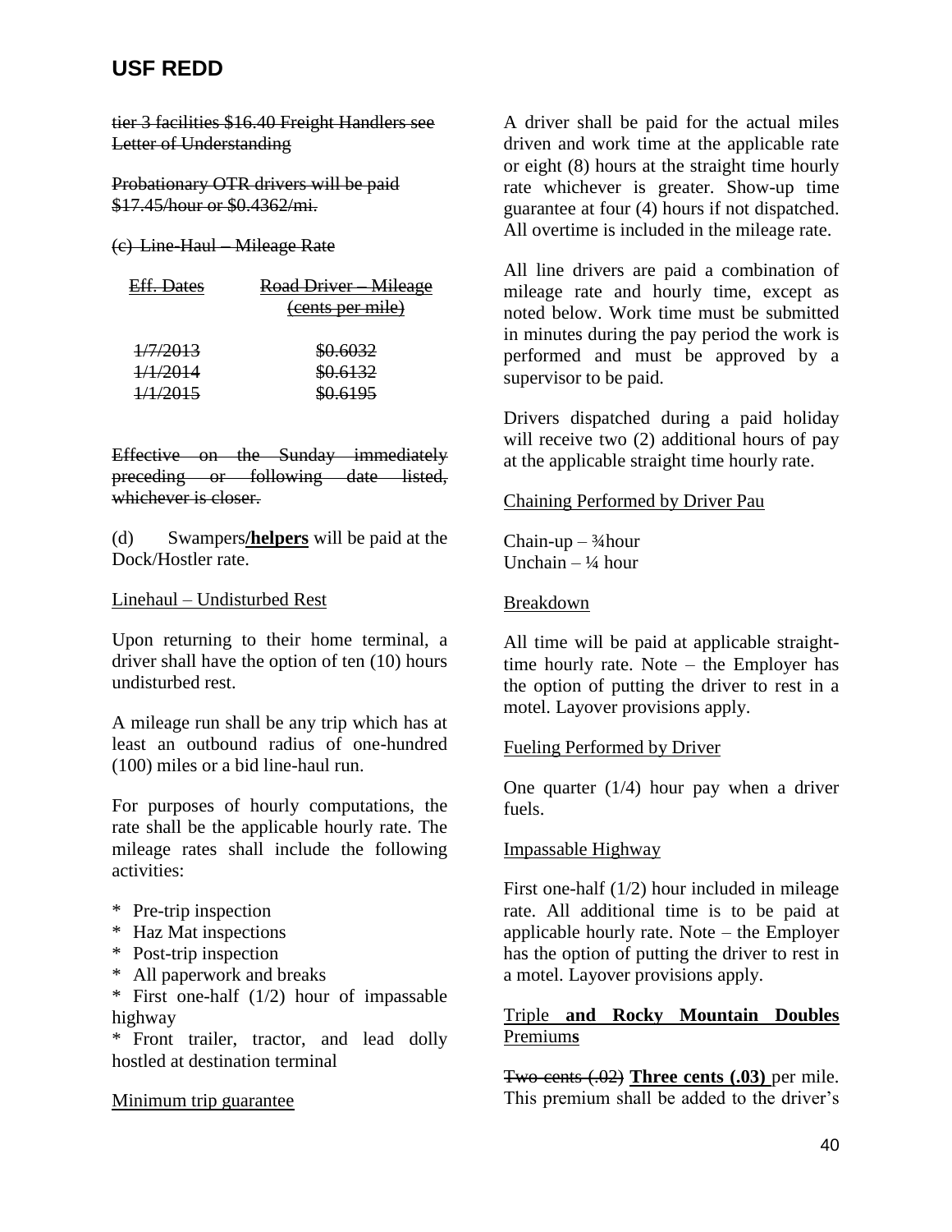~~tier 3 facilities \$16.40 Freight Handlers see Letter of Understanding~~

~~Probationary OTR drivers will be paid \$17.45/hour or \$0.4362/mi.~~

~~(c) Line-Haul – Mileage Rate~~

| ~~Eff. Dates~~ | ~~Road Driver – Mileage (cents per mile)~~ |
|---|---|
| ~~1/7/2013~~ | ~~\$0.6032~~ |
| ~~1/1/2014~~ | ~~\$0.6132~~ |
| ~~1/1/2015~~ | ~~\$0.6195~~ |

~~Effective on the Sunday immediately preceding or following date listed, whichever is closer.~~

(d) Swampers**/helpers** will be paid at the Dock/Hostler rate.

Linehaul – Undisturbed Rest

Upon returning to their home terminal, a driver shall have the option of ten (10) hours undisturbed rest.

A mileage run shall be any trip which has at least an outbound radius of one-hundred (100) miles or a bid line-haul run.

For purposes of hourly computations, the rate shall be the applicable hourly rate. The mileage rates shall include the following activities:

\* Pre-trip inspection
\* Haz Mat inspections
\* Post-trip inspection
\* All paperwork and breaks
\* First one-half (1/2) hour of impassable highway
\* Front trailer, tractor, and lead dolly hostled at destination terminal

Minimum trip guarantee

A driver shall be paid for the actual miles driven and work time at the applicable rate or eight (8) hours at the straight time hourly rate whichever is greater. Show-up time guarantee at four (4) hours if not dispatched. All overtime is included in the mileage rate.

All line drivers are paid a combination of mileage rate and hourly time, except as noted below. Work time must be submitted in minutes during the pay period the work is performed and must be approved by a supervisor to be paid.

Drivers dispatched during a paid holiday will receive two (2) additional hours of pay at the applicable straight time hourly rate.

Chaining Performed by Driver Pau

Chain-up – ¾hour
Unchain – ¼ hour

Breakdown

All time will be paid at applicable straight-time hourly rate. Note – the Employer has the option of putting the driver to rest in a motel. Layover provisions apply.

Fueling Performed by Driver

One quarter (1/4) hour pay when a driver fuels.

Impassable Highway

First one-half (1/2) hour included in mileage rate. All additional time is to be paid at applicable hourly rate. Note – the Employer has the option of putting the driver to rest in a motel. Layover provisions apply.

Triple **and Rocky Mountain Doubles** Premiums

~~Two cents (.02)~~ **Three cents (.03)** per mile. This premium shall be added to the driver's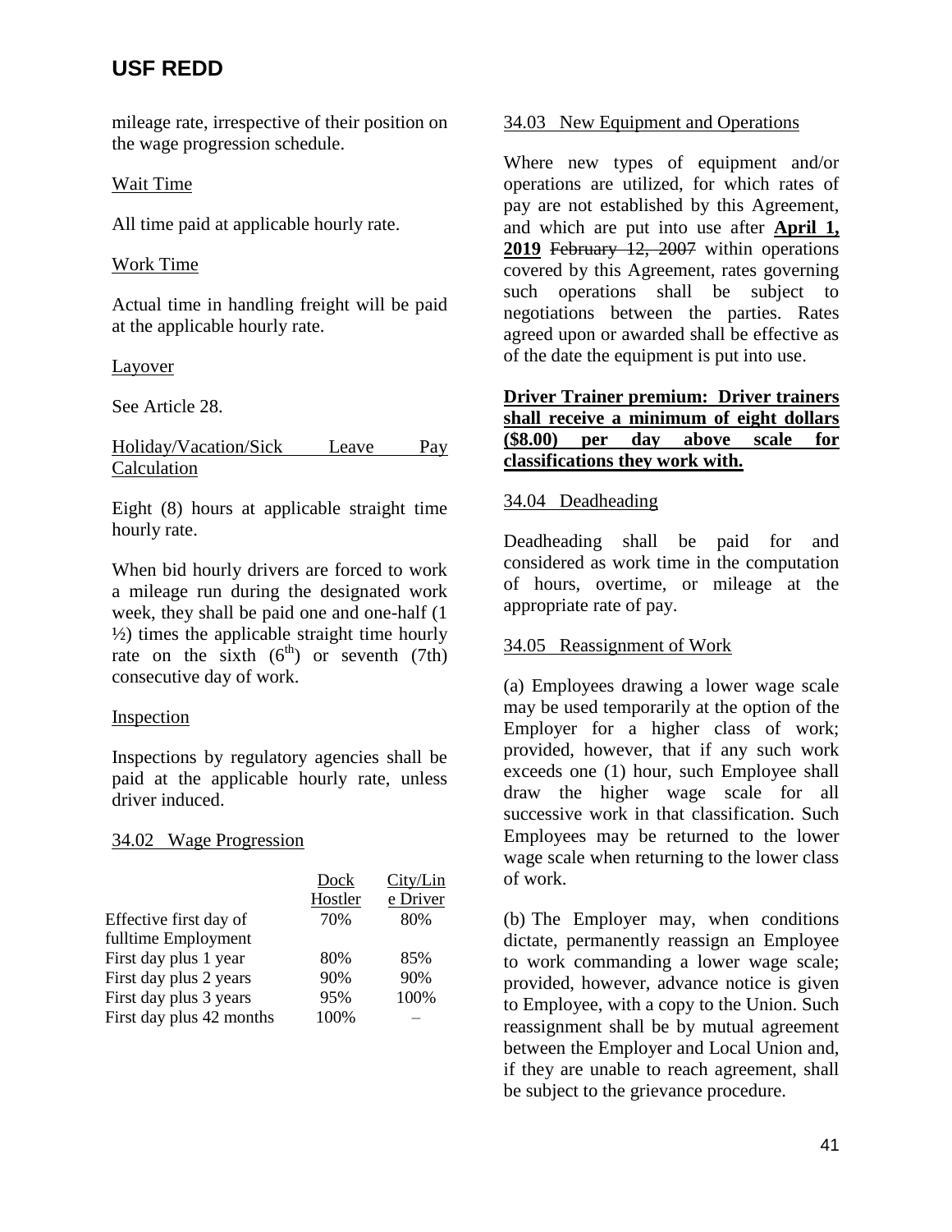mileage rate, irrespective of their position on the wage progression schedule.

Wait Time

All time paid at applicable hourly rate.

Work Time

Actual time in handling freight will be paid at the applicable hourly rate.

Layover

See Article 28.

Holiday/Vacation/Sick Leave Pay Calculation

Eight (8) hours at applicable straight time hourly rate.

When bid hourly drivers are forced to work a mileage run during the designated work week, they shall be paid one and one-half (1 ½) times the applicable straight time hourly rate on the sixth (6th) or seventh (7th) consecutive day of work.

Inspection

Inspections by regulatory agencies shall be paid at the applicable hourly rate, unless driver induced.

34.02 Wage Progression

| | Dock Hostler | City/Line Driver |
|---|---|---|
| Effective first day of fulltime Employment | 70% | 80% |
| First day plus 1 year | 80% | 85% |
| First day plus 2 years | 90% | 90% |
| First day plus 3 years | 95% | 100% |
| First day plus 42 months | 100% | – |

34.03 New Equipment and Operations

Where new types of equipment and/or operations are utilized, for which rates of pay are not established by this Agreement, and which are put into use after **April 1, 2019** ~~February 12, 2007~~ within operations covered by this Agreement, rates governing such operations shall be subject to negotiations between the parties. Rates agreed upon or awarded shall be effective as of the date the equipment is put into use.

**Driver Trainer premium: Driver trainers shall receive a minimum of eight dollars ($8.00) per day above scale for classifications they work with.**

34.04 Deadheading

Deadheading shall be paid for and considered as work time in the computation of hours, overtime, or mileage at the appropriate rate of pay.

34.05 Reassignment of Work

(a) Employees drawing a lower wage scale may be used temporarily at the option of the Employer for a higher class of work; provided, however, that if any such work exceeds one (1) hour, such Employee shall draw the higher wage scale for all successive work in that classification. Such Employees may be returned to the lower wage scale when returning to the lower class of work.

(b) The Employer may, when conditions dictate, permanently reassign an Employee to work commanding a lower wage scale; provided, however, advance notice is given to Employee, with a copy to the Union. Such reassignment shall be by mutual agreement between the Employer and Local Union and, if they are unable to reach agreement, shall be subject to the grievance procedure.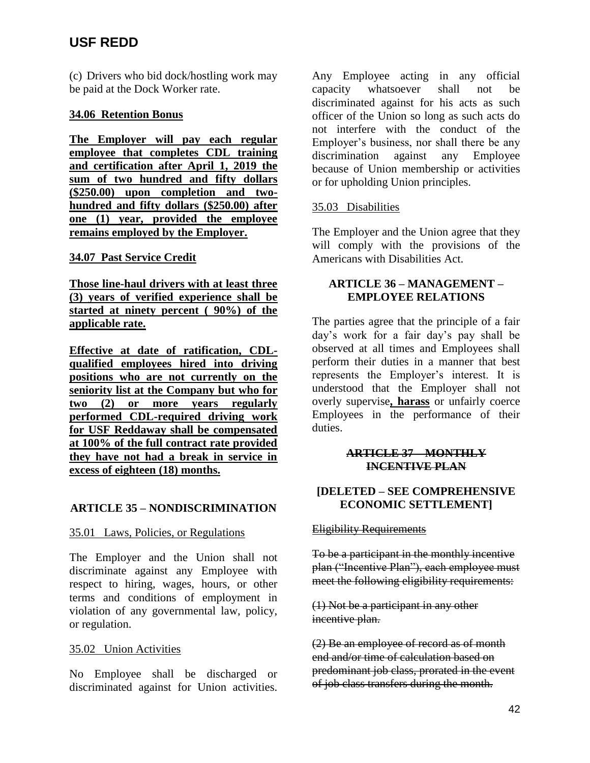(c) Drivers who bid dock/hostling work may be paid at the Dock Worker rate.

**34.06 Retention Bonus**

**The Employer will pay each regular employee that completes CDL training and certification after April 1, 2019 the sum of two hundred and fifty dollars ($250.00) upon completion and two-hundred and fifty dollars ($250.00) after one (1) year, provided the employee remains employed by the Employer.**

**34.07 Past Service Credit**

**Those line-haul drivers with at least three (3) years of verified experience shall be started at ninety percent ( 90%) of the applicable rate.**

**Effective at date of ratification, CDL-qualified employees hired into driving positions who are not currently on the seniority list at the Company but who for two (2) or more years regularly performed CDL-required driving work for USF Reddaway shall be compensated at 100% of the full contract rate provided they have not had a break in service in excess of eighteen (18) months.**

## ARTICLE 35 – NONDISCRIMINATION

35.01 Laws, Policies, or Regulations

The Employer and the Union shall not discriminate against any Employee with respect to hiring, wages, hours, or other terms and conditions of employment in violation of any governmental law, policy, or regulation.

35.02 Union Activities

No Employee shall be discharged or discriminated against for Union activities. Any Employee acting in any official capacity whatsoever shall not be discriminated against for his acts as such officer of the Union so long as such acts do not interfere with the conduct of the Employer's business, nor shall there be any discrimination against any Employee because of Union membership or activities or for upholding Union principles.

35.03 Disabilities

The Employer and the Union agree that they will comply with the provisions of the Americans with Disabilities Act.

## ARTICLE 36 – MANAGEMENT – EMPLOYEE RELATIONS

The parties agree that the principle of a fair day's work for a fair day's pay shall be observed at all times and Employees shall perform their duties in a manner that best represents the Employer's interest. It is understood that the Employer shall not overly supervise**, harass** or unfairly coerce Employees in the performance of their duties.

## ~~ARTICLE 37 – MONTHLY INCENTIVE PLAN~~

**[DELETED – SEE COMPREHENSIVE ECONOMIC SETTLEMENT]**

~~Eligibility Requirements~~

~~To be a participant in the monthly incentive plan ("Incentive Plan"), each employee must meet the following eligibility requirements:~~

~~(1) Not be a participant in any other incentive plan.~~

~~(2) Be an employee of record as of month end and/or time of calculation based on predominant job class, prorated in the event of job class transfers during the month.~~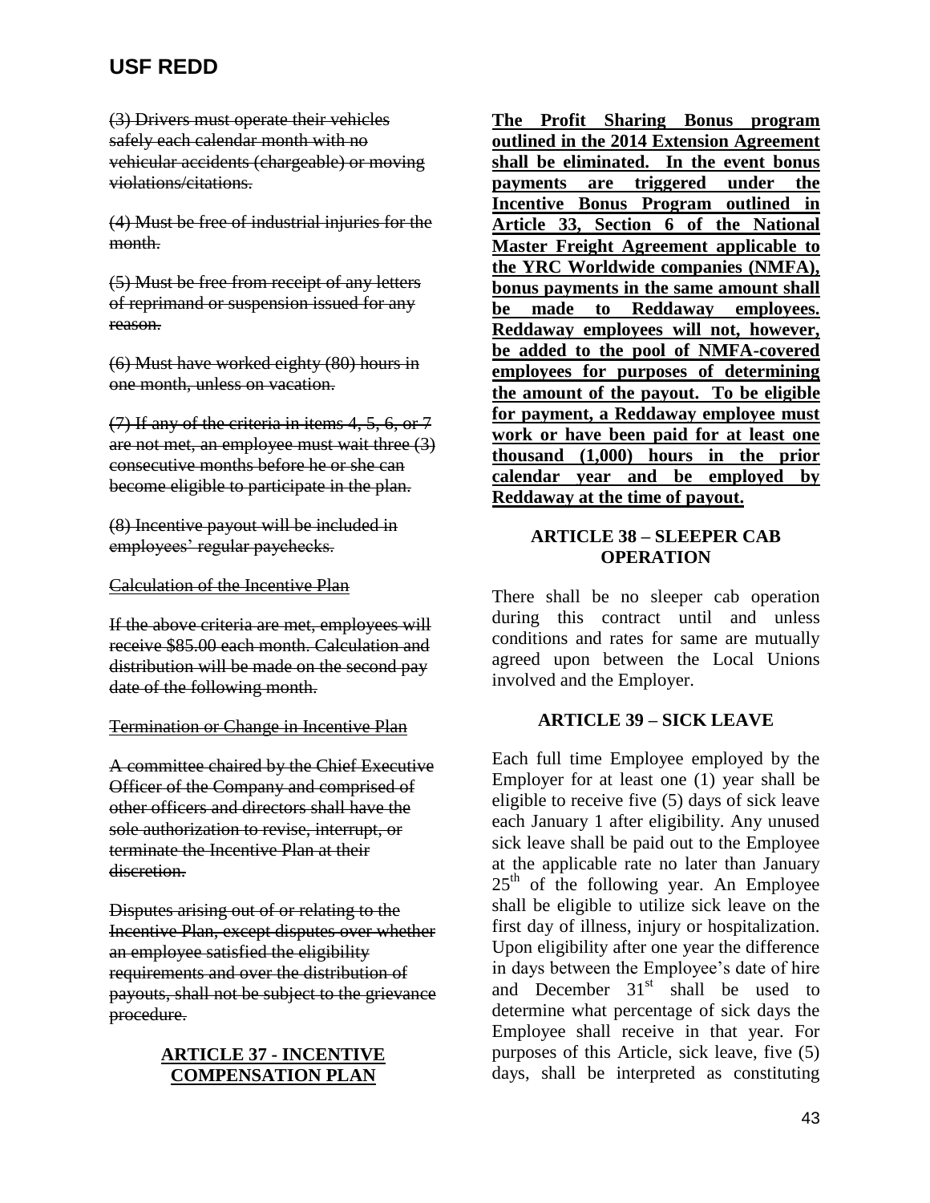~~(3) Drivers must operate their vehicles safely each calendar month with no vehicular accidents (chargeable) or moving violations/citations.~~

~~(4) Must be free of industrial injuries for the month.~~

~~(5) Must be free from receipt of any letters of reprimand or suspension issued for any reason.~~

~~(6) Must have worked eighty (80) hours in one month, unless on vacation.~~

~~(7) If any of the criteria in items 4, 5, 6, or 7 are not met, an employee must wait three (3) consecutive months before he or she can become eligible to participate in the plan.~~

~~(8) Incentive payout will be included in employees' regular paychecks.~~

~~Calculation of the Incentive Plan~~

~~If the above criteria are met, employees will receive \$85.00 each month. Calculation and distribution will be made on the second pay date of the following month.~~

~~Termination or Change in Incentive Plan~~

~~A committee chaired by the Chief Executive Officer of the Company and comprised of other officers and directors shall have the sole authorization to revise, interrupt, or terminate the Incentive Plan at their discretion.~~

~~Disputes arising out of or relating to the Incentive Plan, except disputes over whether an employee satisfied the eligibility requirements and over the distribution of payouts, shall not be subject to the grievance procedure.~~

## ARTICLE 37 - INCENTIVE COMPENSATION PLAN

**The Profit Sharing Bonus program outlined in the 2014 Extension Agreement shall be eliminated. In the event bonus payments are triggered under the Incentive Bonus Program outlined in Article 33, Section 6 of the National Master Freight Agreement applicable to the YRC Worldwide companies (NMFA), bonus payments in the same amount shall be made to Reddaway employees. Reddaway employees will not, however, be added to the pool of NMFA-covered employees for purposes of determining the amount of the payout. To be eligible for payment, a Reddaway employee must work or have been paid for at least one thousand (1,000) hours in the prior calendar year and be employed by Reddaway at the time of payout.**

## ARTICLE 38 – SLEEPER CAB OPERATION

There shall be no sleeper cab operation during this contract until and unless conditions and rates for same are mutually agreed upon between the Local Unions involved and the Employer.

## ARTICLE 39 – SICK LEAVE

Each full time Employee employed by the Employer for at least one (1) year shall be eligible to receive five (5) days of sick leave each January 1 after eligibility. Any unused sick leave shall be paid out to the Employee at the applicable rate no later than January 25th of the following year. An Employee shall be eligible to utilize sick leave on the first day of illness, injury or hospitalization. Upon eligibility after one year the difference in days between the Employee's date of hire and December 31st shall be used to determine what percentage of sick days the Employee shall receive in that year. For purposes of this Article, sick leave, five (5) days, shall be interpreted as constituting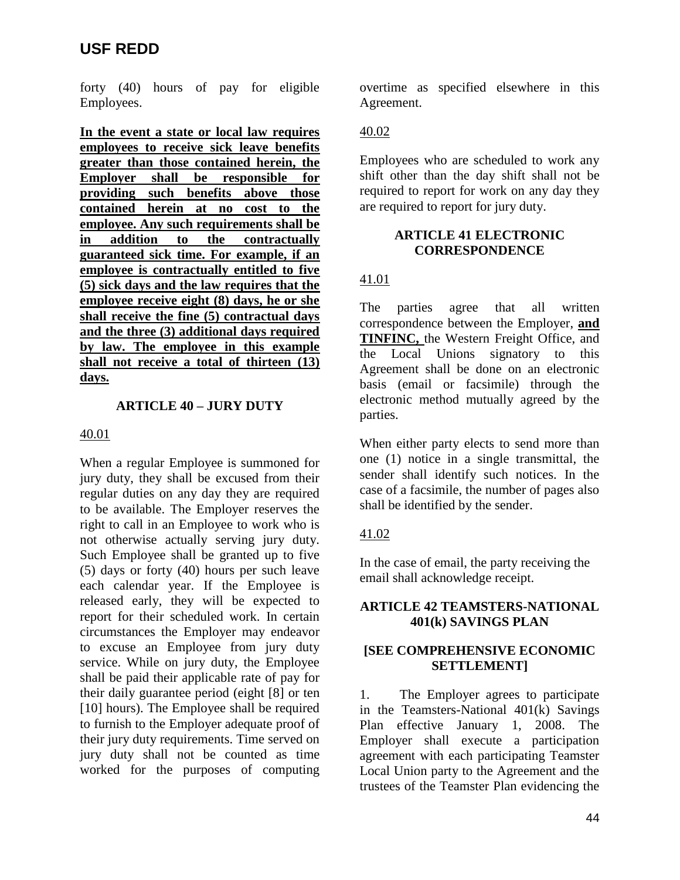forty (40) hours of pay for eligible Employees.

**In the event a state or local law requires employees to receive sick leave benefits greater than those contained herein, the Employer shall be responsible for providing such benefits above those contained herein at no cost to the employee. Any such requirements shall be in addition to the contractually guaranteed sick time. For example, if an employee is contractually entitled to five (5) sick days and the law requires that the employee receive eight (8) days, he or she shall receive the fine (5) contractual days and the three (3) additional days required by law. The employee in this example shall not receive a total of thirteen (13) days.**

### ARTICLE 40 – JURY DUTY

40.01

When a regular Employee is summoned for jury duty, they shall be excused from their regular duties on any day they are required to be available. The Employer reserves the right to call in an Employee to work who is not otherwise actually serving jury duty. Such Employee shall be granted up to five (5) days or forty (40) hours per such leave each calendar year. If the Employee is released early, they will be expected to report for their scheduled work. In certain circumstances the Employer may endeavor to excuse an Employee from jury duty service. While on jury duty, the Employee shall be paid their applicable rate of pay for their daily guarantee period (eight [8] or ten [10] hours). The Employee shall be required to furnish to the Employer adequate proof of their jury duty requirements. Time served on jury duty shall not be counted as time worked for the purposes of computing overtime as specified elsewhere in this Agreement.

40.02

Employees who are scheduled to work any shift other than the day shift shall not be required to report for work on any day they are required to report for jury duty.

### ARTICLE 41 ELECTRONIC CORRESPONDENCE

41.01

The parties agree that all written correspondence between the Employer, **and TINFINC,** the Western Freight Office, and the Local Unions signatory to this Agreement shall be done on an electronic basis (email or facsimile) through the electronic method mutually agreed by the parties.

When either party elects to send more than one (1) notice in a single transmittal, the sender shall identify such notices. In the case of a facsimile, the number of pages also shall be identified by the sender.

41.02

In the case of email, the party receiving the email shall acknowledge receipt.

### ARTICLE 42 TEAMSTERS-NATIONAL 401(k) SAVINGS PLAN

### [SEE COMPREHENSIVE ECONOMIC SETTLEMENT]

1. The Employer agrees to participate in the Teamsters-National 401(k) Savings Plan effective January 1, 2008. The Employer shall execute a participation agreement with each participating Teamster Local Union party to the Agreement and the trustees of the Teamster Plan evidencing the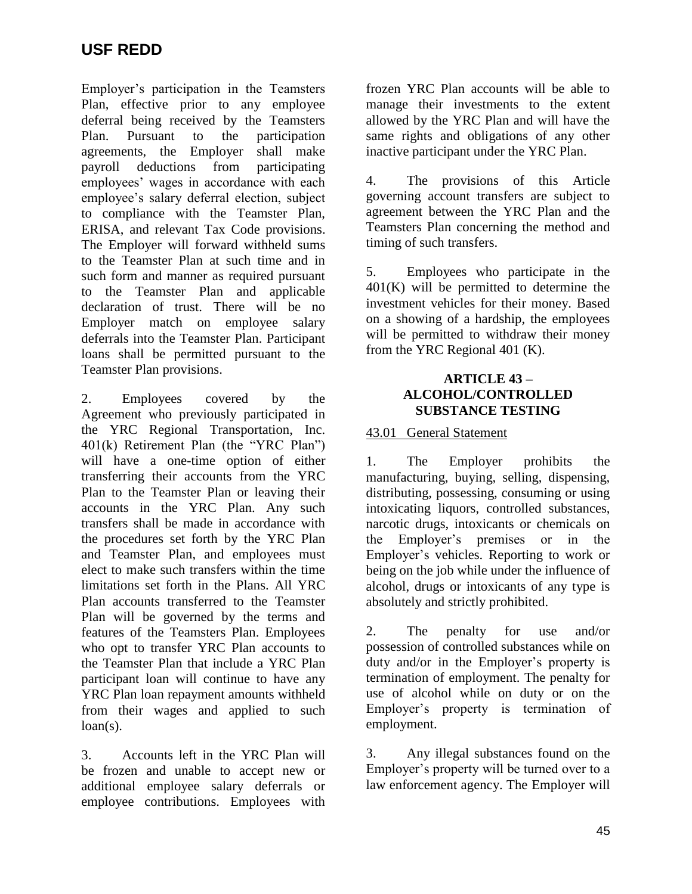Employer's participation in the Teamsters Plan, effective prior to any employee deferral being received by the Teamsters Plan. Pursuant to the participation agreements, the Employer shall make payroll deductions from participating employees' wages in accordance with each employee's salary deferral election, subject to compliance with the Teamster Plan, ERISA, and relevant Tax Code provisions. The Employer will forward withheld sums to the Teamster Plan at such time and in such form and manner as required pursuant to the Teamster Plan and applicable declaration of trust. There will be no Employer match on employee salary deferrals into the Teamster Plan. Participant loans shall be permitted pursuant to the Teamster Plan provisions.

2. Employees covered by the Agreement who previously participated in the YRC Regional Transportation, Inc. 401(k) Retirement Plan (the "YRC Plan") will have a one-time option of either transferring their accounts from the YRC Plan to the Teamster Plan or leaving their accounts in the YRC Plan. Any such transfers shall be made in accordance with the procedures set forth by the YRC Plan and Teamster Plan, and employees must elect to make such transfers within the time limitations set forth in the Plans. All YRC Plan accounts transferred to the Teamster Plan will be governed by the terms and features of the Teamsters Plan. Employees who opt to transfer YRC Plan accounts to the Teamster Plan that include a YRC Plan participant loan will continue to have any YRC Plan loan repayment amounts withheld from their wages and applied to such loan(s).

3. Accounts left in the YRC Plan will be frozen and unable to accept new or additional employee salary deferrals or employee contributions. Employees with frozen YRC Plan accounts will be able to manage their investments to the extent allowed by the YRC Plan and will have the same rights and obligations of any other inactive participant under the YRC Plan.

4. The provisions of this Article governing account transfers are subject to agreement between the YRC Plan and the Teamsters Plan concerning the method and timing of such transfers.

5. Employees who participate in the 401(K) will be permitted to determine the investment vehicles for their money. Based on a showing of a hardship, the employees will be permitted to withdraw their money from the YRC Regional 401 (K).

## ARTICLE 43 – ALCOHOL/CONTROLLED SUBSTANCE TESTING

### 43.01 General Statement

1. The Employer prohibits the manufacturing, buying, selling, dispensing, distributing, possessing, consuming or using intoxicating liquors, controlled substances, narcotic drugs, intoxicants or chemicals on the Employer's premises or in the Employer's vehicles. Reporting to work or being on the job while under the influence of alcohol, drugs or intoxicants of any type is absolutely and strictly prohibited.

2. The penalty for use and/or possession of controlled substances while on duty and/or in the Employer's property is termination of employment. The penalty for use of alcohol while on duty or on the Employer's property is termination of employment.

3. Any illegal substances found on the Employer's property will be turned over to a law enforcement agency. The Employer will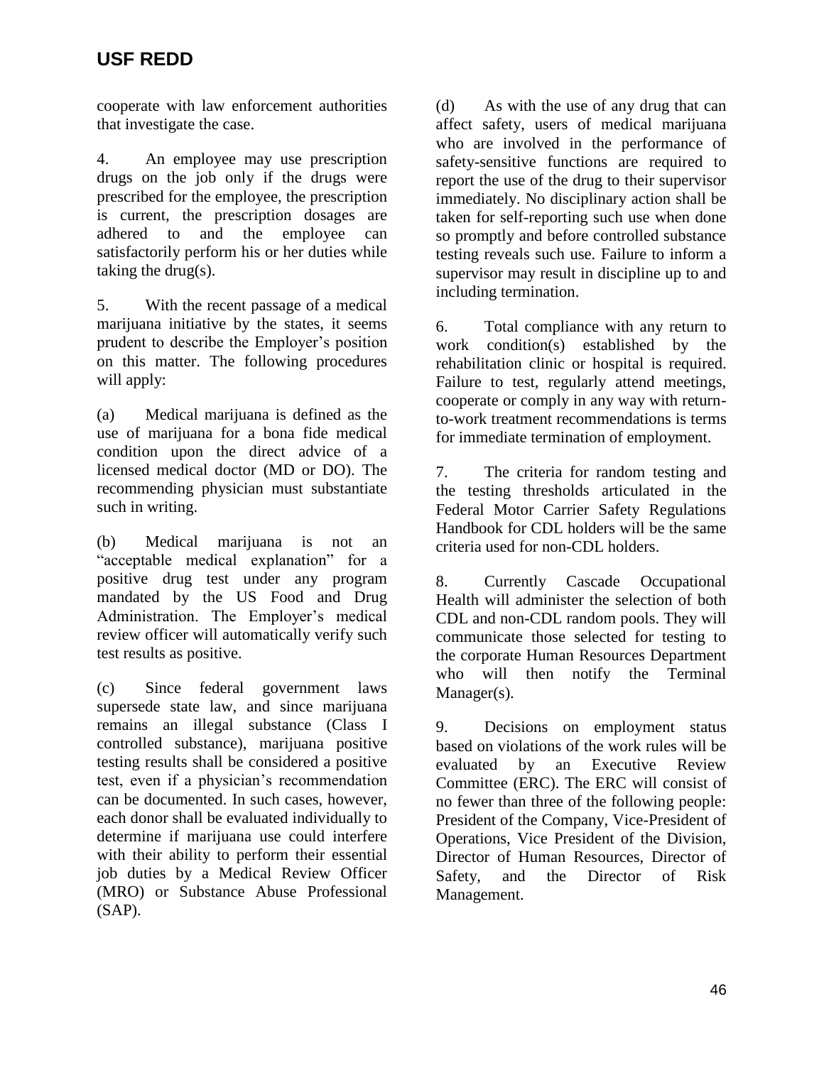cooperate with law enforcement authorities that investigate the case.

4. An employee may use prescription drugs on the job only if the drugs were prescribed for the employee, the prescription is current, the prescription dosages are adhered to and the employee can satisfactorily perform his or her duties while taking the drug(s).

5. With the recent passage of a medical marijuana initiative by the states, it seems prudent to describe the Employer's position on this matter. The following procedures will apply:

(a) Medical marijuana is defined as the use of marijuana for a bona fide medical condition upon the direct advice of a licensed medical doctor (MD or DO). The recommending physician must substantiate such in writing.

(b) Medical marijuana is not an "acceptable medical explanation" for a positive drug test under any program mandated by the US Food and Drug Administration. The Employer's medical review officer will automatically verify such test results as positive.

(c) Since federal government laws supersede state law, and since marijuana remains an illegal substance (Class I controlled substance), marijuana positive testing results shall be considered a positive test, even if a physician's recommendation can be documented. In such cases, however, each donor shall be evaluated individually to determine if marijuana use could interfere with their ability to perform their essential job duties by a Medical Review Officer (MRO) or Substance Abuse Professional (SAP).

(d) As with the use of any drug that can affect safety, users of medical marijuana who are involved in the performance of safety-sensitive functions are required to report the use of the drug to their supervisor immediately. No disciplinary action shall be taken for self-reporting such use when done so promptly and before controlled substance testing reveals such use. Failure to inform a supervisor may result in discipline up to and including termination.

6. Total compliance with any return to work condition(s) established by the rehabilitation clinic or hospital is required. Failure to test, regularly attend meetings, cooperate or comply in any way with return-to-work treatment recommendations is terms for immediate termination of employment.

7. The criteria for random testing and the testing thresholds articulated in the Federal Motor Carrier Safety Regulations Handbook for CDL holders will be the same criteria used for non-CDL holders.

8. Currently Cascade Occupational Health will administer the selection of both CDL and non-CDL random pools. They will communicate those selected for testing to the corporate Human Resources Department who will then notify the Terminal Manager(s).

9. Decisions on employment status based on violations of the work rules will be evaluated by an Executive Review Committee (ERC). The ERC will consist of no fewer than three of the following people: President of the Company, Vice-President of Operations, Vice President of the Division, Director of Human Resources, Director of Safety, and the Director of Risk Management.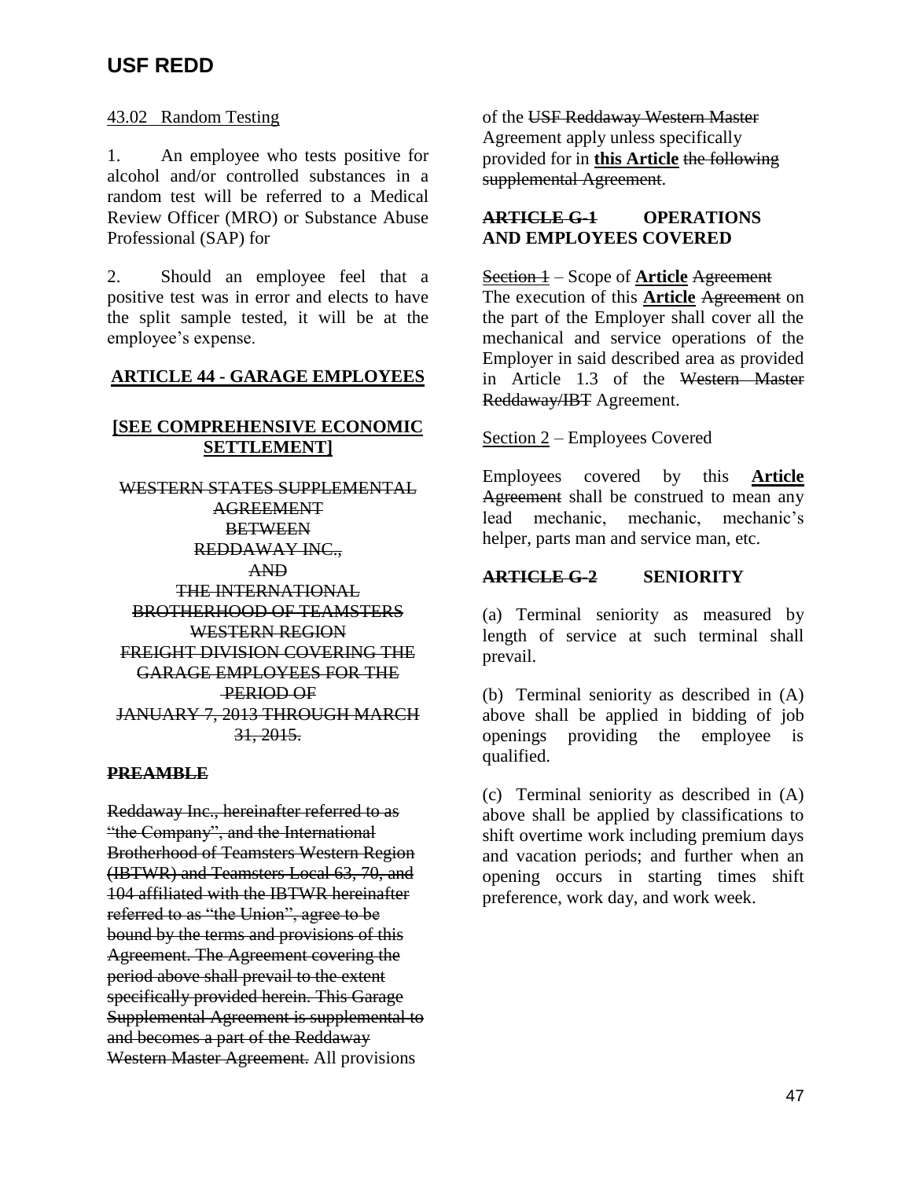43.02 Random Testing

1. An employee who tests positive for alcohol and/or controlled substances in a random test will be referred to a Medical Review Officer (MRO) or Substance Abuse Professional (SAP) for

2. Should an employee feel that a positive test was in error and elects to have the split sample tested, it will be at the employee's expense.

## ARTICLE 44 - GARAGE EMPLOYEES

### [SEE COMPREHENSIVE ECONOMIC SETTLEMENT]

~~WESTERN STATES SUPPLEMENTAL AGREEMENT BETWEEN REDDAWAY INC., AND THE INTERNATIONAL BROTHERHOOD OF TEAMSTERS WESTERN REGION FREIGHT DIVISION COVERING THE GARAGE EMPLOYEES FOR THE PERIOD OF JANUARY 7, 2013 THROUGH MARCH 31, 2015.~~

~~**PREAMBLE**~~

~~Reddaway Inc., hereinafter referred to as "the Company", and the International Brotherhood of Teamsters Western Region (IBTWR) and Teamsters Local 63, 70, and 104 affiliated with the IBTWR hereinafter referred to as "the Union", agree to be bound by the terms and provisions of this Agreement. The Agreement covering the period above shall prevail to the extent specifically provided herein. This Garage Supplemental Agreement is supplemental to and becomes a part of the Reddaway Western Master Agreement.~~ All provisions of the ~~USF Reddaway Western Master~~ Agreement apply unless specifically provided for in **this Article** ~~the following supplemental Agreement~~.

### ~~ARTICLE G-1~~ OPERATIONS AND EMPLOYEES COVERED

~~Section 1~~ – Scope of **Article** ~~Agreement~~

The execution of this **Article** ~~Agreement~~ on the part of the Employer shall cover all the mechanical and service operations of the Employer in said described area as provided in Article 1.3 of the ~~Western Master Reddaway/IBT~~ Agreement.

Section 2 – Employees Covered

Employees covered by this **Article** ~~Agreement~~ shall be construed to mean any lead mechanic, mechanic, mechanic's helper, parts man and service man, etc.

### ~~ARTICLE G-2~~ SENIORITY

(a) Terminal seniority as measured by length of service at such terminal shall prevail.

(b) Terminal seniority as described in (A) above shall be applied in bidding of job openings providing the employee is qualified.

(c) Terminal seniority as described in (A) above shall be applied by classifications to shift overtime work including premium days and vacation periods; and further when an opening occurs in starting times shift preference, work day, and work week.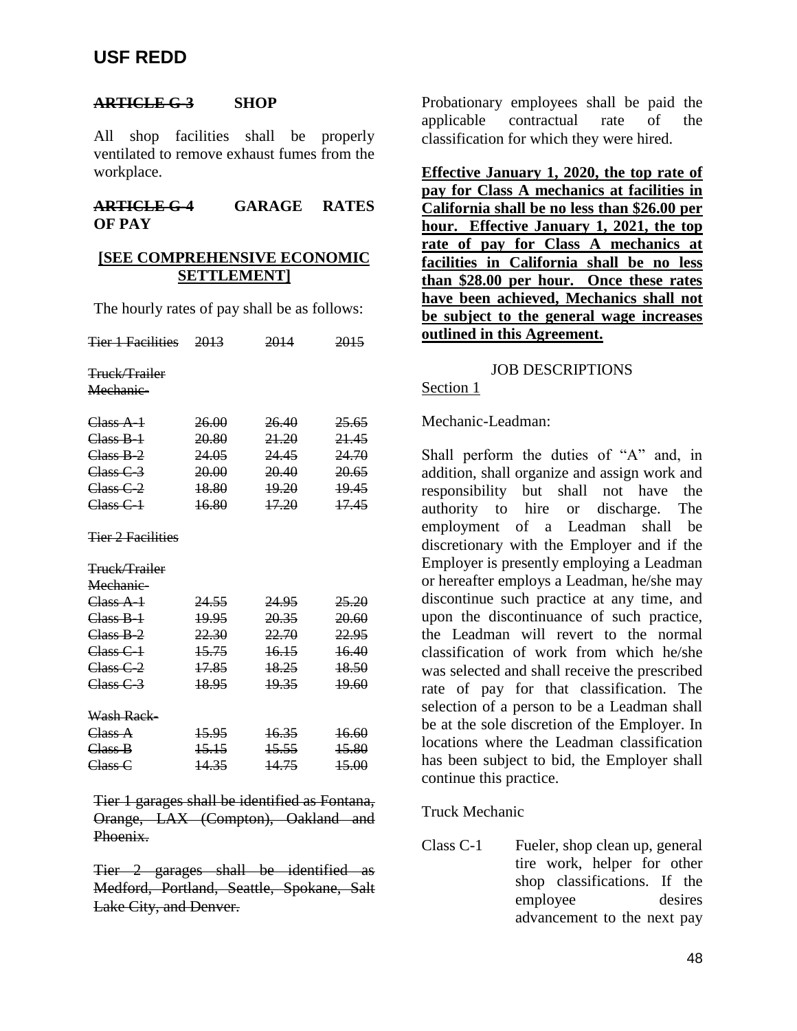**USF REDD**

~~**ARTICLE G-3**~~ **SHOP**

All shop facilities shall be properly ventilated to remove exhaust fumes from the workplace.

~~**ARTICLE G-4**~~ **GARAGE RATES OF PAY**

**[SEE COMPREHENSIVE ECONOMIC SETTLEMENT]**

The hourly rates of pay shall be as follows:

| ~~Tier 1 Facilities~~ | ~~2013~~ | ~~2014~~ | ~~2015~~ |
|---|---|---|---|
| ~~Truck/Trailer Mechanic-~~ | | | |
| ~~Class A-1~~ | ~~26.00~~ | ~~26.40~~ | ~~25.65~~ |
| ~~Class B-1~~ | ~~20.80~~ | ~~21.20~~ | ~~21.45~~ |
| ~~Class B-2~~ | ~~24.05~~ | ~~24.45~~ | ~~24.70~~ |
| ~~Class C-3~~ | ~~20.00~~ | ~~20.40~~ | ~~20.65~~ |
| ~~Class C-2~~ | ~~18.80~~ | ~~19.20~~ | ~~19.45~~ |
| ~~Class C-1~~ | ~~16.80~~ | ~~17.20~~ | ~~17.45~~ |
| ~~Tier 2 Facilities~~ | | | |
| ~~Truck/Trailer Mechanic-~~ | | | |
| ~~Class A-1~~ | ~~24.55~~ | ~~24.95~~ | ~~25.20~~ |
| ~~Class B-1~~ | ~~19.95~~ | ~~20.35~~ | ~~20.60~~ |
| ~~Class B-2~~ | ~~22.30~~ | ~~22.70~~ | ~~22.95~~ |
| ~~Class C-1~~ | ~~15.75~~ | ~~16.15~~ | ~~16.40~~ |
| ~~Class C-2~~ | ~~17.85~~ | ~~18.25~~ | ~~18.50~~ |
| ~~Class C-3~~ | ~~18.95~~ | ~~19.35~~ | ~~19.60~~ |
| ~~Wash Rack-~~ | | | |
| ~~Class A~~ | ~~15.95~~ | ~~16.35~~ | ~~16.60~~ |
| ~~Class B~~ | ~~15.15~~ | ~~15.55~~ | ~~15.80~~ |
| ~~Class C~~ | ~~14.35~~ | ~~14.75~~ | ~~15.00~~ |

~~Tier 1 garages shall be identified as Fontana, Orange, LAX (Compton), Oakland and Phoenix.~~

~~Tier 2 garages shall be identified as Medford, Portland, Seattle, Spokane, Salt Lake City, and Denver.~~

Probationary employees shall be paid the applicable contractual rate of the classification for which they were hired.

**Effective January 1, 2020, the top rate of pay for Class A mechanics at facilities in California shall be no less than $26.00 per hour. Effective January 1, 2021, the top rate of pay for Class A mechanics at facilities in California shall be no less than $28.00 per hour. Once these rates have been achieved, Mechanics shall not be subject to the general wage increases outlined in this Agreement.**

JOB DESCRIPTIONS

Section 1

Mechanic-Leadman:

Shall perform the duties of "A" and, in addition, shall organize and assign work and responsibility but shall not have the authority to hire or discharge. The employment of a Leadman shall be discretionary with the Employer and if the Employer is presently employing a Leadman or hereafter employs a Leadman, he/she may discontinue such practice at any time, and upon the discontinuance of such practice, the Leadman will revert to the normal classification of work from which he/she was selected and shall receive the prescribed rate of pay for that classification. The selection of a person to be a Leadman shall be at the sole discretion of the Employer. In locations where the Leadman classification has been subject to bid, the Employer shall continue this practice.

Truck Mechanic

Class C-1 Fueler, shop clean up, general tire work, helper for other shop classifications. If the employee desires advancement to the next pay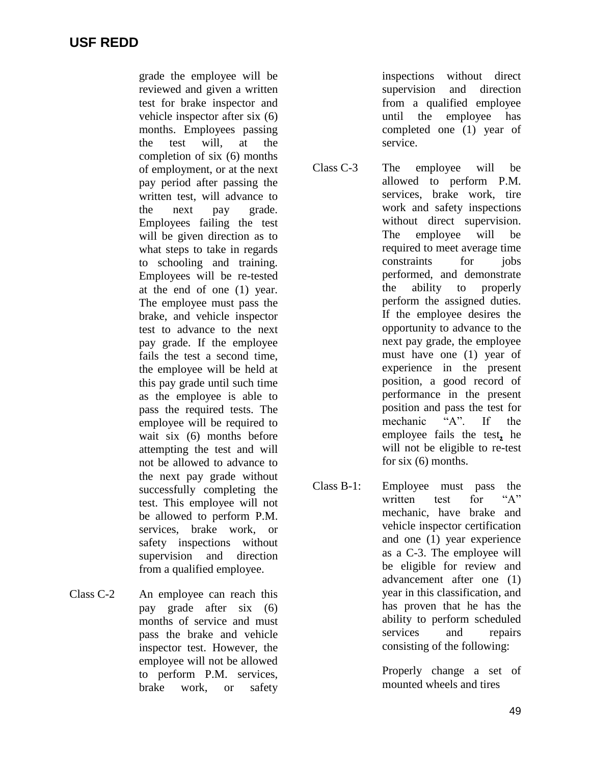grade the employee will be reviewed and given a written test for brake inspector and vehicle inspector after six (6) months. Employees passing the test will, at the completion of six (6) months of employment, or at the next pay period after passing the written test, will advance to the next pay grade. Employees failing the test will be given direction as to what steps to take in regards to schooling and training. Employees will be re-tested at the end of one (1) year. The employee must pass the brake, and vehicle inspector test to advance to the next pay grade. If the employee fails the test a second time, the employee will be held at this pay grade until such time as the employee is able to pass the required tests. The employee will be required to wait six (6) months before attempting the test and will not be allowed to advance to the next pay grade without successfully completing the test. This employee will not be allowed to perform P.M. services, brake work, or safety inspections without supervision and direction from a qualified employee.

Class C-2 An employee can reach this pay grade after six (6) months of service and must pass the brake and vehicle inspector test. However, the employee will not be allowed to perform P.M. services, brake work, or safety inspections without direct supervision and direction from a qualified employee until the employee has completed one (1) year of service.

Class C-3 The employee will be allowed to perform P.M. services, brake work, tire work and safety inspections without direct supervision. The employee will be required to meet average time constraints for jobs performed, and demonstrate the ability to properly perform the assigned duties. If the employee desires the opportunity to advance to the next pay grade, the employee must have one (1) year of experience in the present position, a good record of performance in the present position and pass the test for mechanic "A". If the employee fails the test, he will not be eligible to re-test for six (6) months.

Class B-1: Employee must pass the written test for "A" mechanic, have brake and vehicle inspector certification and one (1) year experience as a C-3. The employee will be eligible for review and advancement after one (1) year in this classification, and has proven that he has the ability to perform scheduled services and repairs consisting of the following:

Properly change a set of mounted wheels and tires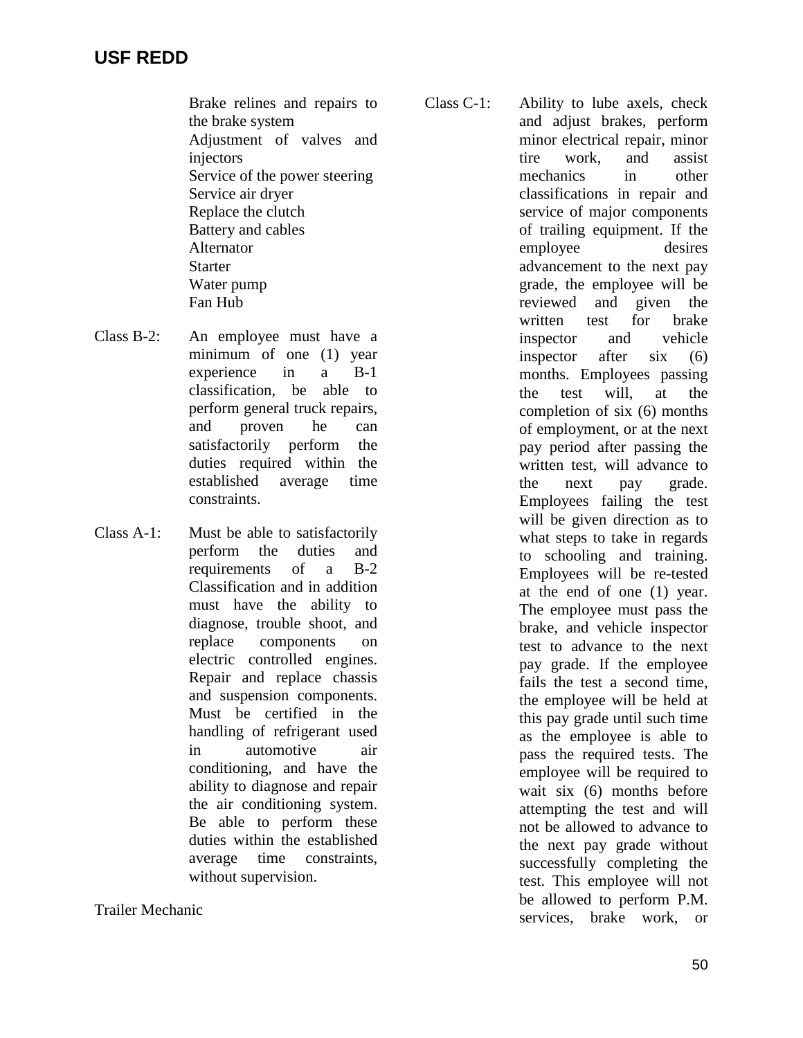Brake relines and repairs to the brake system
Adjustment of valves and injectors
Service of the power steering
Service air dryer
Replace the clutch
Battery and cables
Alternator
Starter
Water pump
Fan Hub

Class B-2: An employee must have a minimum of one (1) year experience in a B-1 classification, be able to perform general truck repairs, and proven he can satisfactorily perform the duties required within the established average time constraints.

Class A-1: Must be able to satisfactorily perform the duties and requirements of a B-2 Classification and in addition must have the ability to diagnose, trouble shoot, and replace components on electric controlled engines. Repair and replace chassis and suspension components. Must be certified in the handling of refrigerant used in automotive air conditioning, and have the ability to diagnose and repair the air conditioning system. Be able to perform these duties within the established average time constraints, without supervision.

Trailer Mechanic

Class C-1: Ability to lube axels, check and adjust brakes, perform minor electrical repair, minor tire work, and assist mechanics in other classifications in repair and service of major components of trailing equipment. If the employee desires advancement to the next pay grade, the employee will be reviewed and given the written test for brake inspector and vehicle inspector after six (6) months. Employees passing the test will, at the completion of six (6) months of employment, or at the next pay period after passing the written test, will advance to the next pay grade. Employees failing the test will be given direction as to what steps to take in regards to schooling and training. Employees will be re-tested at the end of one (1) year. The employee must pass the brake, and vehicle inspector test to advance to the next pay grade. If the employee fails the test a second time, the employee will be held at this pay grade until such time as the employee is able to pass the required tests. The employee will be required to wait six (6) months before attempting the test and will not be allowed to advance to the next pay grade without successfully completing the test. This employee will not be allowed to perform P.M. services, brake work, or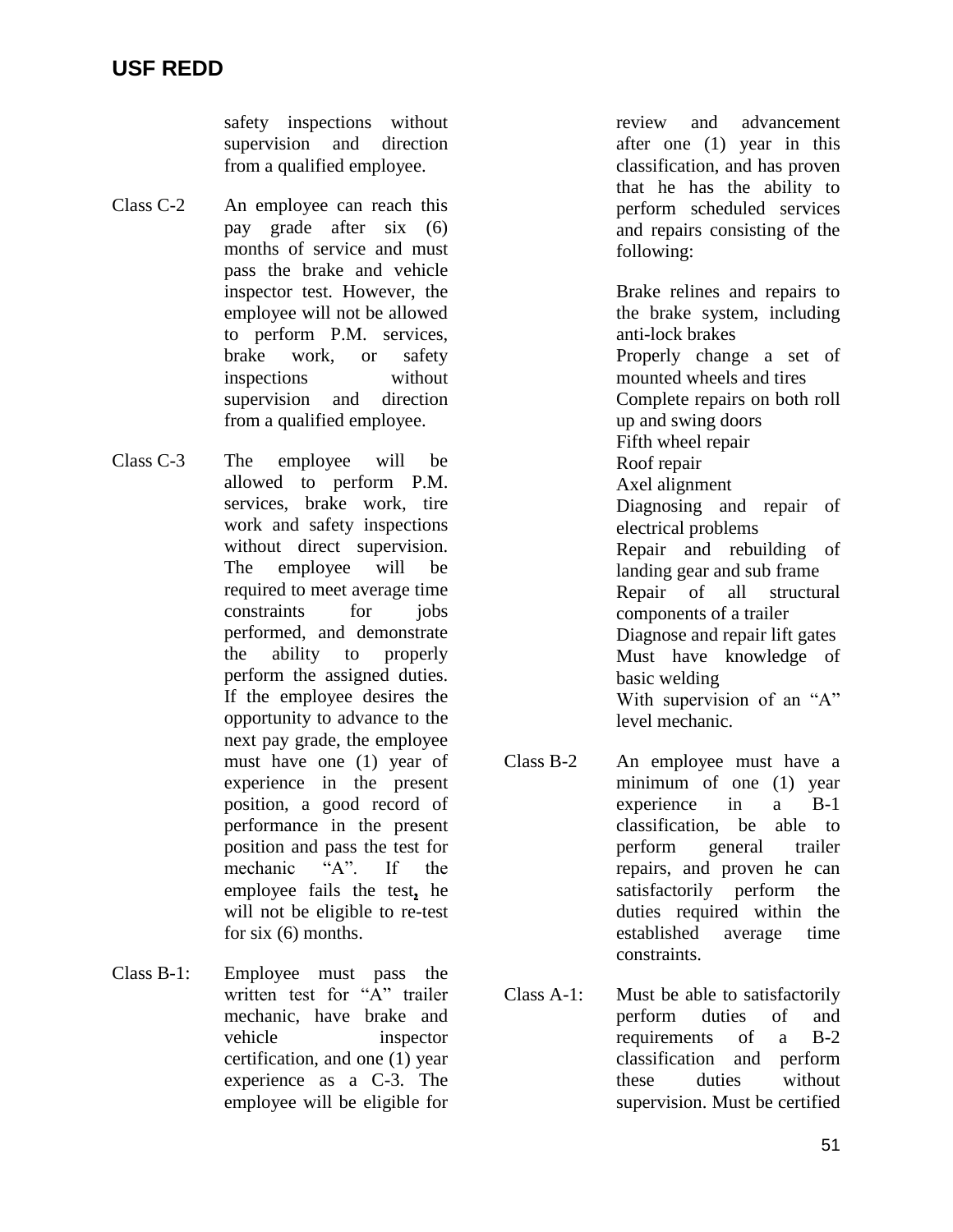safety inspections without supervision and direction from a qualified employee.

Class C-2 An employee can reach this pay grade after six (6) months of service and must pass the brake and vehicle inspector test. However, the employee will not be allowed to perform P.M. services, brake work, or safety inspections without supervision and direction from a qualified employee.

Class C-3 The employee will be allowed to perform P.M. services, brake work, tire work and safety inspections without direct supervision. The employee will be required to meet average time constraints for jobs performed, and demonstrate the ability to properly perform the assigned duties. If the employee desires the opportunity to advance to the next pay grade, the employee must have one (1) year of experience in the present position, a good record of performance in the present position and pass the test for mechanic "A". If the employee fails the test, he will not be eligible to re-test for six (6) months.

Class B-1: Employee must pass the written test for "A" trailer mechanic, have brake and vehicle inspector certification, and one (1) year experience as a C-3. The employee will be eligible for review and advancement after one (1) year in this classification, and has proven that he has the ability to perform scheduled services and repairs consisting of the following:

Brake relines and repairs to the brake system, including anti-lock brakes
Properly change a set of mounted wheels and tires
Complete repairs on both roll up and swing doors
Fifth wheel repair
Roof repair
Axel alignment
Diagnosing and repair of electrical problems
Repair and rebuilding of landing gear and sub frame
Repair of all structural components of a trailer
Diagnose and repair lift gates
Must have knowledge of basic welding
With supervision of an "A" level mechanic.

Class B-2 An employee must have a minimum of one (1) year experience in a B-1 classification, be able to perform general trailer repairs, and proven he can satisfactorily perform the duties required within the established average time constraints.

Class A-1: Must be able to satisfactorily perform duties of and requirements of a B-2 classification and perform these duties without supervision. Must be certified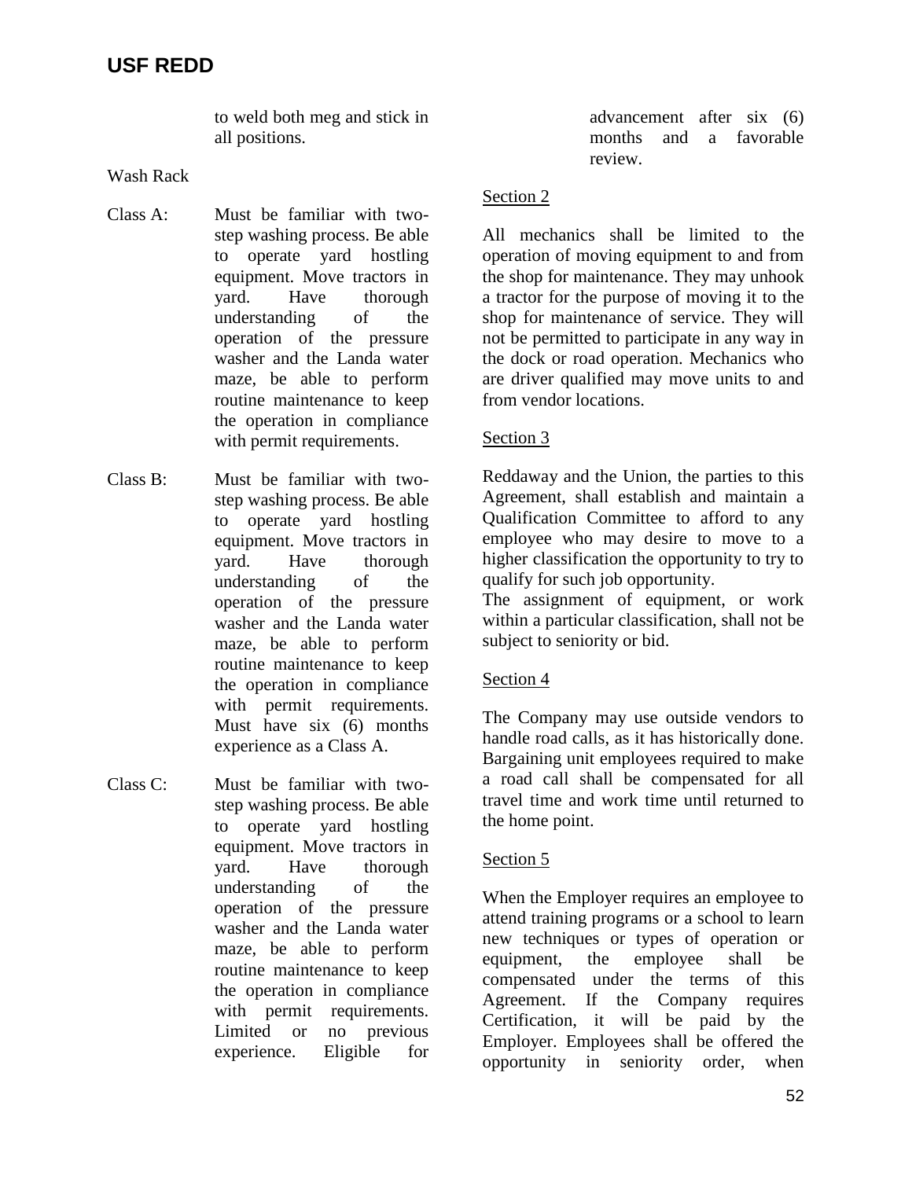to weld both meg and stick in all positions.

Wash Rack

Class A: Must be familiar with two-step washing process. Be able to operate yard hostling equipment. Move tractors in yard. Have thorough understanding of the operation of the pressure washer and the Landa water maze, be able to perform routine maintenance to keep the operation in compliance with permit requirements.

Class B: Must be familiar with two-step washing process. Be able to operate yard hostling equipment. Move tractors in yard. Have thorough understanding of the operation of the pressure washer and the Landa water maze, be able to perform routine maintenance to keep the operation in compliance with permit requirements. Must have six (6) months experience as a Class A.

Class C: Must be familiar with two-step washing process. Be able to operate yard hostling equipment. Move tractors in yard. Have thorough understanding of the operation of the pressure washer and the Landa water maze, be able to perform routine maintenance to keep the operation in compliance with permit requirements. Limited or no previous experience. Eligible for advancement after six (6) months and a favorable review.

Section 2

All mechanics shall be limited to the operation of moving equipment to and from the shop for maintenance. They may unhook a tractor for the purpose of moving it to the shop for maintenance of service. They will not be permitted to participate in any way in the dock or road operation. Mechanics who are driver qualified may move units to and from vendor locations.

Section 3

Reddaway and the Union, the parties to this Agreement, shall establish and maintain a Qualification Committee to afford to any employee who may desire to move to a higher classification the opportunity to try to qualify for such job opportunity.
The assignment of equipment, or work within a particular classification, shall not be subject to seniority or bid.

Section 4

The Company may use outside vendors to handle road calls, as it has historically done. Bargaining unit employees required to make a road call shall be compensated for all travel time and work time until returned to the home point.

Section 5

When the Employer requires an employee to attend training programs or a school to learn new techniques or types of operation or equipment, the employee shall be compensated under the terms of this Agreement. If the Company requires Certification, it will be paid by the Employer. Employees shall be offered the opportunity in seniority order, when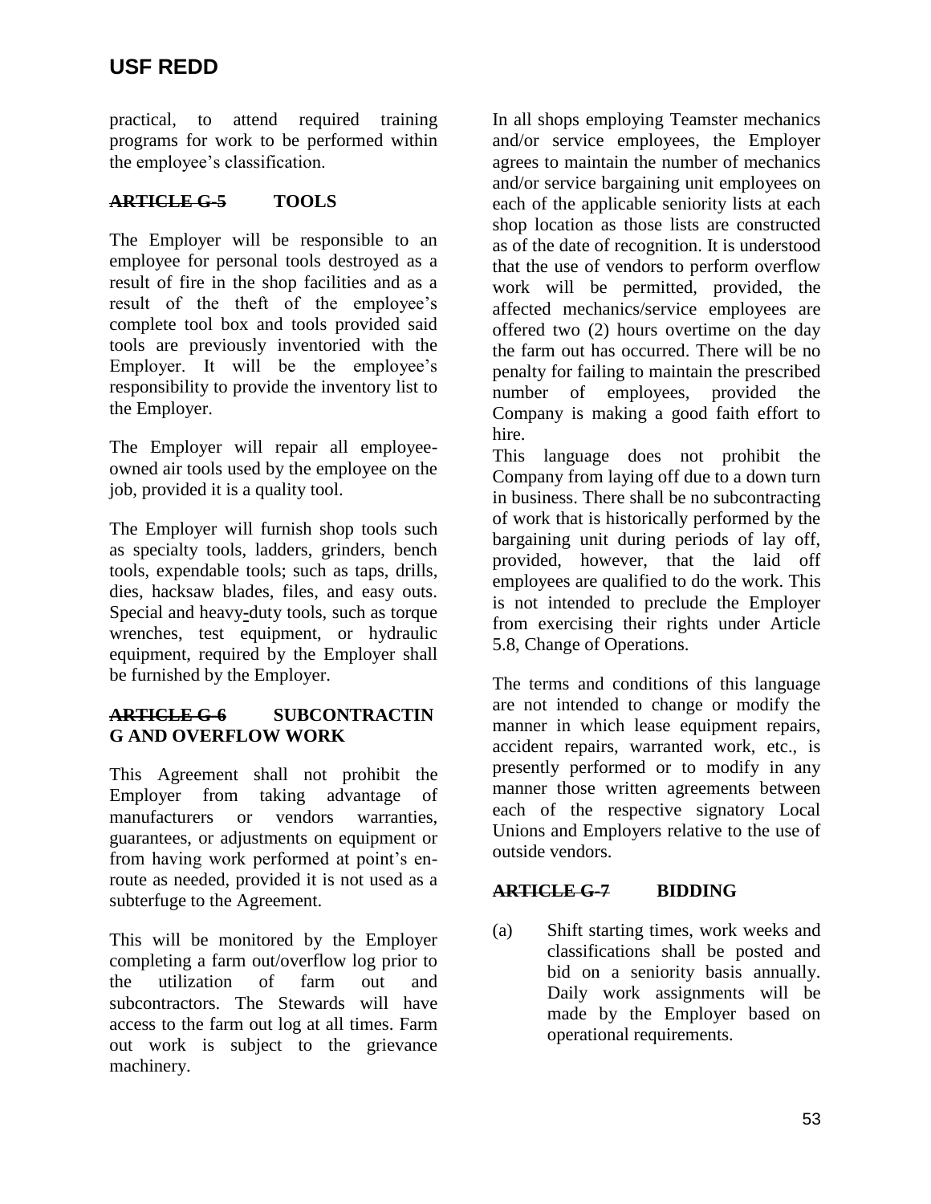practical, to attend required training programs for work to be performed within the employee's classification.

## ~~ARTICLE G-5~~ TOOLS

The Employer will be responsible to an employee for personal tools destroyed as a result of fire in the shop facilities and as a result of the theft of the employee's complete tool box and tools provided said tools are previously inventoried with the Employer. It will be the employee's responsibility to provide the inventory list to the Employer.

The Employer will repair all employee-owned air tools used by the employee on the job, provided it is a quality tool.

The Employer will furnish shop tools such as specialty tools, ladders, grinders, bench tools, expendable tools; such as taps, drills, dies, hacksaw blades, files, and easy outs. Special and heavy-duty tools, such as torque wrenches, test equipment, or hydraulic equipment, required by the Employer shall be furnished by the Employer.

## ~~ARTICLE G-6~~ SUBCONTRACTING AND OVERFLOW WORK

This Agreement shall not prohibit the Employer from taking advantage of manufacturers or vendors warranties, guarantees, or adjustments on equipment or from having work performed at point's en-route as needed, provided it is not used as a subterfuge to the Agreement.

This will be monitored by the Employer completing a farm out/overflow log prior to the utilization of farm out and subcontractors. The Stewards will have access to the farm out log at all times. Farm out work is subject to the grievance machinery.

In all shops employing Teamster mechanics and/or service employees, the Employer agrees to maintain the number of mechanics and/or service bargaining unit employees on each of the applicable seniority lists at each shop location as those lists are constructed as of the date of recognition. It is understood that the use of vendors to perform overflow work will be permitted, provided, the affected mechanics/service employees are offered two (2) hours overtime on the day the farm out has occurred. There will be no penalty for failing to maintain the prescribed number of employees, provided the Company is making a good faith effort to hire.

This language does not prohibit the Company from laying off due to a down turn in business. There shall be no subcontracting of work that is historically performed by the bargaining unit during periods of lay off, provided, however, that the laid off employees are qualified to do the work. This is not intended to preclude the Employer from exercising their rights under Article 5.8, Change of Operations.

The terms and conditions of this language are not intended to change or modify the manner in which lease equipment repairs, accident repairs, warranted work, etc., is presently performed or to modify in any manner those written agreements between each of the respective signatory Local Unions and Employers relative to the use of outside vendors.

## ~~ARTICLE G-7~~ BIDDING

(a) Shift starting times, work weeks and classifications shall be posted and bid on a seniority basis annually. Daily work assignments will be made by the Employer based on operational requirements.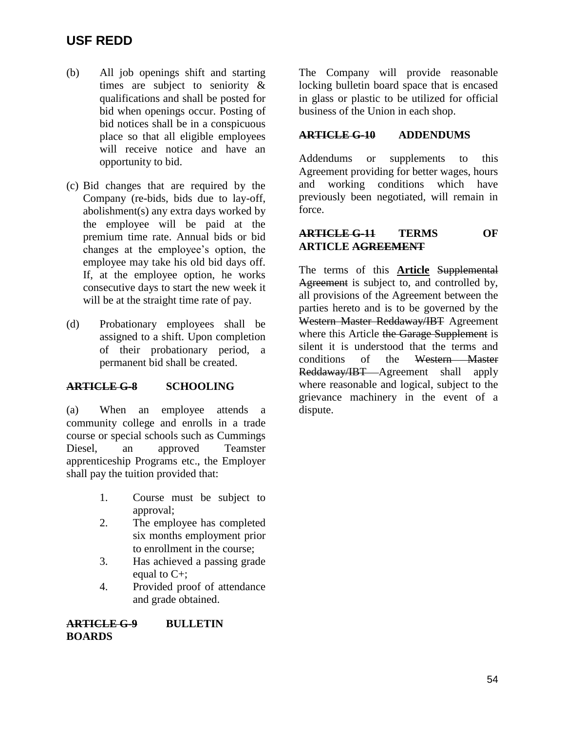(b) All job openings shift and starting times are subject to seniority & qualifications and shall be posted for bid when openings occur. Posting of bid notices shall be in a conspicuous place so that all eligible employees will receive notice and have an opportunity to bid.

(c) Bid changes that are required by the Company (re-bids, bids due to lay-off, abolishment(s) any extra days worked by the employee will be paid at the premium time rate. Annual bids or bid changes at the employee's option, the employee may take his old bid days off. If, at the employee option, he works consecutive days to start the new week it will be at the straight time rate of pay.

(d) Probationary employees shall be assigned to a shift. Upon completion of their probationary period, a permanent bid shall be created.

**~~ARTICLE G-8~~ SCHOOLING**

(a) When an employee attends a community college and enrolls in a trade course or special schools such as Cummings Diesel, an approved Teamster apprenticeship Programs etc., the Employer shall pay the tuition provided that:

1. Course must be subject to approval;
2. The employee has completed six months employment prior to enrollment in the course;
3. Has achieved a passing grade equal to C+;
4. Provided proof of attendance and grade obtained.

**~~ARTICLE G-9~~ BULLETIN BOARDS**

The Company will provide reasonable locking bulletin board space that is encased in glass or plastic to be utilized for official business of the Union in each shop.

**~~ARTICLE G-10~~ ADDENDUMS**

Addendums or supplements to this Agreement providing for better wages, hours and working conditions which have previously been negotiated, will remain in force.

**~~ARTICLE G-11~~ TERMS OF ARTICLE ~~AGREEMENT~~**

The terms of this **Article** ~~Supplemental Agreement~~ is subject to, and controlled by, all provisions of the Agreement between the parties hereto and is to be governed by the ~~Western Master Reddaway/IBT~~ Agreement where this Article ~~the Garage Supplement~~ is silent it is understood that the terms and conditions of the ~~Western Master Reddaway/IBT~~ Agreement shall apply where reasonable and logical, subject to the grievance machinery in the event of a dispute.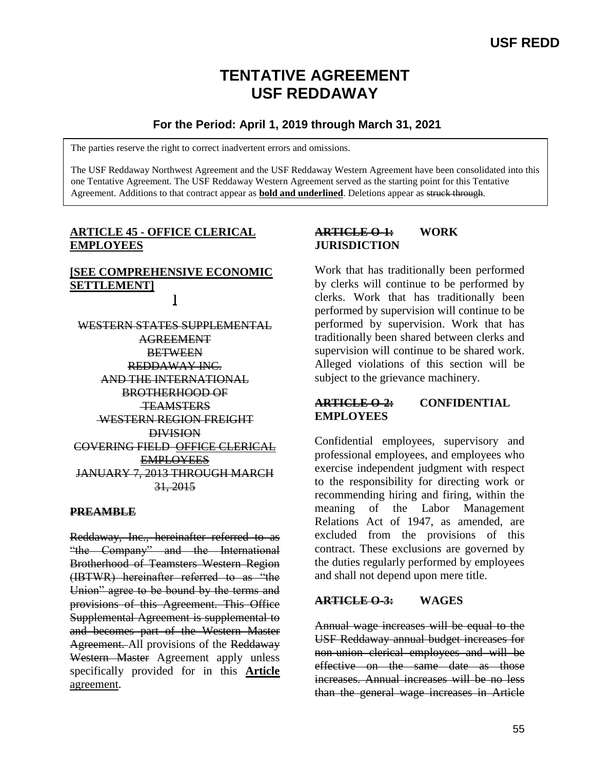# TENTATIVE AGREEMENT
# USF REDDAWAY

### For the Period: April 1, 2019 through March 31, 2021

The parties reserve the right to correct inadvertent errors and omissions.

The USF Reddaway Northwest Agreement and the USF Reddaway Western Agreement have been consolidated into this one Tentative Agreement. The USF Reddaway Western Agreement served as the starting point for this Tentative Agreement. Additions to that contract appear as **bold and underlined**. Deletions appear as ~~struck through~~.

## ARTICLE 45 - OFFICE CLERICAL EMPLOYEES

**[SEE COMPREHENSIVE ECONOMIC SETTLEMENT]**

]

~~WESTERN STATES SUPPLEMENTAL AGREEMENT BETWEEN REDDAWAY INC. AND THE INTERNATIONAL BROTHERHOOD OF TEAMSTERS WESTERN REGION FREIGHT DIVISION COVERING FIELD OFFICE CLERICAL EMPLOYEES JANUARY 7, 2013 THROUGH MARCH 31, 2015~~

**~~PREAMBLE~~**

~~Reddaway, Inc., hereinafter referred to as "the Company" and the International Brotherhood of Teamsters Western Region (IBTWR) hereinafter referred to as "the Union" agree to be bound by the terms and provisions of this Agreement. This Office Supplemental Agreement is supplemental to and becomes part of the Western Master Agreement.~~ All provisions of the ~~Reddaway Western Master~~ Agreement apply unless specifically provided for in this **Article** ~~agreement~~.

### ~~ARTICLE O-1:~~ WORK JURISDICTION

Work that has traditionally been performed by clerks will continue to be performed by clerks. Work that has traditionally been performed by supervision will continue to be performed by supervision. Work that has traditionally been shared between clerks and supervision will continue to be shared work. Alleged violations of this section will be subject to the grievance machinery.

### ~~ARTICLE O-2:~~ CONFIDENTIAL EMPLOYEES

Confidential employees, supervisory and professional employees, and employees who exercise independent judgment with respect to the responsibility for directing work or recommending hiring and firing, within the meaning of the Labor Management Relations Act of 1947, as amended, are excluded from the provisions of this contract. These exclusions are governed by the duties regularly performed by employees and shall not depend upon mere title.

### ~~ARTICLE O-3:~~ WAGES

~~Annual wage increases will be equal to the USF Reddaway annual budget increases for non-union clerical employees and will be effective on the same date as those increases. Annual increases will be no less than the general wage increases in Article~~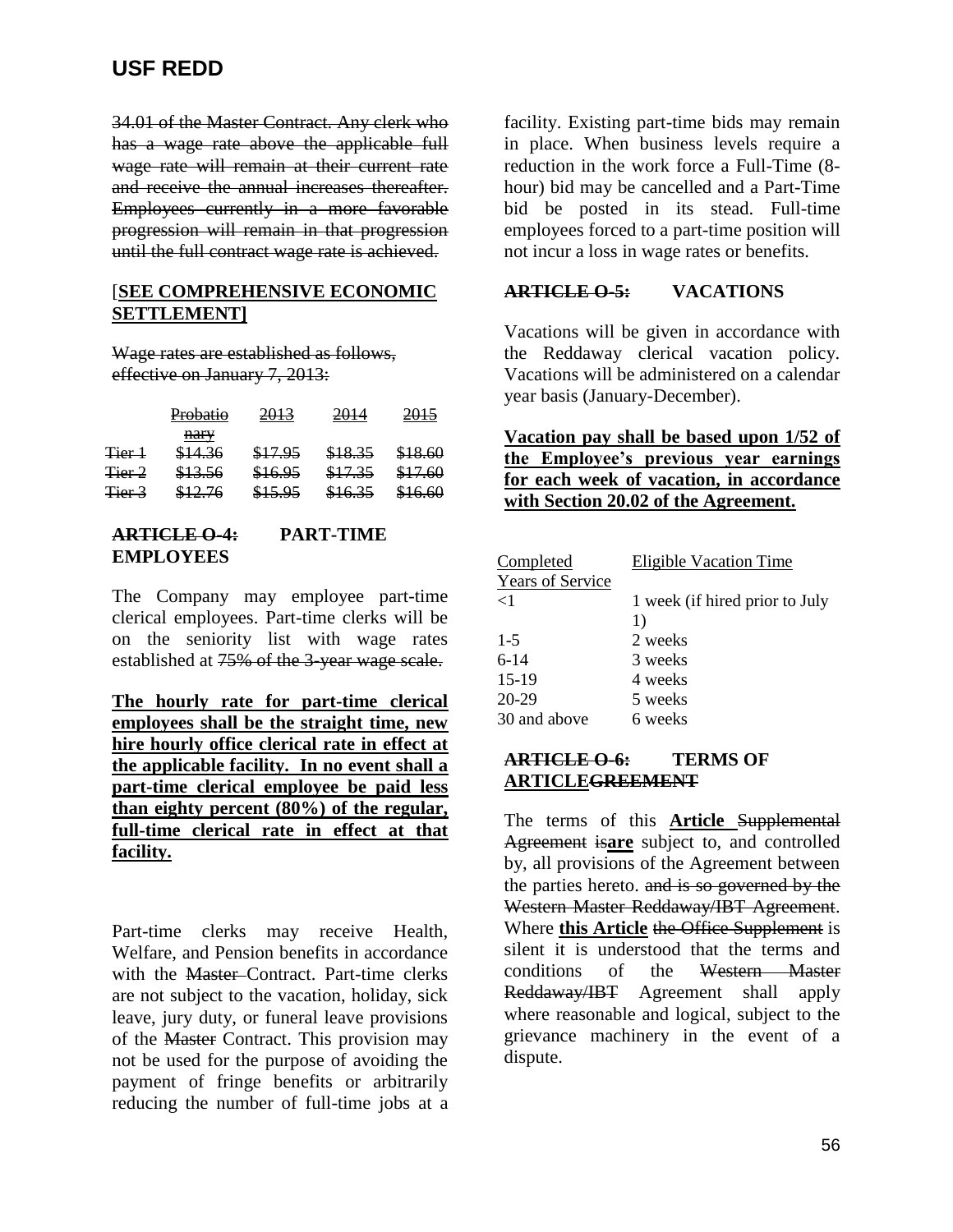34.01 of the Master Contract. Any clerk who has a wage rate above the applicable full wage rate will remain at their current rate and receive the annual increases thereafter. Employees currently in a more favorable progression will remain in that progression until the full contract wage rate is achieved.

**[SEE COMPREHENSIVE ECONOMIC SETTLEMENT]**

Wage rates are established as follows, effective on January 7, 2013:

| | Probationary | 2013 | 2014 | 2015 |
|---|---|---|---|---|
| Tier 1 | $14.36 | $17.95 | $18.35 | $18.60 |
| Tier 2 | $13.56 | $16.95 | $17.35 | $17.60 |
| Tier 3 | $12.76 | $15.95 | $16.35 | $16.60 |

## ARTICLE O-4: PART-TIME EMPLOYEES

The Company may employee part-time clerical employees. Part-time clerks will be on the seniority list with wage rates established at 75% of the 3-year wage scale.

**The hourly rate for part-time clerical employees shall be the straight time, new hire hourly office clerical rate in effect at the applicable facility. In no event shall a part-time clerical employee be paid less than eighty percent (80%) of the regular, full-time clerical rate in effect at that facility.**

Part-time clerks may receive Health, Welfare, and Pension benefits in accordance with the Master Contract. Part-time clerks are not subject to the vacation, holiday, sick leave, jury duty, or funeral leave provisions of the Master Contract. This provision may not be used for the purpose of avoiding the payment of fringe benefits or arbitrarily reducing the number of full-time jobs at a facility. Existing part-time bids may remain in place. When business levels require a reduction in the work force a Full-Time (8-hour) bid may be cancelled and a Part-Time bid be posted in its stead. Full-time employees forced to a part-time position will not incur a loss in wage rates or benefits.

## ARTICLE O-5: VACATIONS

Vacations will be given in accordance with the Reddaway clerical vacation policy. Vacations will be administered on a calendar year basis (January-December).

**Vacation pay shall be based upon 1/52 of the Employee's previous year earnings for each week of vacation, in accordance with Section 20.02 of the Agreement.**

| Completed Years of Service | Eligible Vacation Time |
|---|---|
| <1 | 1 week (if hired prior to July 1) |
| 1-5 | 2 weeks |
| 6-14 | 3 weeks |
| 15-19 | 4 weeks |
| 20-29 | 5 weeks |
| 30 and above | 6 weeks |

## ARTICLE O-6: TERMS OF ARTICLEGREEMENT

The terms of this **Article** Supplemental Agreement is**are** subject to, and controlled by, all provisions of the Agreement between the parties hereto. and is so governed by the Western Master Reddaway/IBT Agreement. Where **this Article** the Office Supplement is silent it is understood that the terms and conditions of the Western Master Reddaway/IBT Agreement shall apply where reasonable and logical, subject to the grievance machinery in the event of a dispute.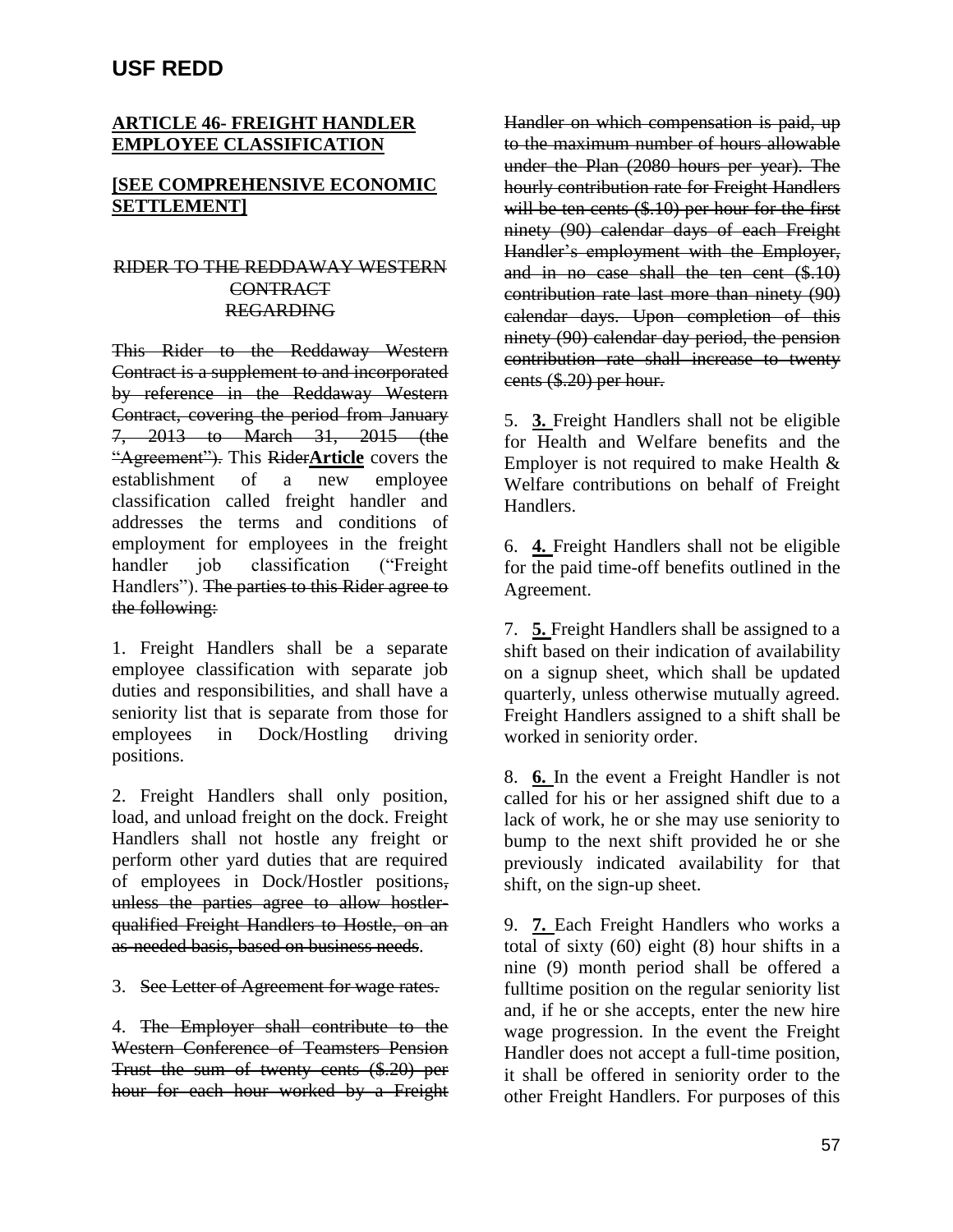# USF REDD

**ARTICLE 46- FREIGHT HANDLER EMPLOYEE CLASSIFICATION**

**[SEE COMPREHENSIVE ECONOMIC SETTLEMENT]**

~~RIDER TO THE REDDAWAY WESTERN CONTRACT REGARDING~~

~~This Rider to the Reddaway Western Contract is a supplement to and incorporated by reference in the Reddaway Western Contract, covering the period from January 7, 2013 to March 31, 2015 (the "Agreement").~~ This ~~Rider~~**Article** covers the establishment of a new employee classification called freight handler and addresses the terms and conditions of employment for employees in the freight handler job classification ("Freight Handlers"). ~~The parties to this Rider agree to the following:~~

1. Freight Handlers shall be a separate employee classification with separate job duties and responsibilities, and shall have a seniority list that is separate from those for employees in Dock/Hostling driving positions.

2. Freight Handlers shall only position, load, and unload freight on the dock. Freight Handlers shall not hostle any freight or perform other yard duties that are required of employees in Dock/Hostler positions~~, unless the parties agree to allow hostler-qualified Freight Handlers to Hostle, on an as-needed basis, based on business needs~~.

3. ~~See Letter of Agreement for wage rates.~~

4. ~~The Employer shall contribute to the Western Conference of Teamsters Pension Trust the sum of twenty cents ($.20) per hour for each hour worked by a Freight Handler on which compensation is paid, up to the maximum number of hours allowable under the Plan (2080 hours per year). The hourly contribution rate for Freight Handlers will be ten cents ($.10) per hour for the first ninety (90) calendar days of each Freight Handler's employment with the Employer, and in no case shall the ten cent ($.10) contribution rate last more than ninety (90) calendar days. Upon completion of this ninety (90) calendar day period, the pension contribution rate shall increase to twenty cents ($.20) per hour.~~

5. **3.** Freight Handlers shall not be eligible for Health and Welfare benefits and the Employer is not required to make Health & Welfare contributions on behalf of Freight Handlers.

6. **4.** Freight Handlers shall not be eligible for the paid time-off benefits outlined in the Agreement.

7. **5.** Freight Handlers shall be assigned to a shift based on their indication of availability on a signup sheet, which shall be updated quarterly, unless otherwise mutually agreed. Freight Handlers assigned to a shift shall be worked in seniority order.

8. **6.** In the event a Freight Handler is not called for his or her assigned shift due to a lack of work, he or she may use seniority to bump to the next shift provided he or she previously indicated availability for that shift, on the sign-up sheet.

9. **7.** Each Freight Handlers who works a total of sixty (60) eight (8) hour shifts in a nine (9) month period shall be offered a fulltime position on the regular seniority list and, if he or she accepts, enter the new hire wage progression. In the event the Freight Handler does not accept a full-time position, it shall be offered in seniority order to the other Freight Handlers. For purposes of this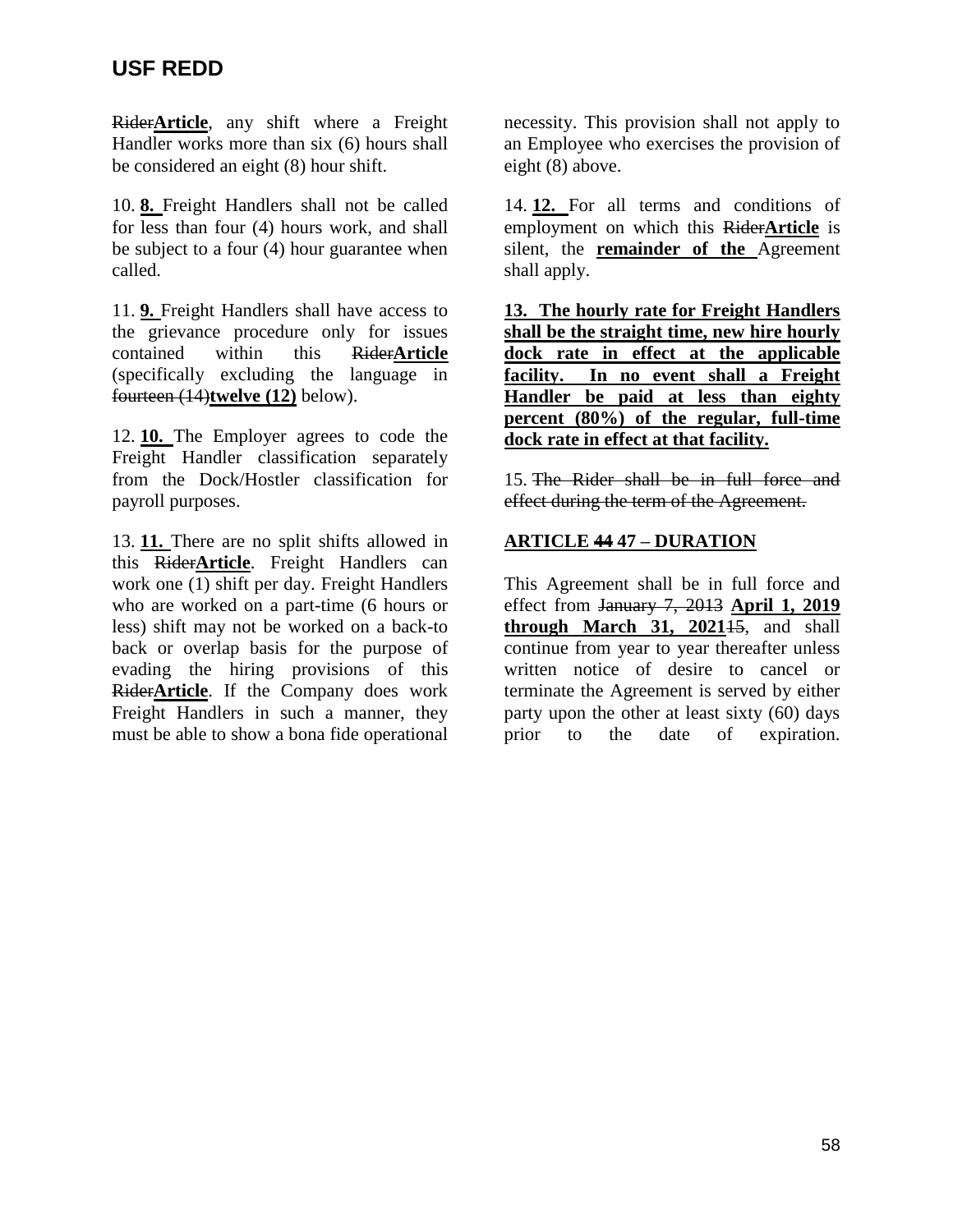~~Rider~~**Article**, any shift where a Freight Handler works more than six (6) hours shall be considered an eight (8) hour shift.

10. **8.** Freight Handlers shall not be called for less than four (4) hours work, and shall be subject to a four (4) hour guarantee when called.

11. **9.** Freight Handlers shall have access to the grievance procedure only for issues contained within this ~~Rider~~**Article** (specifically excluding the language in ~~fourteen (14)~~**twelve (12)** below).

12. **10.** The Employer agrees to code the Freight Handler classification separately from the Dock/Hostler classification for payroll purposes.

13. **11.** There are no split shifts allowed in this ~~Rider~~**Article**. Freight Handlers can work one (1) shift per day. Freight Handlers who are worked on a part-time (6 hours or less) shift may not be worked on a back-to back or overlap basis for the purpose of evading the hiring provisions of this ~~Rider~~**Article**. If the Company does work Freight Handlers in such a manner, they must be able to show a bona fide operational necessity. This provision shall not apply to an Employee who exercises the provision of eight (8) above.

14. **12.** For all terms and conditions of employment on which this ~~Rider~~**Article** is silent, the **remainder of the** Agreement shall apply.

**13. The hourly rate for Freight Handlers shall be the straight time, new hire hourly dock rate in effect at the applicable facility. In no event shall a Freight Handler be paid at less than eighty percent (80%) of the regular, full-time dock rate in effect at that facility.**

15. ~~The Rider shall be in full force and effect during the term of the Agreement.~~

**ARTICLE ~~44~~ 47 – DURATION**

This Agreement shall be in full force and effect from ~~January 7, 2013~~ **April 1, 2019 through March 31, 2021**~~15~~, and shall continue from year to year thereafter unless written notice of desire to cancel or terminate the Agreement is served by either party upon the other at least sixty (60) days prior to the date of expiration.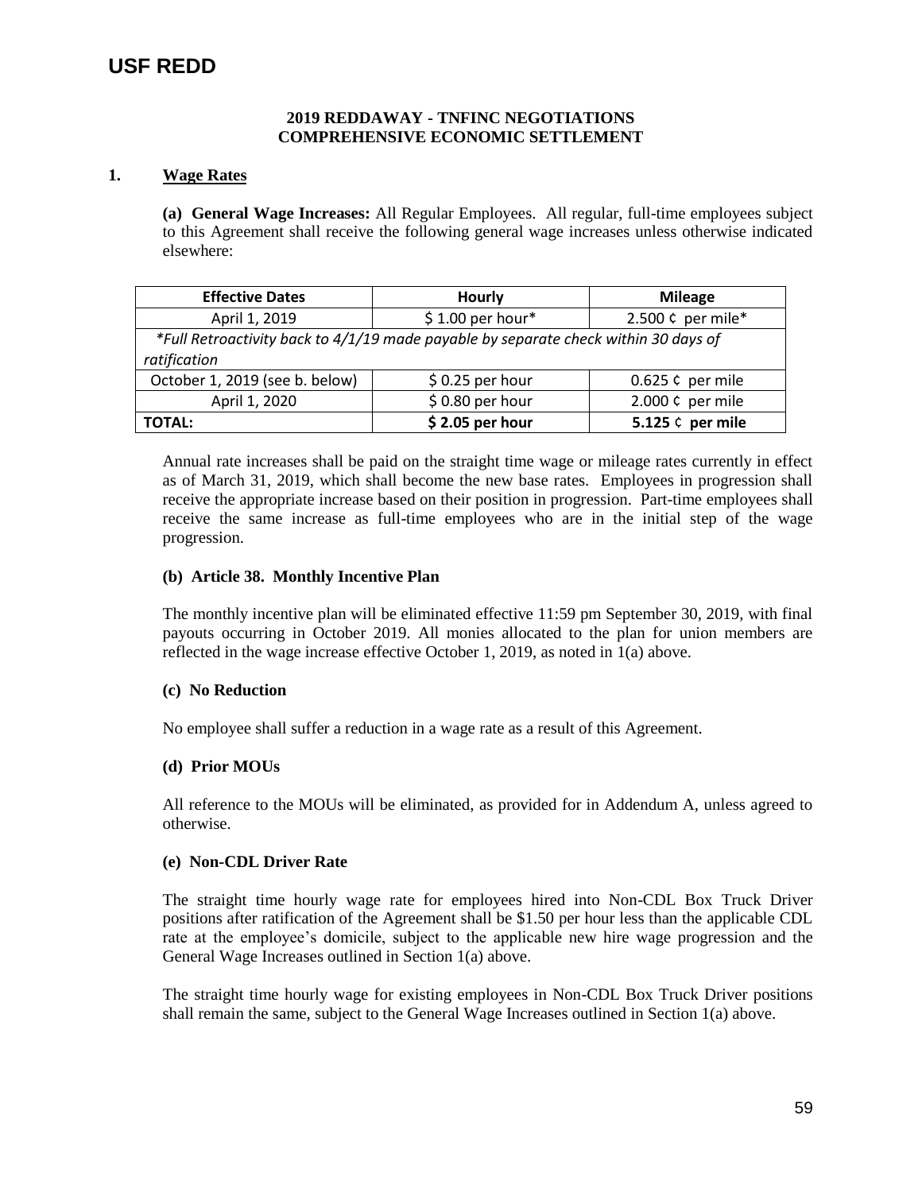# USF REDD

**2019 REDDAWAY - TNFINC NEGOTIATIONS**
**COMPREHENSIVE ECONOMIC SETTLEMENT**

## 1. Wage Rates

**(a) General Wage Increases:** All Regular Employees. All regular, full-time employees subject to this Agreement shall receive the following general wage increases unless otherwise indicated elsewhere:

| Effective Dates | Hourly | Mileage |
|---|---|---|
| April 1, 2019 | $ 1.00 per hour* | 2.500 ¢ per mile* |
| *\*Full Retroactivity back to 4/1/19 made payable by separate check within 30 days of ratification* | | |
| October 1, 2019 (see b. below) | $ 0.25 per hour | 0.625 ¢ per mile |
| April 1, 2020 | $ 0.80 per hour | 2.000 ¢ per mile |
| **TOTAL:** | **$ 2.05 per hour** | **5.125 ¢ per mile** |

Annual rate increases shall be paid on the straight time wage or mileage rates currently in effect as of March 31, 2019, which shall become the new base rates. Employees in progression shall receive the appropriate increase based on their position in progression. Part-time employees shall receive the same increase as full-time employees who are in the initial step of the wage progression.

### (b) Article 38. Monthly Incentive Plan

The monthly incentive plan will be eliminated effective 11:59 pm September 30, 2019, with final payouts occurring in October 2019. All monies allocated to the plan for union members are reflected in the wage increase effective October 1, 2019, as noted in 1(a) above.

### (c) No Reduction

No employee shall suffer a reduction in a wage rate as a result of this Agreement.

### (d) Prior MOUs

All reference to the MOUs will be eliminated, as provided for in Addendum A, unless agreed to otherwise.

### (e) Non-CDL Driver Rate

The straight time hourly wage rate for employees hired into Non-CDL Box Truck Driver positions after ratification of the Agreement shall be $1.50 per hour less than the applicable CDL rate at the employee's domicile, subject to the applicable new hire wage progression and the General Wage Increases outlined in Section 1(a) above.

The straight time hourly wage for existing employees in Non-CDL Box Truck Driver positions shall remain the same, subject to the General Wage Increases outlined in Section 1(a) above.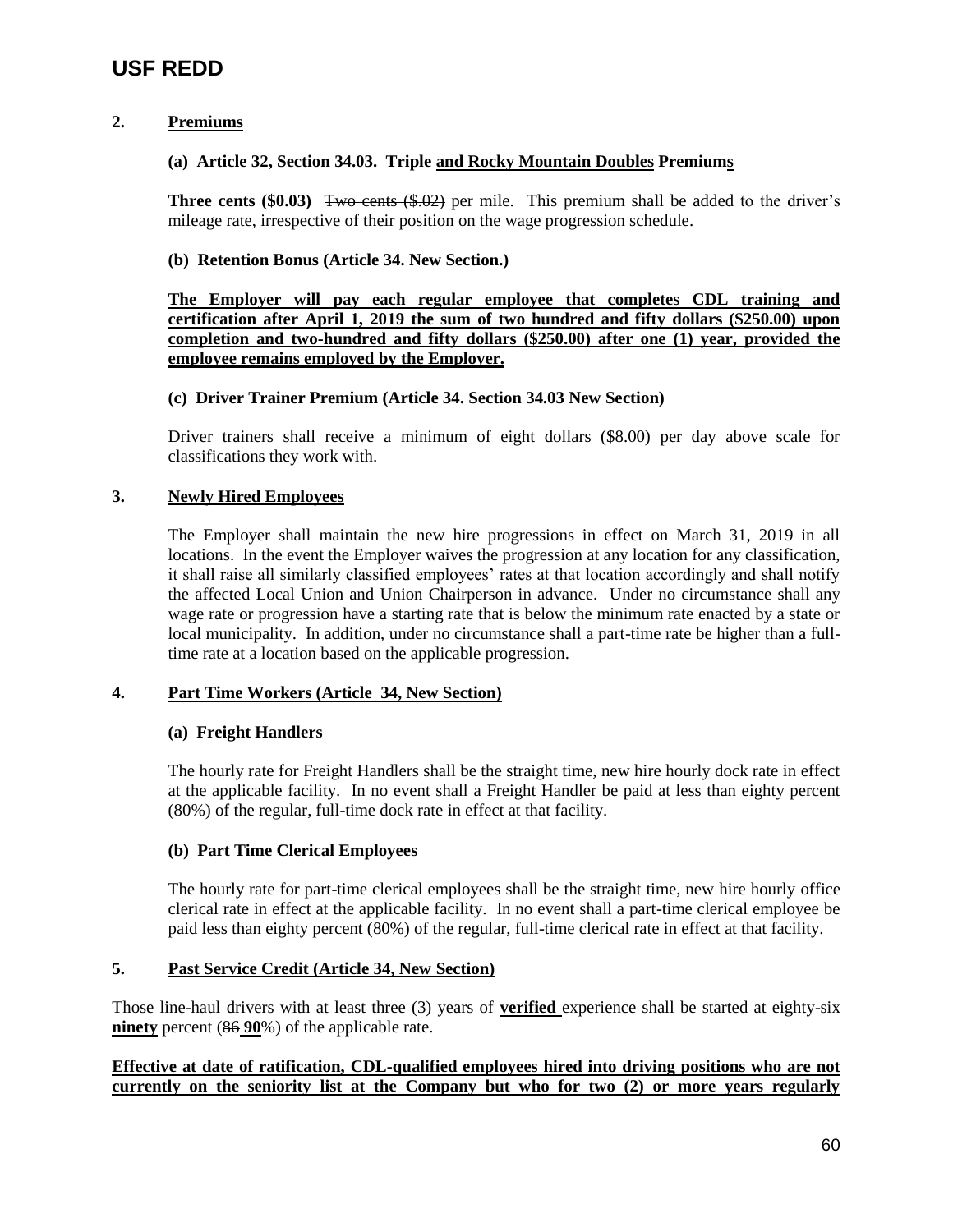# USF REDD

**2. Premiums**

**(a) Article 32, Section 34.03. Triple and Rocky Mountain Doubles Premiums**

**Three cents ($0.03)** ~~Two cents ($.02)~~ per mile. This premium shall be added to the driver's mileage rate, irrespective of their position on the wage progression schedule.

**(b) Retention Bonus (Article 34. New Section.)**

**The Employer will pay each regular employee that completes CDL training and certification after April 1, 2019 the sum of two hundred and fifty dollars ($250.00) upon completion and two-hundred and fifty dollars ($250.00) after one (1) year, provided the employee remains employed by the Employer.**

**(c) Driver Trainer Premium (Article 34. Section 34.03 New Section)**

Driver trainers shall receive a minimum of eight dollars ($8.00) per day above scale for classifications they work with.

**3. Newly Hired Employees**

The Employer shall maintain the new hire progressions in effect on March 31, 2019 in all locations. In the event the Employer waives the progression at any location for any classification, it shall raise all similarly classified employees' rates at that location accordingly and shall notify the affected Local Union and Union Chairperson in advance. Under no circumstance shall any wage rate or progression have a starting rate that is below the minimum rate enacted by a state or local municipality. In addition, under no circumstance shall a part-time rate be higher than a full-time rate at a location based on the applicable progression.

**4. Part Time Workers (Article 34, New Section)**

**(a) Freight Handlers**

The hourly rate for Freight Handlers shall be the straight time, new hire hourly dock rate in effect at the applicable facility. In no event shall a Freight Handler be paid at less than eighty percent (80%) of the regular, full-time dock rate in effect at that facility.

**(b) Part Time Clerical Employees**

The hourly rate for part-time clerical employees shall be the straight time, new hire hourly office clerical rate in effect at the applicable facility. In no event shall a part-time clerical employee be paid less than eighty percent (80%) of the regular, full-time clerical rate in effect at that facility.

**5. Past Service Credit (Article 34, New Section)**

Those line-haul drivers with at least three (3) years of **verified** experience shall be started at ~~eighty-six~~ **ninety** percent (~~86~~ **90**%) of the applicable rate.

**Effective at date of ratification, CDL-qualified employees hired into driving positions who are not currently on the seniority list at the Company but who for two (2) or more years regularly**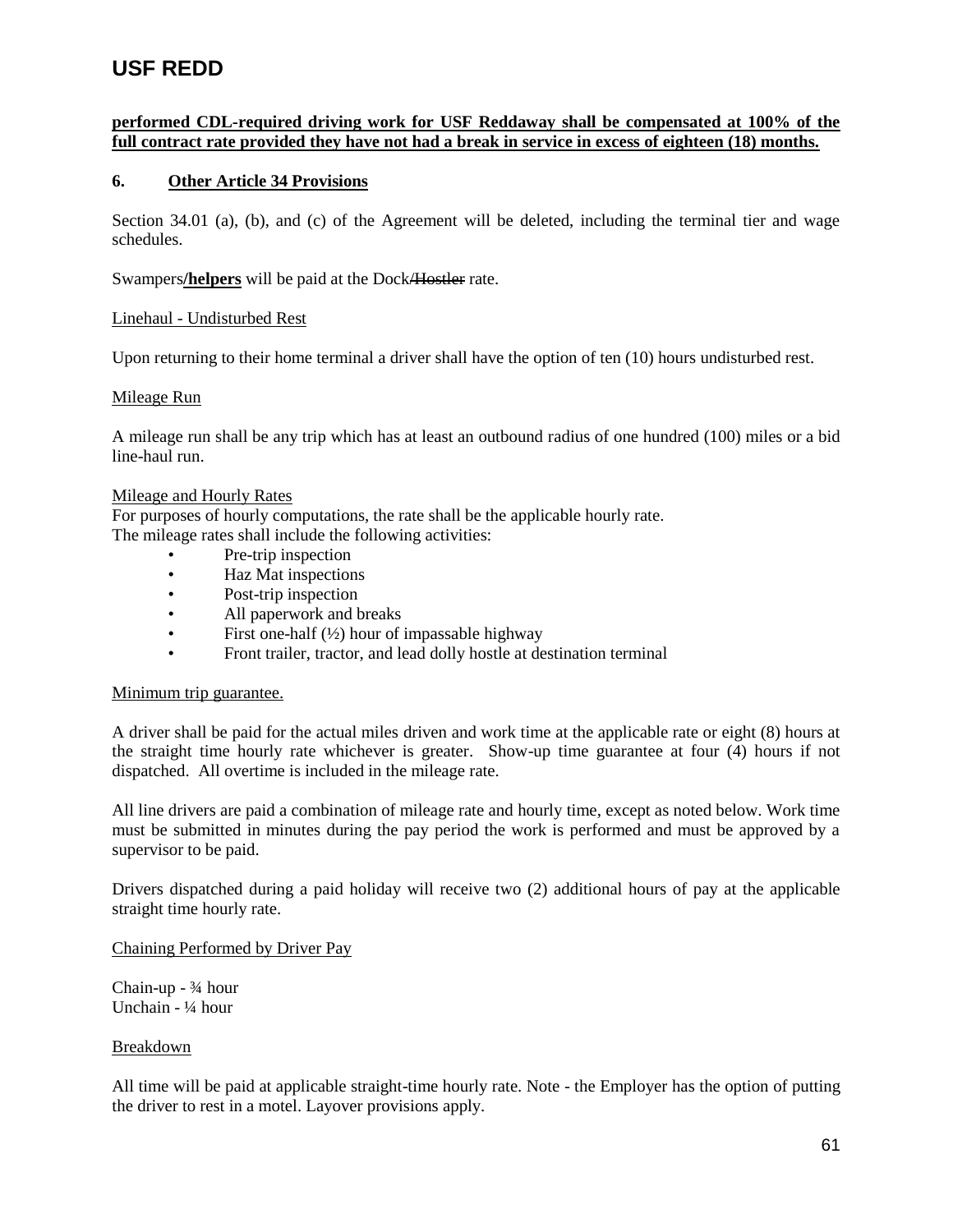**performed CDL-required driving work for USF Reddaway shall be compensated at 100% of the full contract rate provided they have not had a break in service in excess of eighteen (18) months.**

### 6. Other Article 34 Provisions

Section 34.01 (a), (b), and (c) of the Agreement will be deleted, including the terminal tier and wage schedules.

Swampers**/helpers** will be paid at the Dock~~/Hostler~~ rate.

Linehaul - Undisturbed Rest

Upon returning to their home terminal a driver shall have the option of ten (10) hours undisturbed rest.

Mileage Run

A mileage run shall be any trip which has at least an outbound radius of one hundred (100) miles or a bid line-haul run.

Mileage and Hourly Rates

For purposes of hourly computations, the rate shall be the applicable hourly rate.
The mileage rates shall include the following activities:

- Pre-trip inspection
- Haz Mat inspections
- Post-trip inspection
- All paperwork and breaks
- First one-half (½) hour of impassable highway
- Front trailer, tractor, and lead dolly hostle at destination terminal

Minimum trip guarantee.

A driver shall be paid for the actual miles driven and work time at the applicable rate or eight (8) hours at the straight time hourly rate whichever is greater. Show-up time guarantee at four (4) hours if not dispatched. All overtime is included in the mileage rate.

All line drivers are paid a combination of mileage rate and hourly time, except as noted below. Work time must be submitted in minutes during the pay period the work is performed and must be approved by a supervisor to be paid.

Drivers dispatched during a paid holiday will receive two (2) additional hours of pay at the applicable straight time hourly rate.

Chaining Performed by Driver Pay

Chain-up - ¾ hour
Unchain - ¼ hour

Breakdown

All time will be paid at applicable straight-time hourly rate. Note - the Employer has the option of putting the driver to rest in a motel. Layover provisions apply.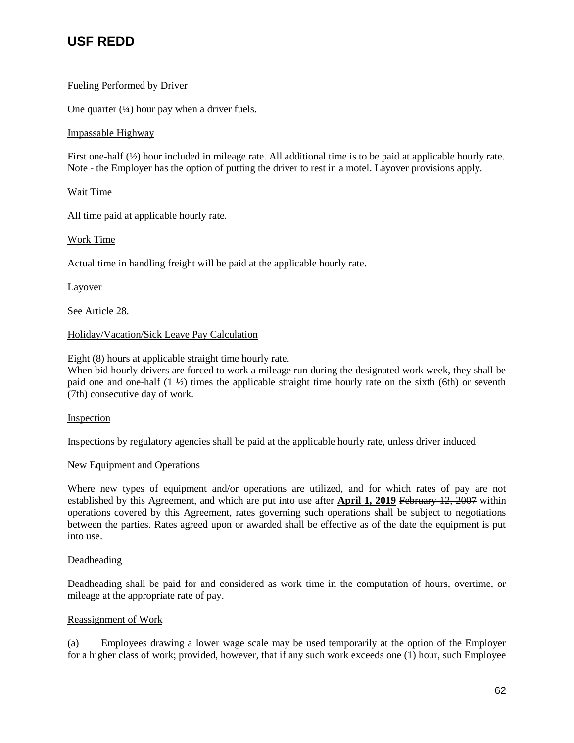Fueling Performed by Driver

One quarter (¼) hour pay when a driver fuels.

Impassable Highway

First one-half (½) hour included in mileage rate. All additional time is to be paid at applicable hourly rate. Note - the Employer has the option of putting the driver to rest in a motel. Layover provisions apply.

Wait Time

All time paid at applicable hourly rate.

Work Time

Actual time in handling freight will be paid at the applicable hourly rate.

Layover

See Article 28.

Holiday/Vacation/Sick Leave Pay Calculation

Eight (8) hours at applicable straight time hourly rate.
When bid hourly drivers are forced to work a mileage run during the designated work week, they shall be paid one and one-half (1 ½) times the applicable straight time hourly rate on the sixth (6th) or seventh (7th) consecutive day of work.

Inspection

Inspections by regulatory agencies shall be paid at the applicable hourly rate, unless driver induced

New Equipment and Operations

Where new types of equipment and/or operations are utilized, and for which rates of pay are not established by this Agreement, and which are put into use after **April 1, 2019** ~~February 12, 2007~~ within operations covered by this Agreement, rates governing such operations shall be subject to negotiations between the parties. Rates agreed upon or awarded shall be effective as of the date the equipment is put into use.

Deadheading

Deadheading shall be paid for and considered as work time in the computation of hours, overtime, or mileage at the appropriate rate of pay.

Reassignment of Work

(a) Employees drawing a lower wage scale may be used temporarily at the option of the Employer for a higher class of work; provided, however, that if any such work exceeds one (1) hour, such Employee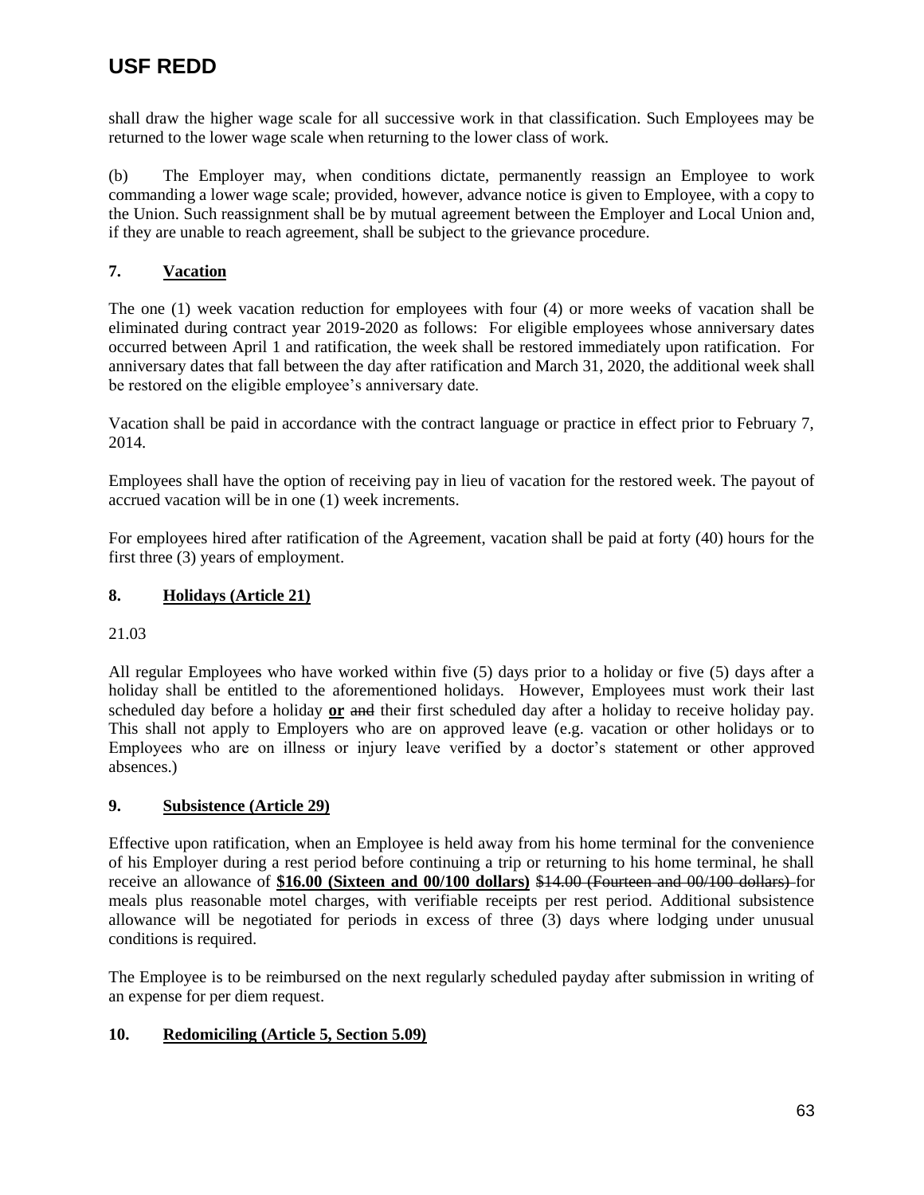shall draw the higher wage scale for all successive work in that classification. Such Employees may be returned to the lower wage scale when returning to the lower class of work.

(b) The Employer may, when conditions dictate, permanently reassign an Employee to work commanding a lower wage scale; provided, however, advance notice is given to Employee, with a copy to the Union. Such reassignment shall be by mutual agreement between the Employer and Local Union and, if they are unable to reach agreement, shall be subject to the grievance procedure.

### 7. Vacation

The one (1) week vacation reduction for employees with four (4) or more weeks of vacation shall be eliminated during contract year 2019-2020 as follows: For eligible employees whose anniversary dates occurred between April 1 and ratification, the week shall be restored immediately upon ratification. For anniversary dates that fall between the day after ratification and March 31, 2020, the additional week shall be restored on the eligible employee's anniversary date.

Vacation shall be paid in accordance with the contract language or practice in effect prior to February 7, 2014.

Employees shall have the option of receiving pay in lieu of vacation for the restored week. The payout of accrued vacation will be in one (1) week increments.

For employees hired after ratification of the Agreement, vacation shall be paid at forty (40) hours for the first three (3) years of employment.

### 8. Holidays (Article 21)

21.03

All regular Employees who have worked within five (5) days prior to a holiday or five (5) days after a holiday shall be entitled to the aforementioned holidays. However, Employees must work their last scheduled day before a holiday **or** ~~and~~ their first scheduled day after a holiday to receive holiday pay. This shall not apply to Employers who are on approved leave (e.g. vacation or other holidays or to Employees who are on illness or injury leave verified by a doctor's statement or other approved absences.)

### 9. Subsistence (Article 29)

Effective upon ratification, when an Employee is held away from his home terminal for the convenience of his Employer during a rest period before continuing a trip or returning to his home terminal, he shall receive an allowance of **$16.00 (Sixteen and 00/100 dollars)** ~~$14.00 (Fourteen and 00/100 dollars)~~ for meals plus reasonable motel charges, with verifiable receipts per rest period. Additional subsistence allowance will be negotiated for periods in excess of three (3) days where lodging under unusual conditions is required.

The Employee is to be reimbursed on the next regularly scheduled payday after submission in writing of an expense for per diem request.

### 10. Redomiciling (Article 5, Section 5.09)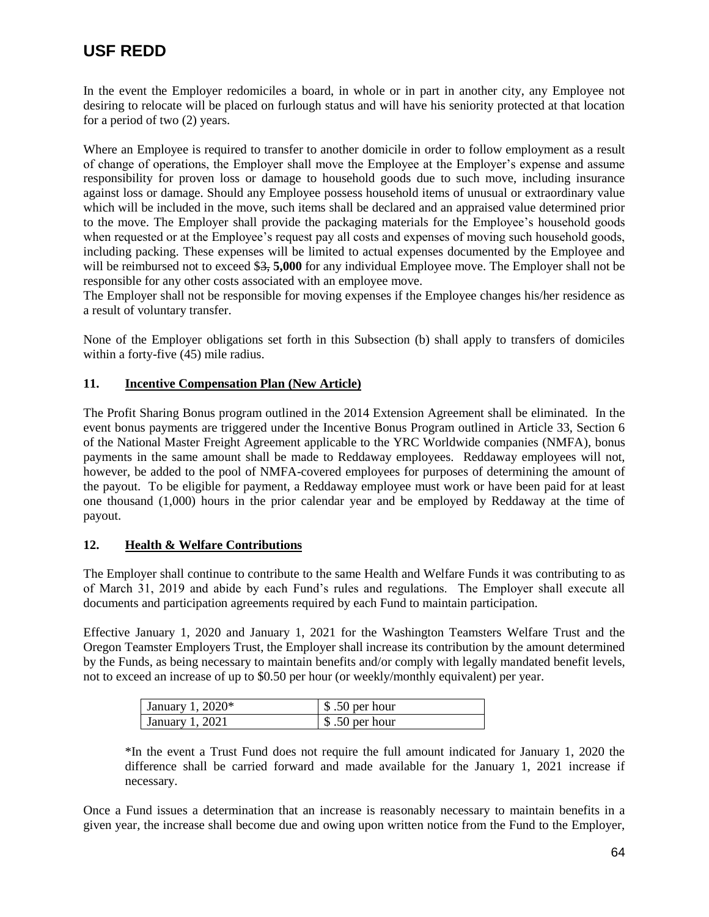In the event the Employer redomiciles a board, in whole or in part in another city, any Employee not desiring to relocate will be placed on furlough status and will have his seniority protected at that location for a period of two (2) years.

Where an Employee is required to transfer to another domicile in order to follow employment as a result of change of operations, the Employer shall move the Employee at the Employer's expense and assume responsibility for proven loss or damage to household goods due to such move, including insurance against loss or damage. Should any Employee possess household items of unusual or extraordinary value which will be included in the move, such items shall be declared and an appraised value determined prior to the move. The Employer shall provide the packaging materials for the Employee's household goods when requested or at the Employee's request pay all costs and expenses of moving such household goods, including packing. These expenses will be limited to actual expenses documented by the Employee and will be reimbursed not to exceed $~~3,~~ **5,000** for any individual Employee move. The Employer shall not be responsible for any other costs associated with an employee move.
The Employer shall not be responsible for moving expenses if the Employee changes his/her residence as a result of voluntary transfer.

None of the Employer obligations set forth in this Subsection (b) shall apply to transfers of domiciles within a forty-five (45) mile radius.

**11. Incentive Compensation Plan (New Article)**

The Profit Sharing Bonus program outlined in the 2014 Extension Agreement shall be eliminated. In the event bonus payments are triggered under the Incentive Bonus Program outlined in Article 33, Section 6 of the National Master Freight Agreement applicable to the YRC Worldwide companies (NMFA), bonus payments in the same amount shall be made to Reddaway employees. Reddaway employees will not, however, be added to the pool of NMFA-covered employees for purposes of determining the amount of the payout. To be eligible for payment, a Reddaway employee must work or have been paid for at least one thousand (1,000) hours in the prior calendar year and be employed by Reddaway at the time of payout.

**12. Health & Welfare Contributions**

The Employer shall continue to contribute to the same Health and Welfare Funds it was contributing to as of March 31, 2019 and abide by each Fund's rules and regulations. The Employer shall execute all documents and participation agreements required by each Fund to maintain participation.

Effective January 1, 2020 and January 1, 2021 for the Washington Teamsters Welfare Trust and the Oregon Teamster Employers Trust, the Employer shall increase its contribution by the amount determined by the Funds, as being necessary to maintain benefits and/or comply with legally mandated benefit levels, not to exceed an increase of up to $0.50 per hour (or weekly/monthly equivalent) per year.

| | |
|---|---|
| January 1, 2020* | $ .50 per hour |
| January 1, 2021 | $ .50 per hour |

*In the event a Trust Fund does not require the full amount indicated for January 1, 2020 the difference shall be carried forward and made available for the January 1, 2021 increase if necessary.

Once a Fund issues a determination that an increase is reasonably necessary to maintain benefits in a given year, the increase shall become due and owing upon written notice from the Fund to the Employer,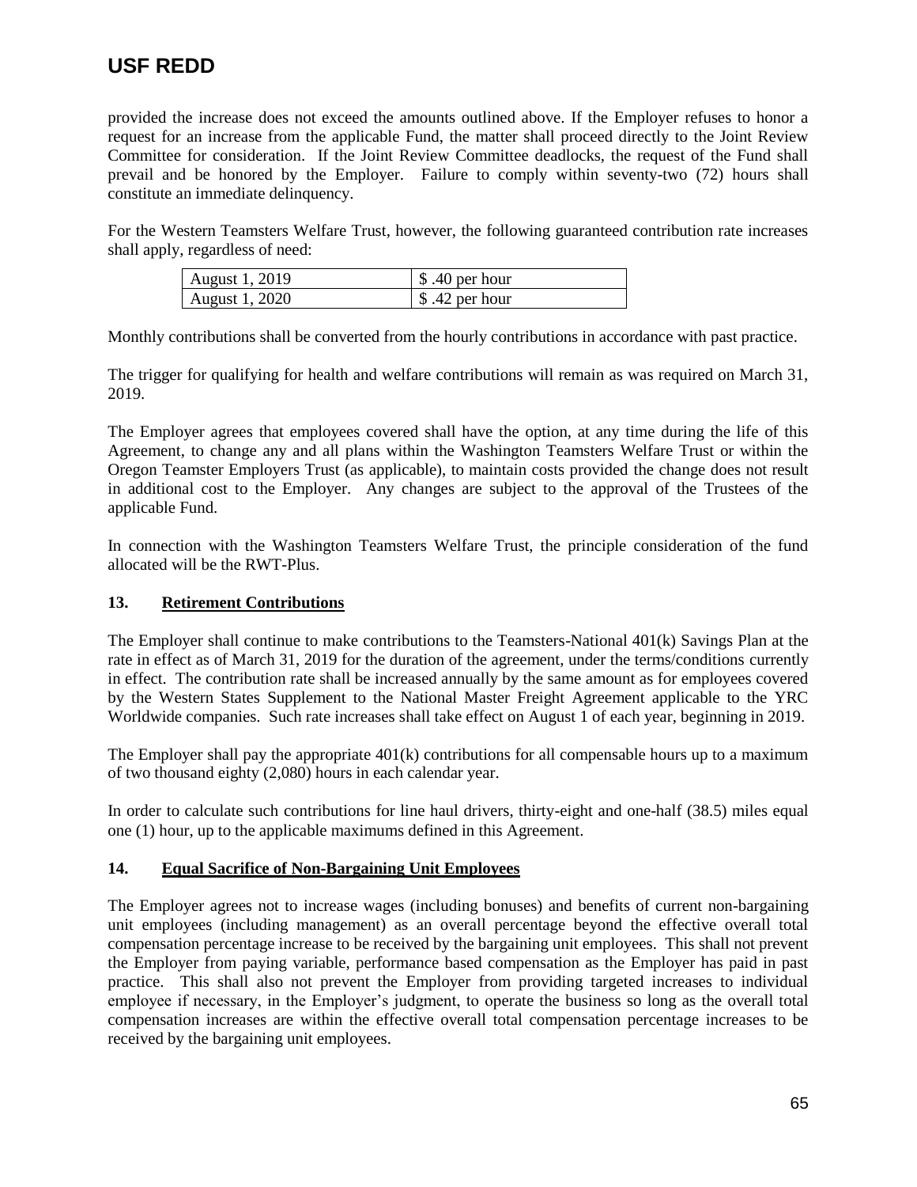provided the increase does not exceed the amounts outlined above. If the Employer refuses to honor a request for an increase from the applicable Fund, the matter shall proceed directly to the Joint Review Committee for consideration. If the Joint Review Committee deadlocks, the request of the Fund shall prevail and be honored by the Employer. Failure to comply within seventy-two (72) hours shall constitute an immediate delinquency.

For the Western Teamsters Welfare Trust, however, the following guaranteed contribution rate increases shall apply, regardless of need:

| | |
|---|---|
| August 1, 2019 | $ .40 per hour |
| August 1, 2020 | $ .42 per hour |

Monthly contributions shall be converted from the hourly contributions in accordance with past practice.

The trigger for qualifying for health and welfare contributions will remain as was required on March 31, 2019.

The Employer agrees that employees covered shall have the option, at any time during the life of this Agreement, to change any and all plans within the Washington Teamsters Welfare Trust or within the Oregon Teamster Employers Trust (as applicable), to maintain costs provided the change does not result in additional cost to the Employer. Any changes are subject to the approval of the Trustees of the applicable Fund.

In connection with the Washington Teamsters Welfare Trust, the principle consideration of the fund allocated will be the RWT-Plus.

### 13. Retirement Contributions

The Employer shall continue to make contributions to the Teamsters-National 401(k) Savings Plan at the rate in effect as of March 31, 2019 for the duration of the agreement, under the terms/conditions currently in effect. The contribution rate shall be increased annually by the same amount as for employees covered by the Western States Supplement to the National Master Freight Agreement applicable to the YRC Worldwide companies. Such rate increases shall take effect on August 1 of each year, beginning in 2019.

The Employer shall pay the appropriate 401(k) contributions for all compensable hours up to a maximum of two thousand eighty (2,080) hours in each calendar year.

In order to calculate such contributions for line haul drivers, thirty-eight and one-half (38.5) miles equal one (1) hour, up to the applicable maximums defined in this Agreement.

### 14. Equal Sacrifice of Non-Bargaining Unit Employees

The Employer agrees not to increase wages (including bonuses) and benefits of current non-bargaining unit employees (including management) as an overall percentage beyond the effective overall total compensation percentage increase to be received by the bargaining unit employees. This shall not prevent the Employer from paying variable, performance based compensation as the Employer has paid in past practice. This shall also not prevent the Employer from providing targeted increases to individual employee if necessary, in the Employer's judgment, to operate the business so long as the overall total compensation increases are within the effective overall total compensation percentage increases to be received by the bargaining unit employees.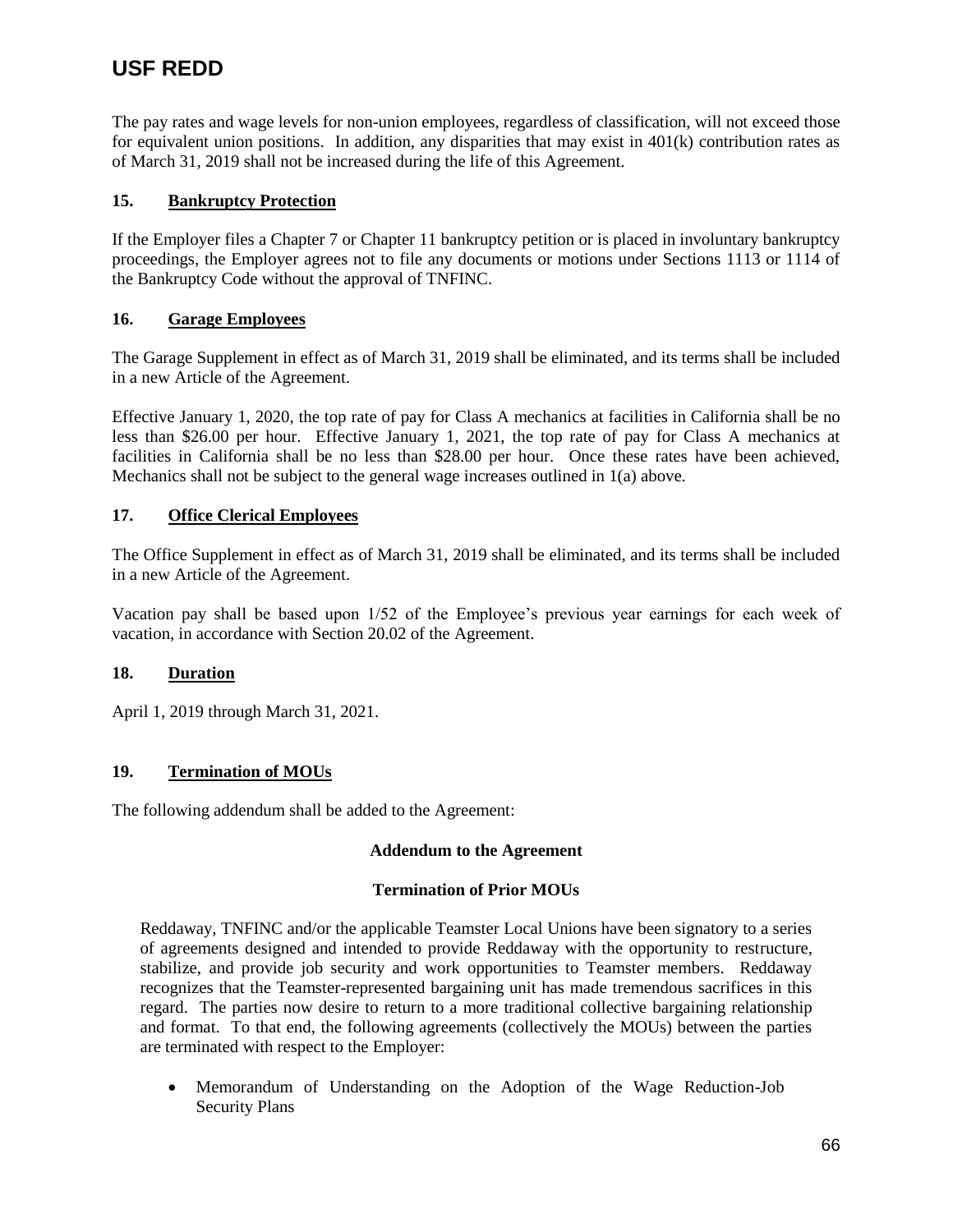The pay rates and wage levels for non-union employees, regardless of classification, will not exceed those for equivalent union positions. In addition, any disparities that may exist in 401(k) contribution rates as of March 31, 2019 shall not be increased during the life of this Agreement.

### 15. Bankruptcy Protection

If the Employer files a Chapter 7 or Chapter 11 bankruptcy petition or is placed in involuntary bankruptcy proceedings, the Employer agrees not to file any documents or motions under Sections 1113 or 1114 of the Bankruptcy Code without the approval of TNFINC.

### 16. Garage Employees

The Garage Supplement in effect as of March 31, 2019 shall be eliminated, and its terms shall be included in a new Article of the Agreement.

Effective January 1, 2020, the top rate of pay for Class A mechanics at facilities in California shall be no less than $26.00 per hour. Effective January 1, 2021, the top rate of pay for Class A mechanics at facilities in California shall be no less than $28.00 per hour. Once these rates have been achieved, Mechanics shall not be subject to the general wage increases outlined in 1(a) above.

### 17. Office Clerical Employees

The Office Supplement in effect as of March 31, 2019 shall be eliminated, and its terms shall be included in a new Article of the Agreement.

Vacation pay shall be based upon 1/52 of the Employee's previous year earnings for each week of vacation, in accordance with Section 20.02 of the Agreement.

### 18. Duration

April 1, 2019 through March 31, 2021.

### 19. Termination of MOUs

The following addendum shall be added to the Agreement:

**Addendum to the Agreement**

**Termination of Prior MOUs**

Reddaway, TNFINC and/or the applicable Teamster Local Unions have been signatory to a series of agreements designed and intended to provide Reddaway with the opportunity to restructure, stabilize, and provide job security and work opportunities to Teamster members. Reddaway recognizes that the Teamster-represented bargaining unit has made tremendous sacrifices in this regard. The parties now desire to return to a more traditional collective bargaining relationship and format. To that end, the following agreements (collectively the MOUs) between the parties are terminated with respect to the Employer:

- Memorandum of Understanding on the Adoption of the Wage Reduction-Job Security Plans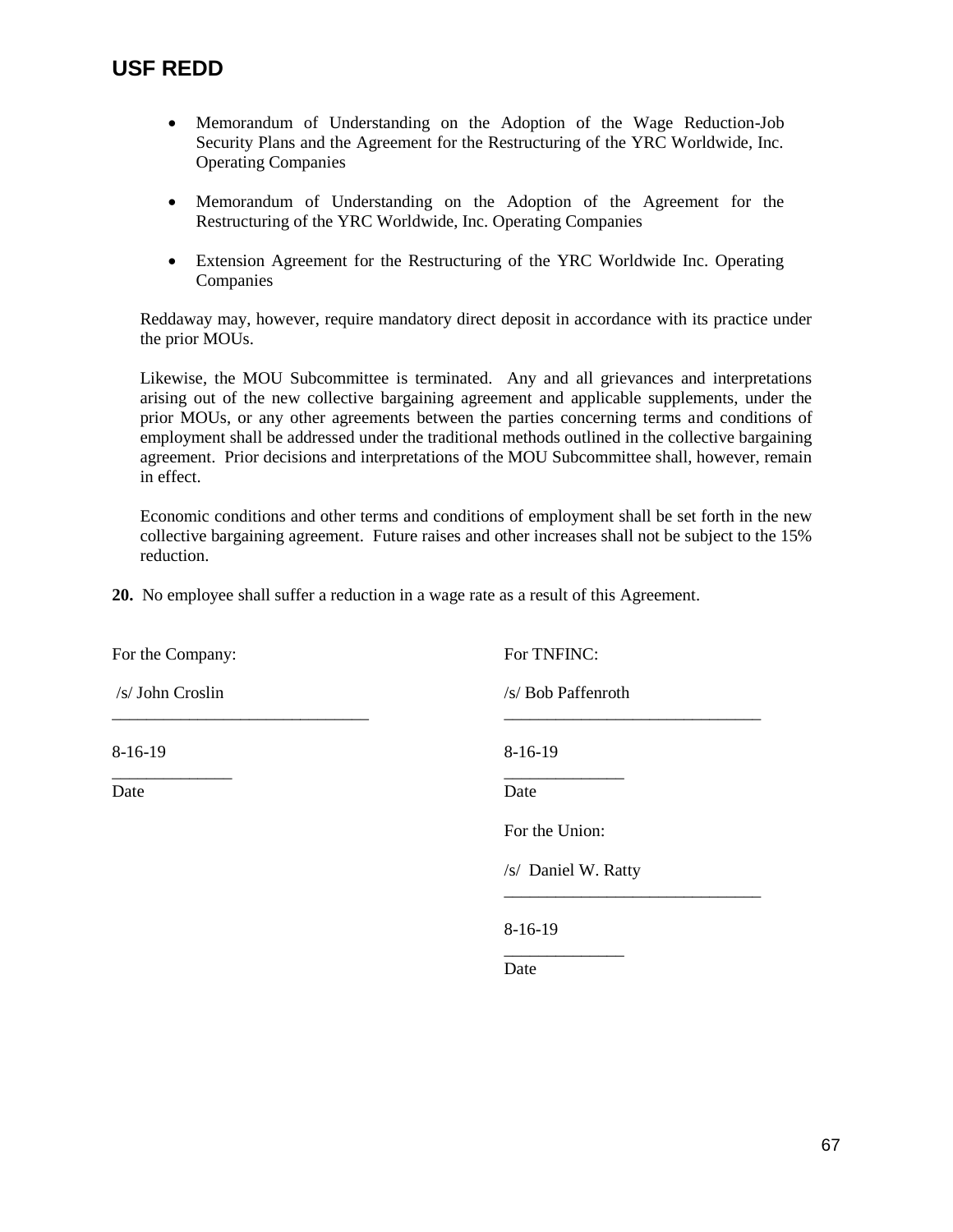- Memorandum of Understanding on the Adoption of the Wage Reduction-Job Security Plans and the Agreement for the Restructuring of the YRC Worldwide, Inc. Operating Companies

- Memorandum of Understanding on the Adoption of the Agreement for the Restructuring of the YRC Worldwide, Inc. Operating Companies

- Extension Agreement for the Restructuring of the YRC Worldwide Inc. Operating Companies

Reddaway may, however, require mandatory direct deposit in accordance with its practice under the prior MOUs.

Likewise, the MOU Subcommittee is terminated. Any and all grievances and interpretations arising out of the new collective bargaining agreement and applicable supplements, under the prior MOUs, or any other agreements between the parties concerning terms and conditions of employment shall be addressed under the traditional methods outlined in the collective bargaining agreement. Prior decisions and interpretations of the MOU Subcommittee shall, however, remain in effect.

Economic conditions and other terms and conditions of employment shall be set forth in the new collective bargaining agreement. Future raises and other increases shall not be subject to the 15% reduction.

**20.** No employee shall suffer a reduction in a wage rate as a result of this Agreement.

For the Company:

/s/ John Croslin

8-16-19

Date

For TNFINC:

/s/ Bob Paffenroth

8-16-19

Date

For the Union:

/s/ Daniel W. Ratty

8-16-19

Date